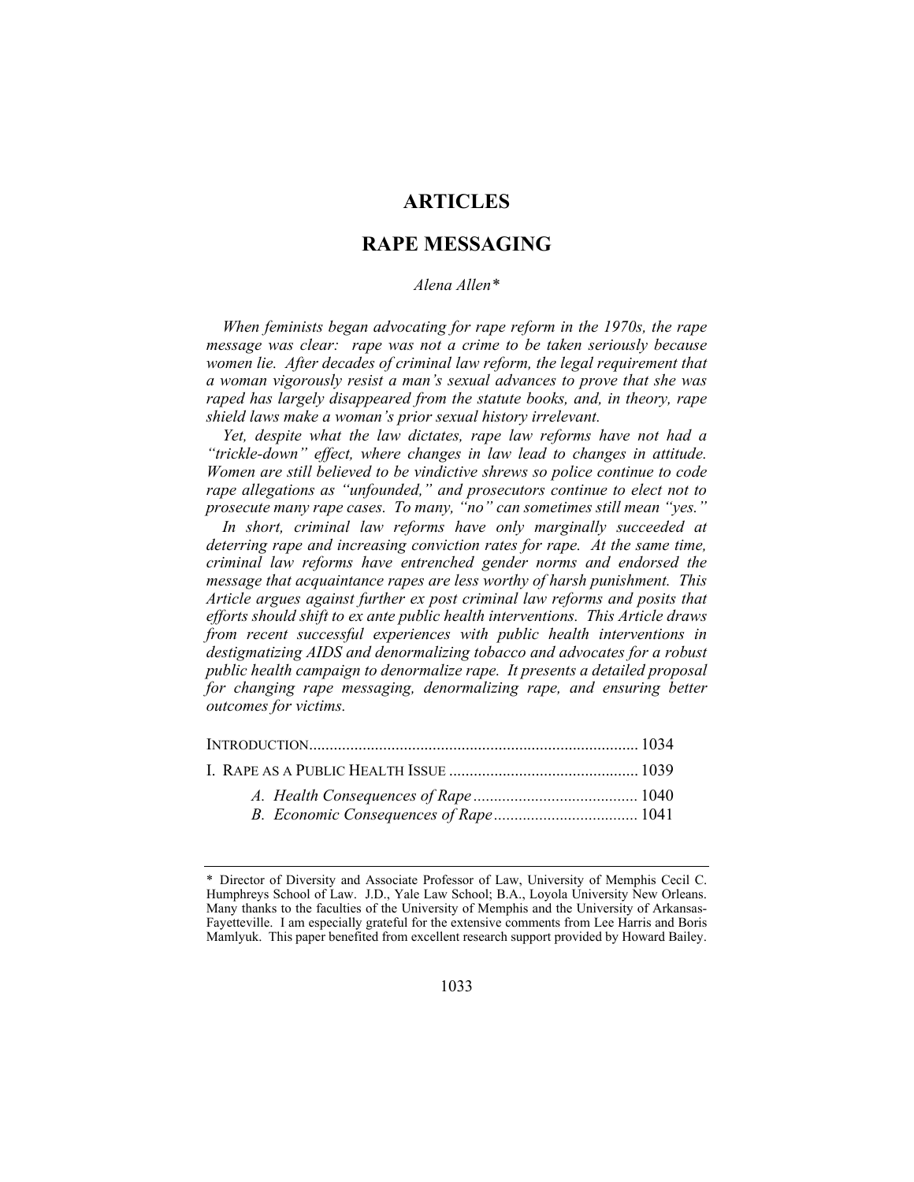# ARTICLES

# RAPE MESSAGING

*Alena Allen\**

*When feminists began advocating for rape reform in the 1970s, the rape message was clear: rape was not a crime to be taken seriously because women lie. After decades of criminal law reform, the legal requirement that a woman vigorously resist a man's sexual advances to prove that she was raped has largely disappeared from the statute books, and, in theory, rape shield laws make a woman's prior sexual history irrelevant.*

*Yet, despite what the law dictates, rape law reforms have not had a "trickle-down" effect, where changes in law lead to changes in attitude. Women are still believed to be vindictive shrews so police continue to code rape allegations as "unfounded," and prosecutors continue to elect not to prosecute many rape cases. To many, "no" can sometimes still mean "yes."*

*In short, criminal law reforms have only marginally succeeded at deterring rape and increasing conviction rates for rape. At the same time, criminal law reforms have entrenched gender norms and endorsed the message that acquaintance rapes are less worthy of harsh punishment. This Article argues against further ex post criminal law reforms and posits that efforts should shift to ex ante public health interventions. This Article draws from recent successful experiences with public health interventions in destigmatizing AIDS and denormalizing tobacco and advocates for a robust public health campaign to denormalize rape. It presents a detailed proposal for changing rape messaging, denormalizing rape, and ensuring better outcomes for victims.*

INTRODUCTION ................................................................................ 1034

I. RAPE AS A PUBLIC HEALTH ISSUE ............................................. 1039

- *A. Health Consequences of Rape* ........................................ 1040
- *B. Economic Consequences of Rape* .................................. 1041

---

\* Director of Diversity and Associate Professor of Law, University of Memphis Cecil C. Humphreys School of Law. J.D., Yale Law School; B.A., Loyola University New Orleans. Many thanks to the faculties of the University of Memphis and the University of Arkansas-Fayetteville. I am especially grateful for the extensive comments from Lee Harris and Boris Mamlyuk. This paper benefited from excellent research support provided by Howard Bailey.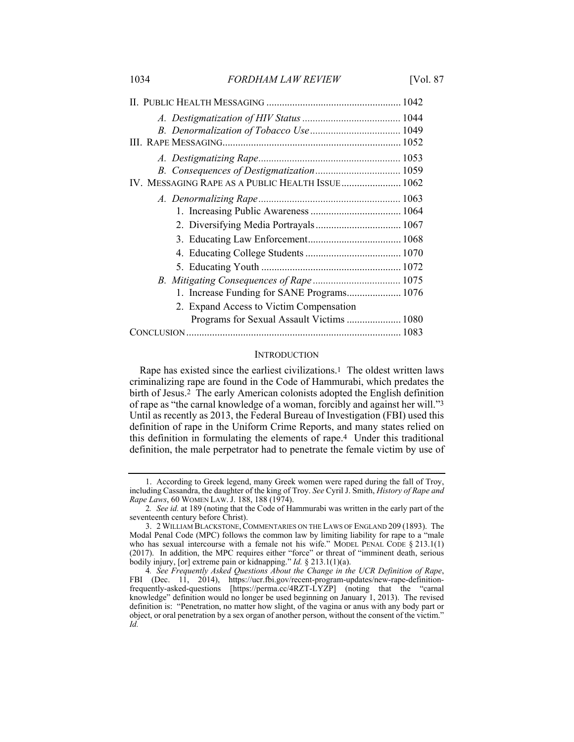II. Public Health Messaging .................................................... 1042

*A. Destigmatization of HIV Status* ...................................... 1044

*B. Denormalization of Tobacco Use* ................................... 1049

III. Rape Messaging.................................................................... 1052

*A. Destigmatizing Rape*....................................................... 1053

*B. Consequences of Destigmatization* ................................. 1059

IV. Messaging Rape as a Public Health Issue....................... 1062

*A. Denormalizing Rape*....................................................... 1063

1. Increasing Public Awareness ................................... 1064
2. Diversifying Media Portrayals................................. 1067
3. Educating Law Enforcement.................................... 1068
4. Educating College Students ..................................... 1070
5. Educating Youth ...................................................... 1072

*B. Mitigating Consequences of Rape* .................................. 1075

1. Increase Funding for SANE Programs..................... 1076
2. Expand Access to Victim Compensation Programs for Sexual Assault Victims ..................... 1080

Conclusion.................................................................................. 1083

## Introduction

Rape has existed since the earliest civilizations.[1] The oldest written laws criminalizing rape are found in the Code of Hammurabi, which predates the birth of Jesus.[2] The early American colonists adopted the English definition of rape as "the carnal knowledge of a woman, forcibly and against her will."[3] Until as recently as 2013, the Federal Bureau of Investigation (FBI) used this definition of rape in the Uniform Crime Reports, and many states relied on this definition in formulating the elements of rape.[4] Under this traditional definition, the male perpetrator had to penetrate the female victim by use of

---

1. According to Greek legend, many Greek women were raped during the fall of Troy, including Cassandra, the daughter of the king of Troy. *See* Cyril J. Smith, *History of Rape and Rape Laws*, 60 Women Law. J. 188, 188 (1974).

2. *See id.* at 189 (noting that the Code of Hammurabi was written in the early part of the seventeenth century before Christ).

3. 2 William Blackstone, Commentaries on the Laws of England 209 (1893). The Modal Penal Code (MPC) follows the common law by limiting liability for rape to a "male who has sexual intercourse with a female not his wife." Model Penal Code § 213.1(1) (2017). In addition, the MPC requires either "force" or threat of "imminent death, serious bodily injury, [or] extreme pain or kidnapping." *Id.* § 213.1(1)(a).

4. *See Frequently Asked Questions About the Change in the UCR Definition of Rape*, FBI (Dec. 11, 2014), https://ucr.fbi.gov/recent-program-updates/new-rape-definition-frequently-asked-questions [https://perma.cc/4RZT-LYZP] (noting that the "carnal knowledge" definition would no longer be used beginning on January 1, 2013). The revised definition is: "Penetration, no matter how slight, of the vagina or anus with any body part or object, or oral penetration by a sex organ of another person, without the consent of the victim." *Id.*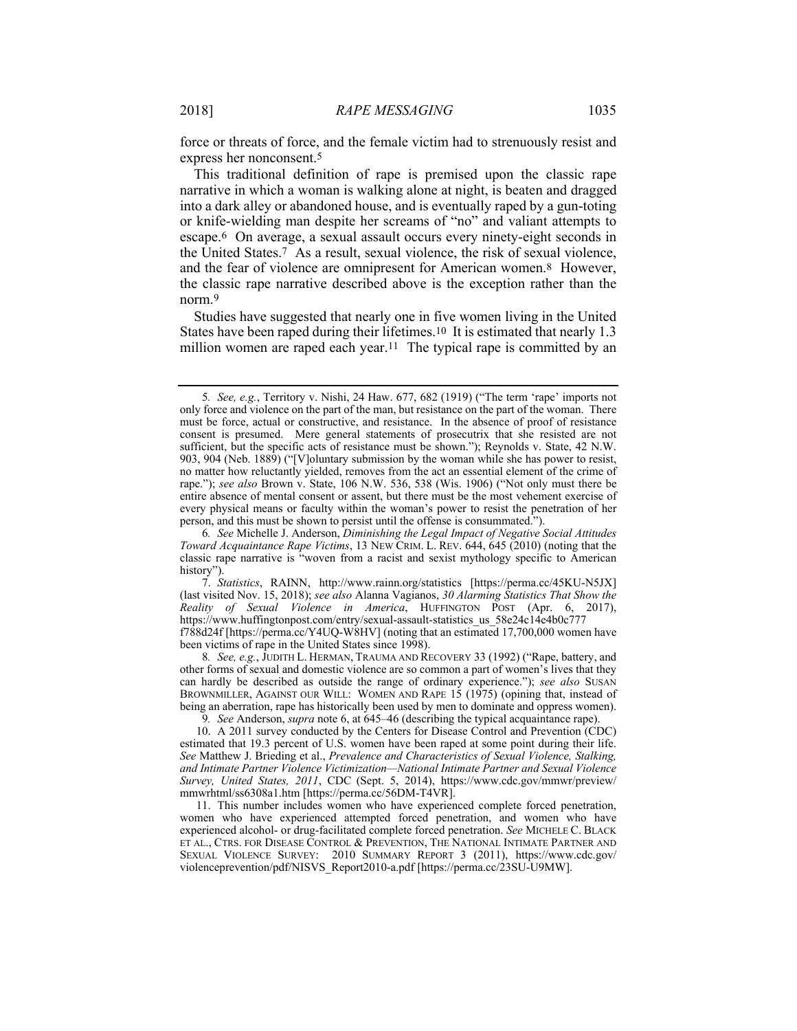force or threats of force, and the female victim had to strenuously resist and express her nonconsent.[5]

This traditional definition of rape is premised upon the classic rape narrative in which a woman is walking alone at night, is beaten and dragged into a dark alley or abandoned house, and is eventually raped by a gun-toting or knife-wielding man despite her screams of "no" and valiant attempts to escape.[6] On average, a sexual assault occurs every ninety-eight seconds in the United States.[7] As a result, sexual violence, the risk of sexual violence, and the fear of violence are omnipresent for American women.[8] However, the classic rape narrative described above is the exception rather than the norm.[9]

Studies have suggested that nearly one in five women living in the United States have been raped during their lifetimes.[10] It is estimated that nearly 1.3 million women are raped each year.[11] The typical rape is committed by an

---

5. *See, e.g.*, Territory v. Nishi, 24 Haw. 677, 682 (1919) ("The term 'rape' imports not only force and violence on the part of the man, but resistance on the part of the woman. There must be force, actual or constructive, and resistance. In the absence of proof of resistance consent is presumed. Mere general statements of prosecutrix that she resisted are not sufficient, but the specific acts of resistance must be shown."); Reynolds v. State, 42 N.W. 903, 904 (Neb. 1889) ("[V]oluntary submission by the woman while she has power to resist, no matter how reluctantly yielded, removes from the act an essential element of the crime of rape."); *see also* Brown v. State, 106 N.W. 536, 538 (Wis. 1906) ("Not only must there be entire absence of mental consent or assent, but there must be the most vehement exercise of every physical means or faculty within the woman's power to resist the penetration of her person, and this must be shown to persist until the offense is consummated.").

6. *See* Michelle J. Anderson, *Diminishing the Legal Impact of Negative Social Attitudes Toward Acquaintance Rape Victims*, 13 NEW CRIM. L. REV. 644, 645 (2010) (noting that the classic rape narrative is "woven from a racist and sexist mythology specific to American history").

7. *Statistics*, RAINN, http://www.rainn.org/statistics [https://perma.cc/45KU-N5JX] (last visited Nov. 15, 2018); *see also* Alanna Vagianos, *30 Alarming Statistics That Show the Reality of Sexual Violence in America*, HUFFINGTON POST (Apr. 6, 2017), https://www.huffingtonpost.com/entry/sexual-assault-statistics_us_58e24c14e4b0c777f788d24f [https://perma.cc/Y4UQ-W8HV] (noting that an estimated 17,700,000 women have been victims of rape in the United States since 1998).

8. *See, e.g.*, JUDITH L. HERMAN, TRAUMA AND RECOVERY 33 (1992) ("Rape, battery, and other forms of sexual and domestic violence are so common a part of women's lives that they can hardly be described as outside the range of ordinary experience."); *see also* SUSAN BROWNMILLER, AGAINST OUR WILL: WOMEN AND RAPE 15 (1975) (opining that, instead of being an aberration, rape has historically been used by men to dominate and oppress women).

9. *See* Anderson, *supra* note 6, at 645–46 (describing the typical acquaintance rape).

10. A 2011 survey conducted by the Centers for Disease Control and Prevention (CDC) estimated that 19.3 percent of U.S. women have been raped at some point during their life. *See* Matthew J. Brieding et al., *Prevalence and Characteristics of Sexual Violence, Stalking, and Intimate Partner Violence Victimization—National Intimate Partner and Sexual Violence Survey, United States, 2011*, CDC (Sept. 5, 2014), https://www.cdc.gov/mmwr/preview/mmwrhtml/ss6308a1.htm [https://perma.cc/56DM-T4VR].

11. This number includes women who have experienced complete forced penetration, women who have experienced attempted forced penetration, and women who have experienced alcohol- or drug-facilitated complete forced penetration. *See* MICHELE C. BLACK ET AL., CTRS. FOR DISEASE CONTROL & PREVENTION, THE NATIONAL INTIMATE PARTNER AND SEXUAL VIOLENCE SURVEY: 2010 SUMMARY REPORT 3 (2011), https://www.cdc.gov/violenceprevention/pdf/NISVS_Report2010-a.pdf [https://perma.cc/23SU-U9MW].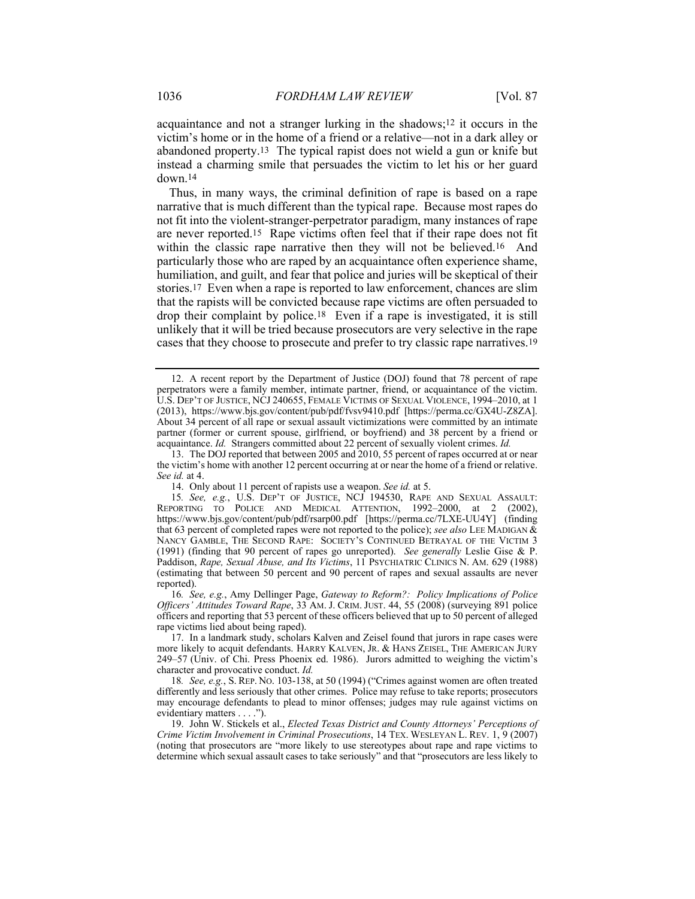acquaintance and not a stranger lurking in the shadows;[12] it occurs in the victim's home or in the home of a friend or a relative—not in a dark alley or abandoned property.[13] The typical rapist does not wield a gun or knife but instead a charming smile that persuades the victim to let his or her guard down.[14]

Thus, in many ways, the criminal definition of rape is based on a rape narrative that is much different than the typical rape. Because most rapes do not fit into the violent-stranger-perpetrator paradigm, many instances of rape are never reported.[15] Rape victims often feel that if their rape does not fit within the classic rape narrative then they will not be believed.[16] And particularly those who are raped by an acquaintance often experience shame, humiliation, and guilt, and fear that police and juries will be skeptical of their stories.[17] Even when a rape is reported to law enforcement, chances are slim that the rapists will be convicted because rape victims are often persuaded to drop their complaint by police.[18] Even if a rape is investigated, it is still unlikely that it will be tried because prosecutors are very selective in the rape cases that they choose to prosecute and prefer to try classic rape narratives.[19]

---

12. A recent report by the Department of Justice (DOJ) found that 78 percent of rape perpetrators were a family member, intimate partner, friend, or acquaintance of the victim. U.S. DEP'T OF JUSTICE, NCJ 240655, FEMALE VICTIMS OF SEXUAL VIOLENCE, 1994–2010, at 1 (2013), https://www.bjs.gov/content/pub/pdf/fvsv9410.pdf [https://perma.cc/GX4U-Z8ZA]. About 34 percent of all rape or sexual assault victimizations were committed by an intimate partner (former or current spouse, girlfriend, or boyfriend) and 38 percent by a friend or acquaintance. *Id.* Strangers committed about 22 percent of sexually violent crimes. *Id.*

13. The DOJ reported that between 2005 and 2010, 55 percent of rapes occurred at or near the victim's home with another 12 percent occurring at or near the home of a friend or relative. *See id.* at 4.

14. Only about 11 percent of rapists use a weapon. *See id.* at 5.

15. *See, e.g.*, U.S. DEP'T OF JUSTICE, NCJ 194530, RAPE AND SEXUAL ASSAULT: REPORTING TO POLICE AND MEDICAL ATTENTION, 1992–2000, at 2 (2002), https://www.bjs.gov/content/pub/pdf/rsarp00.pdf [https://perma.cc/7LXE-UU4Y] (finding that 63 percent of completed rapes were not reported to the police); *see also* LEE MADIGAN & NANCY GAMBLE, THE SECOND RAPE: SOCIETY'S CONTINUED BETRAYAL OF THE VICTIM 3 (1991) (finding that 90 percent of rapes go unreported). *See generally* Leslie Gise & P. Paddison, *Rape, Sexual Abuse, and Its Victims*, 11 PSYCHIATRIC CLINICS N. AM. 629 (1988) (estimating that between 50 percent and 90 percent of rapes and sexual assaults are never reported).

16. *See, e.g.*, Amy Dellinger Page, *Gateway to Reform?: Policy Implications of Police Officers' Attitudes Toward Rape*, 33 AM. J. CRIM. JUST. 44, 55 (2008) (surveying 891 police officers and reporting that 53 percent of these officers believed that up to 50 percent of alleged rape victims lied about being raped).

17. In a landmark study, scholars Kalven and Zeisel found that jurors in rape cases were more likely to acquit defendants. HARRY KALVEN, JR. & HANS ZEISEL, THE AMERICAN JURY 249–57 (Univ. of Chi. Press Phoenix ed. 1986). Jurors admitted to weighing the victim's character and provocative conduct. *Id.*

18. *See, e.g.*, S. REP. NO. 103-138, at 50 (1994) ("Crimes against women are often treated differently and less seriously that other crimes. Police may refuse to take reports; prosecutors may encourage defendants to plead to minor offenses; judges may rule against victims on evidentiary matters . . . .").

19. John W. Stickels et al., *Elected Texas District and County Attorneys' Perceptions of Crime Victim Involvement in Criminal Prosecutions*, 14 TEX. WESLEYAN L. REV. 1, 9 (2007) (noting that prosecutors are "more likely to use stereotypes about rape and rape victims to determine which sexual assault cases to take seriously" and that "prosecutors are less likely to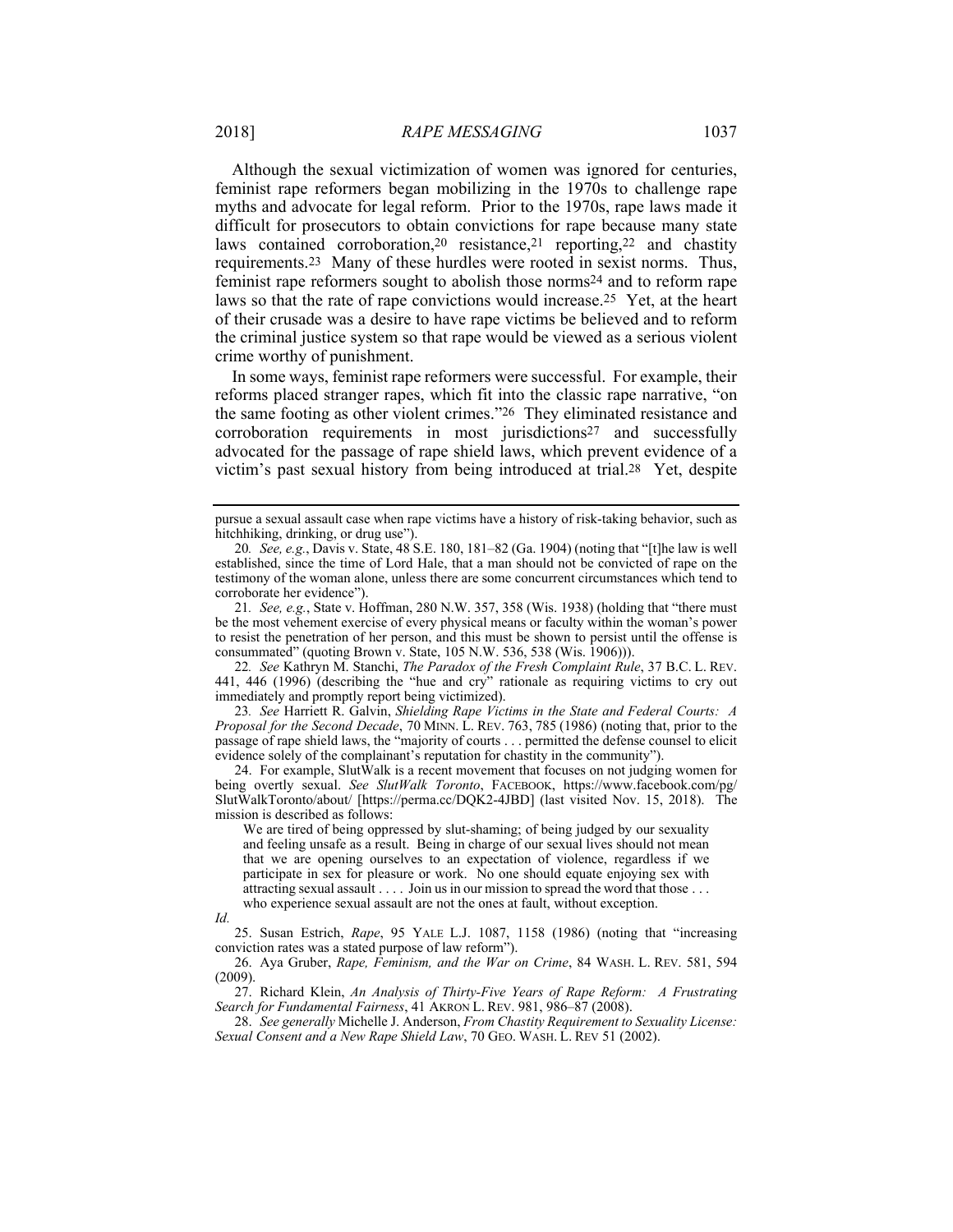Although the sexual victimization of women was ignored for centuries, feminist rape reformers began mobilizing in the 1970s to challenge rape myths and advocate for legal reform. Prior to the 1970s, rape laws made it difficult for prosecutors to obtain convictions for rape because many state laws contained corroboration,[20] resistance,[21] reporting,[22] and chastity requirements.[23] Many of these hurdles were rooted in sexist norms. Thus, feminist rape reformers sought to abolish those norms[24] and to reform rape laws so that the rate of rape convictions would increase.[25] Yet, at the heart of their crusade was a desire to have rape victims be believed and to reform the criminal justice system so that rape would be viewed as a serious violent crime worthy of punishment.

In some ways, feminist rape reformers were successful. For example, their reforms placed stranger rapes, which fit into the classic rape narrative, "on the same footing as other violent crimes."[26] They eliminated resistance and corroboration requirements in most jurisdictions[27] and successfully advocated for the passage of rape shield laws, which prevent evidence of a victim's past sexual history from being introduced at trial.[28] Yet, despite

---

pursue a sexual assault case when rape victims have a history of risk-taking behavior, such as hitchhiking, drinking, or drug use").

20. *See, e.g.*, Davis v. State, 48 S.E. 180, 181–82 (Ga. 1904) (noting that "[t]he law is well established, since the time of Lord Hale, that a man should not be convicted of rape on the testimony of the woman alone, unless there are some concurrent circumstances which tend to corroborate her evidence").

21. *See, e.g.*, State v. Hoffman, 280 N.W. 357, 358 (Wis. 1938) (holding that "there must be the most vehement exercise of every physical means or faculty within the woman's power to resist the penetration of her person, and this must be shown to persist until the offense is consummated" (quoting Brown v. State, 105 N.W. 536, 538 (Wis. 1906))).

22. *See* Kathryn M. Stanchi, *The Paradox of the Fresh Complaint Rule*, 37 B.C. L. REV. 441, 446 (1996) (describing the "hue and cry" rationale as requiring victims to cry out immediately and promptly report being victimized).

23. *See* Harriett R. Galvin, *Shielding Rape Victims in the State and Federal Courts: A Proposal for the Second Decade*, 70 MINN. L. REV. 763, 785 (1986) (noting that, prior to the passage of rape shield laws, the "majority of courts . . . permitted the defense counsel to elicit evidence solely of the complainant's reputation for chastity in the community").

24. For example, SlutWalk is a recent movement that focuses on not judging women for being overtly sexual. *See SlutWalk Toronto*, FACEBOOK, https://www.facebook.com/pg/SlutWalkToronto/about/ [https://perma.cc/DQK2-4JBD] (last visited Nov. 15, 2018). The mission is described as follows:

> We are tired of being oppressed by slut-shaming; of being judged by our sexuality and feeling unsafe as a result. Being in charge of our sexual lives should not mean that we are opening ourselves to an expectation of violence, regardless if we participate in sex for pleasure or work. No one should equate enjoying sex with attracting sexual assault . . . . Join us in our mission to spread the word that those . . . who experience sexual assault are not the ones at fault, without exception.

*Id.*

25. Susan Estrich, *Rape*, 95 YALE L.J. 1087, 1158 (1986) (noting that "increasing conviction rates was a stated purpose of law reform").

26. Aya Gruber, *Rape, Feminism, and the War on Crime*, 84 WASH. L. REV. 581, 594 (2009).

27. Richard Klein, *An Analysis of Thirty-Five Years of Rape Reform: A Frustrating Search for Fundamental Fairness*, 41 AKRON L. REV. 981, 986–87 (2008).

28. *See generally* Michelle J. Anderson, *From Chastity Requirement to Sexuality License: Sexual Consent and a New Rape Shield Law*, 70 GEO. WASH. L. REV 51 (2002).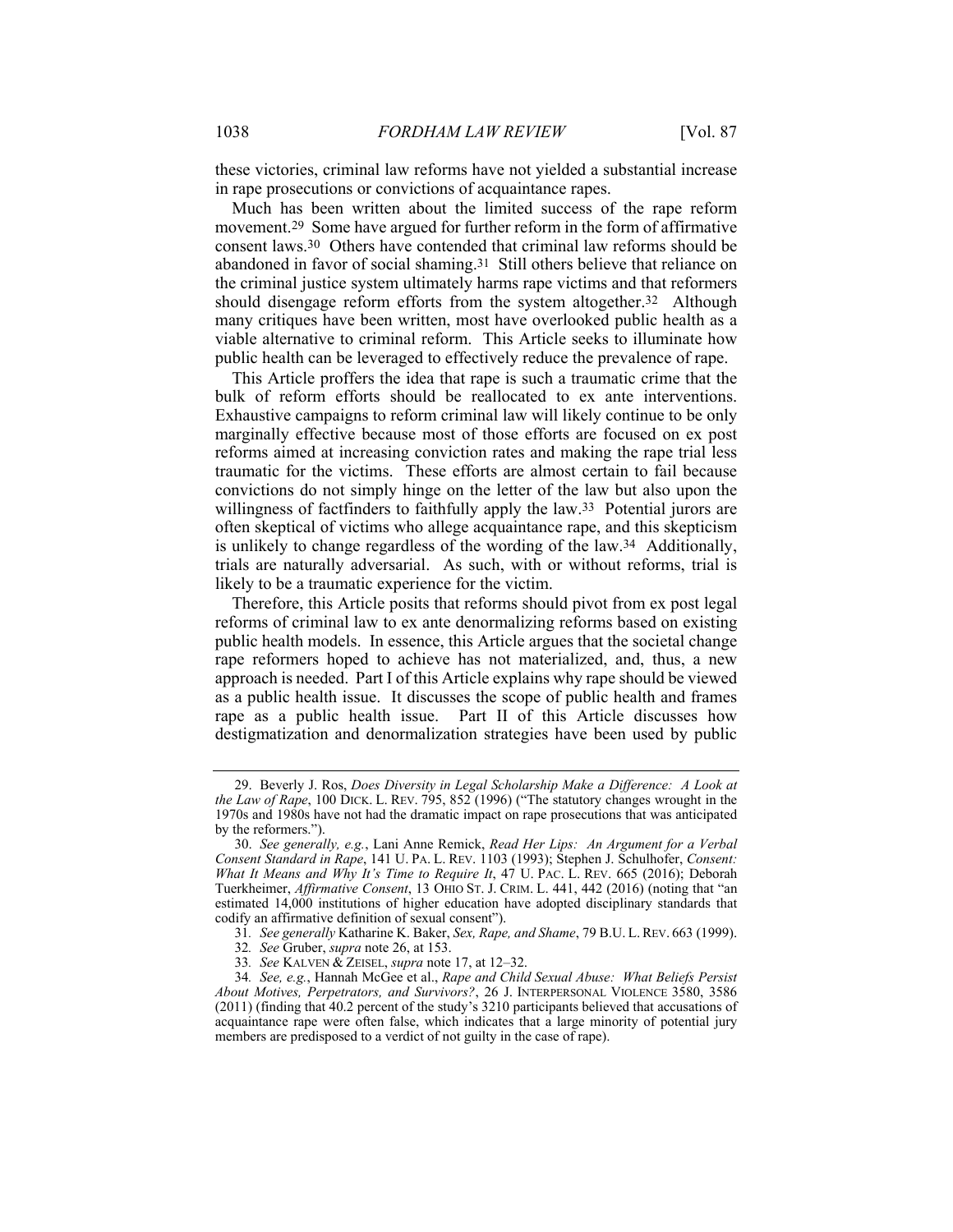these victories, criminal law reforms have not yielded a substantial increase in rape prosecutions or convictions of acquaintance rapes.

Much has been written about the limited success of the rape reform movement.[29] Some have argued for further reform in the form of affirmative consent laws.[30] Others have contended that criminal law reforms should be abandoned in favor of social shaming.[31] Still others believe that reliance on the criminal justice system ultimately harms rape victims and that reformers should disengage reform efforts from the system altogether.[32] Although many critiques have been written, most have overlooked public health as a viable alternative to criminal reform. This Article seeks to illuminate how public health can be leveraged to effectively reduce the prevalence of rape.

This Article proffers the idea that rape is such a traumatic crime that the bulk of reform efforts should be reallocated to ex ante interventions. Exhaustive campaigns to reform criminal law will likely continue to be only marginally effective because most of those efforts are focused on ex post reforms aimed at increasing conviction rates and making the rape trial less traumatic for the victims. These efforts are almost certain to fail because convictions do not simply hinge on the letter of the law but also upon the willingness of factfinders to faithfully apply the law.[33] Potential jurors are often skeptical of victims who allege acquaintance rape, and this skepticism is unlikely to change regardless of the wording of the law.[34] Additionally, trials are naturally adversarial. As such, with or without reforms, trial is likely to be a traumatic experience for the victim.

Therefore, this Article posits that reforms should pivot from ex post legal reforms of criminal law to ex ante denormalizing reforms based on existing public health models. In essence, this Article argues that the societal change rape reformers hoped to achieve has not materialized, and, thus, a new approach is needed. Part I of this Article explains why rape should be viewed as a public health issue. It discusses the scope of public health and frames rape as a public health issue. Part II of this Article discusses how destigmatization and denormalization strategies have been used by public

---

29. Beverly J. Ros, *Does Diversity in Legal Scholarship Make a Difference: A Look at the Law of Rape*, 100 DICK. L. REV. 795, 852 (1996) ("The statutory changes wrought in the 1970s and 1980s have not had the dramatic impact on rape prosecutions that was anticipated by the reformers.").

30. *See generally, e.g.*, Lani Anne Remick, *Read Her Lips: An Argument for a Verbal Consent Standard in Rape*, 141 U. PA. L. REV. 1103 (1993); Stephen J. Schulhofer, *Consent: What It Means and Why It's Time to Require It*, 47 U. PAC. L. REV. 665 (2016); Deborah Tuerkheimer, *Affirmative Consent*, 13 OHIO ST. J. CRIM. L. 441, 442 (2016) (noting that "an estimated 14,000 institutions of higher education have adopted disciplinary standards that codify an affirmative definition of sexual consent").

31. *See generally* Katharine K. Baker, *Sex, Rape, and Shame*, 79 B.U. L. REV. 663 (1999).

32. *See* Gruber, *supra* note 26, at 153.

33. *See* KALVEN & ZEISEL, *supra* note 17, at 12–32.

34. *See, e.g.*, Hannah McGee et al., *Rape and Child Sexual Abuse: What Beliefs Persist About Motives, Perpetrators, and Survivors?*, 26 J. INTERPERSONAL VIOLENCE 3580, 3586 (2011) (finding that 40.2 percent of the study's 3210 participants believed that accusations of acquaintance rape were often false, which indicates that a large minority of potential jury members are predisposed to a verdict of not guilty in the case of rape).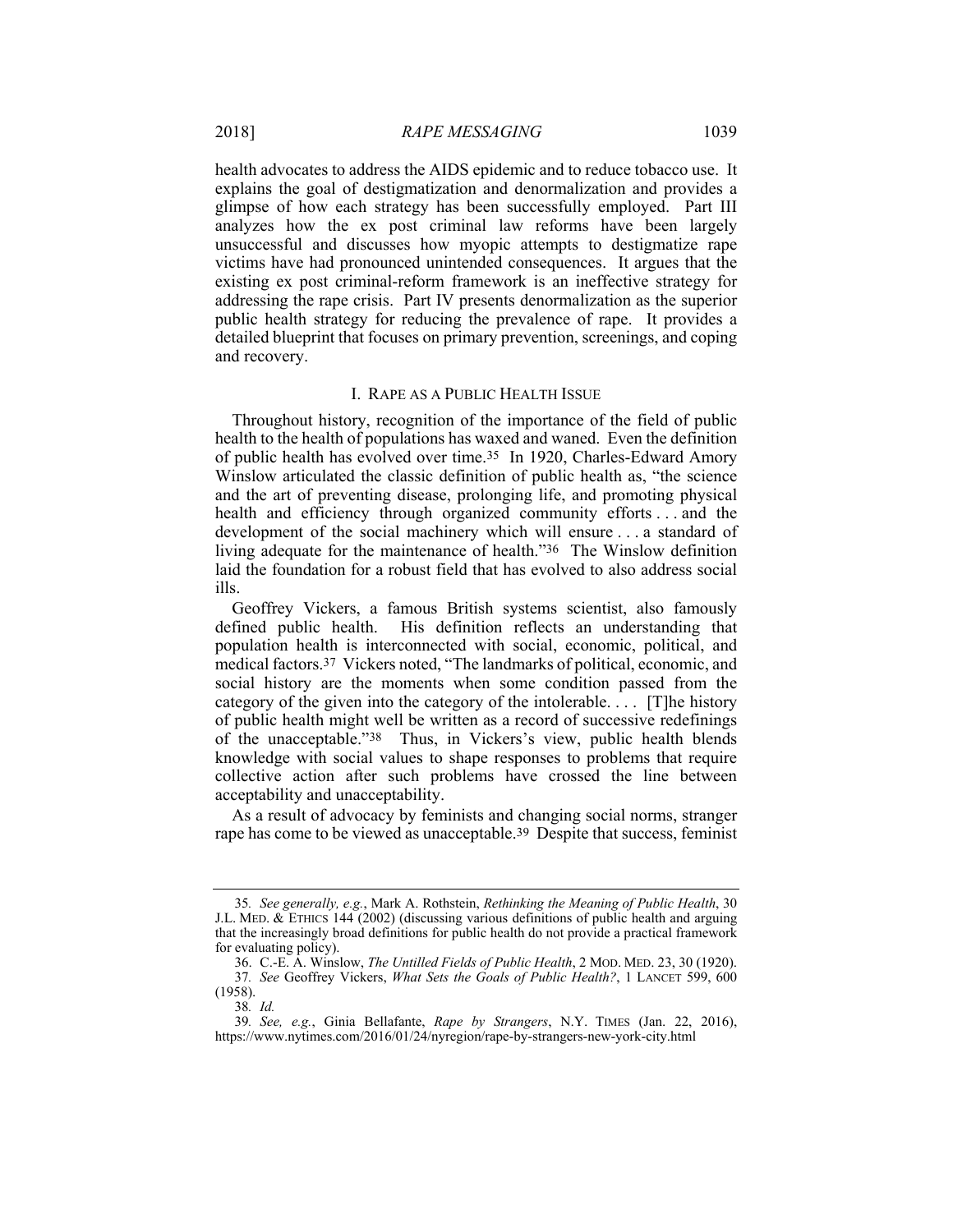health advocates to address the AIDS epidemic and to reduce tobacco use. It explains the goal of destigmatization and denormalization and provides a glimpse of how each strategy has been successfully employed. Part III analyzes how the ex post criminal law reforms have been largely unsuccessful and discusses how myopic attempts to destigmatize rape victims have had pronounced unintended consequences. It argues that the existing ex post criminal-reform framework is an ineffective strategy for addressing the rape crisis. Part IV presents denormalization as the superior public health strategy for reducing the prevalence of rape. It provides a detailed blueprint that focuses on primary prevention, screenings, and coping and recovery.

## I. RAPE AS A PUBLIC HEALTH ISSUE

Throughout history, recognition of the importance of the field of public health to the health of populations has waxed and waned. Even the definition of public health has evolved over time.[35] In 1920, Charles-Edward Amory Winslow articulated the classic definition of public health as, "the science and the art of preventing disease, prolonging life, and promoting physical health and efficiency through organized community efforts . . . and the development of the social machinery which will ensure . . . a standard of living adequate for the maintenance of health."[36] The Winslow definition laid the foundation for a robust field that has evolved to also address social ills.

Geoffrey Vickers, a famous British systems scientist, also famously defined public health. His definition reflects an understanding that population health is interconnected with social, economic, political, and medical factors.[37] Vickers noted, "The landmarks of political, economic, and social history are the moments when some condition passed from the category of the given into the category of the intolerable. . . . [T]he history of public health might well be written as a record of successive redefinings of the unacceptable."[38] Thus, in Vickers's view, public health blends knowledge with social values to shape responses to problems that require collective action after such problems have crossed the line between acceptability and unacceptability.

As a result of advocacy by feminists and changing social norms, stranger rape has come to be viewed as unacceptable.[39] Despite that success, feminist

---

35. *See generally, e.g.*, Mark A. Rothstein, *Rethinking the Meaning of Public Health*, 30 J.L. MED. & ETHICS 144 (2002) (discussing various definitions of public health and arguing that the increasingly broad definitions for public health do not provide a practical framework for evaluating policy).

36. C.-E. A. Winslow, *The Untilled Fields of Public Health*, 2 MOD. MED. 23, 30 (1920).

37. *See* Geoffrey Vickers, *What Sets the Goals of Public Health?*, 1 LANCET 599, 600 (1958).

38. *Id.*

39. *See, e.g.*, Ginia Bellafante, *Rape by Strangers*, N.Y. TIMES (Jan. 22, 2016), https://www.nytimes.com/2016/01/24/nyregion/rape-by-strangers-new-york-city.html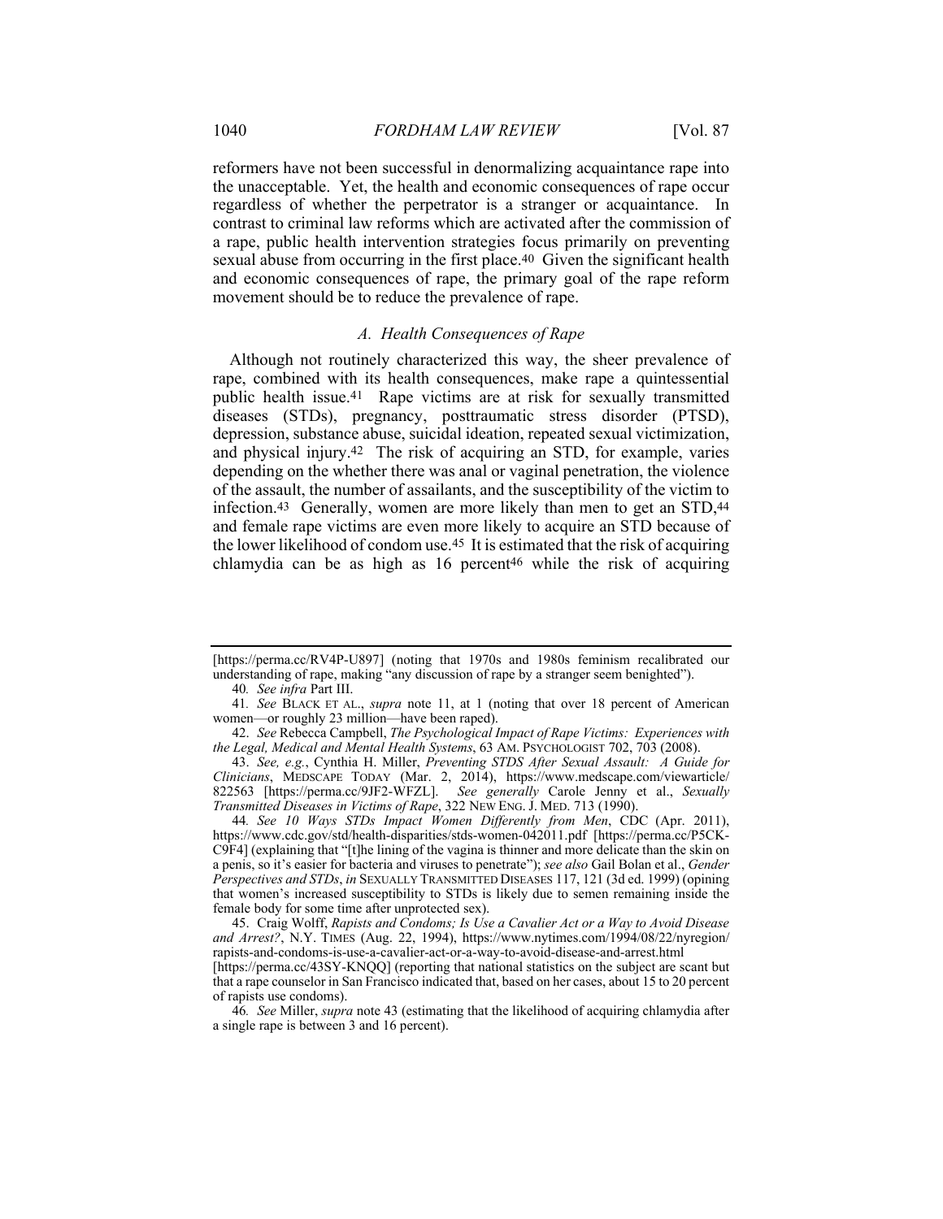reformers have not been successful in denormalizing acquaintance rape into the unacceptable. Yet, the health and economic consequences of rape occur regardless of whether the perpetrator is a stranger or acquaintance. In contrast to criminal law reforms which are activated after the commission of a rape, public health intervention strategies focus primarily on preventing sexual abuse from occurring in the first place.[40] Given the significant health and economic consequences of rape, the primary goal of the rape reform movement should be to reduce the prevalence of rape.

### *A. Health Consequences of Rape*

Although not routinely characterized this way, the sheer prevalence of rape, combined with its health consequences, make rape a quintessential public health issue.[41] Rape victims are at risk for sexually transmitted diseases (STDs), pregnancy, posttraumatic stress disorder (PTSD), depression, substance abuse, suicidal ideation, repeated sexual victimization, and physical injury.[42] The risk of acquiring an STD, for example, varies depending on the whether there was anal or vaginal penetration, the violence of the assault, the number of assailants, and the susceptibility of the victim to infection.[43] Generally, women are more likely than men to get an STD,[44] and female rape victims are even more likely to acquire an STD because of the lower likelihood of condom use.[45] It is estimated that the risk of acquiring chlamydia can be as high as 16 percent[46] while the risk of acquiring

---

[https://perma.cc/RV4P-U897] (noting that 1970s and 1980s feminism recalibrated our understanding of rape, making "any discussion of rape by a stranger seem benighted").

40. *See infra* Part III.

41. *See* BLACK ET AL., *supra* note 11, at 1 (noting that over 18 percent of American women—or roughly 23 million—have been raped).

42. *See* Rebecca Campbell, *The Psychological Impact of Rape Victims: Experiences with the Legal, Medical and Mental Health Systems*, 63 AM. PSYCHOLOGIST 702, 703 (2008).

43. *See, e.g.*, Cynthia H. Miller, *Preventing STDS After Sexual Assault: A Guide for Clinicians*, MEDSCAPE TODAY (Mar. 2, 2014), https://www.medscape.com/viewarticle/822563 [https://perma.cc/9JF2-WFZL]. *See generally* Carole Jenny et al., *Sexually Transmitted Diseases in Victims of Rape*, 322 NEW ENG. J. MED. 713 (1990).

44. *See 10 Ways STDs Impact Women Differently from Men*, CDC (Apr. 2011), https://www.cdc.gov/std/health-disparities/stds-women-042011.pdf [https://perma.cc/P5CK-C9F4] (explaining that "[t]he lining of the vagina is thinner and more delicate than the skin on a penis, so it's easier for bacteria and viruses to penetrate"); *see also* Gail Bolan et al., *Gender Perspectives and STDs*, *in* SEXUALLY TRANSMITTED DISEASES 117, 121 (3d ed. 1999) (opining that women's increased susceptibility to STDs is likely due to semen remaining inside the female body for some time after unprotected sex).

45. Craig Wolff, *Rapists and Condoms; Is Use a Cavalier Act or a Way to Avoid Disease and Arrest?*, N.Y. TIMES (Aug. 22, 1994), https://www.nytimes.com/1994/08/22/nyregion/rapists-and-condoms-is-use-a-cavalier-act-or-a-way-to-avoid-disease-and-arrest.html [https://perma.cc/43SY-KNQQ] (reporting that national statistics on the subject are scant but that a rape counselor in San Francisco indicated that, based on her cases, about 15 to 20 percent of rapists use condoms).

46. *See* Miller, *supra* note 43 (estimating that the likelihood of acquiring chlamydia after a single rape is between 3 and 16 percent).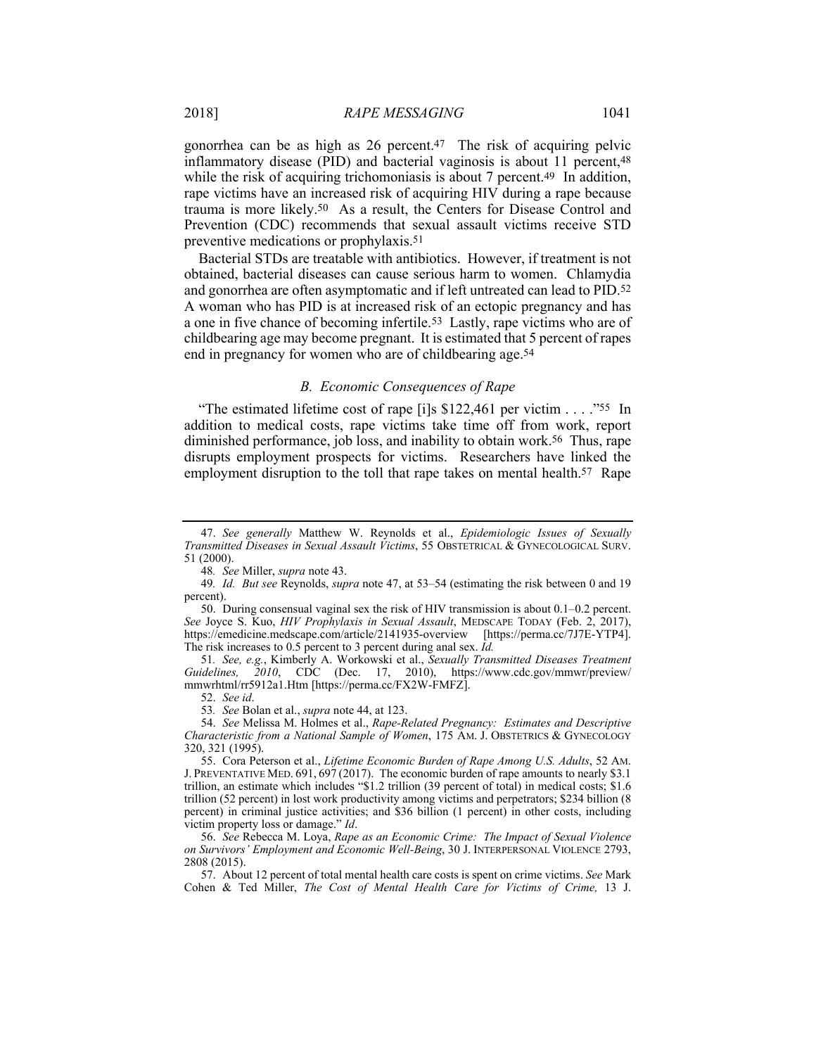gonorrhea can be as high as 26 percent.[47] The risk of acquiring pelvic inflammatory disease (PID) and bacterial vaginosis is about 11 percent,[48] while the risk of acquiring trichomoniasis is about 7 percent.[49] In addition, rape victims have an increased risk of acquiring HIV during a rape because trauma is more likely.[50] As a result, the Centers for Disease Control and Prevention (CDC) recommends that sexual assault victims receive STD preventive medications or prophylaxis.[51]

Bacterial STDs are treatable with antibiotics. However, if treatment is not obtained, bacterial diseases can cause serious harm to women. Chlamydia and gonorrhea are often asymptomatic and if left untreated can lead to PID.[52] A woman who has PID is at increased risk of an ectopic pregnancy and has a one in five chance of becoming infertile.[53] Lastly, rape victims who are of childbearing age may become pregnant. It is estimated that 5 percent of rapes end in pregnancy for women who are of childbearing age.[54]

### *B. Economic Consequences of Rape*

"The estimated lifetime cost of rape [i]s $122,461 per victim . . . ."[55] In addition to medical costs, rape victims take time off from work, report diminished performance, job loss, and inability to obtain work.[56] Thus, rape disrupts employment prospects for victims. Researchers have linked the employment disruption to the toll that rape takes on mental health.[57] Rape

---

47. *See generally* Matthew W. Reynolds et al., *Epidemiologic Issues of Sexually Transmitted Diseases in Sexual Assault Victims*, 55 OBSTETRICAL & GYNECOLOGICAL SURV. 51 (2000).

48. *See* Miller, *supra* note 43.

49. *Id. But see* Reynolds, *supra* note 47, at 53–54 (estimating the risk between 0 and 19 percent).

50. During consensual vaginal sex the risk of HIV transmission is about 0.1–0.2 percent. *See* Joyce S. Kuo, *HIV Prophylaxis in Sexual Assault*, MEDSCAPE TODAY (Feb. 2, 2017), https://emedicine.medscape.com/article/2141935-overview [https://perma.cc/7J7E-YTP4]. The risk increases to 0.5 percent to 3 percent during anal sex. *Id.*

51. *See, e.g.*, Kimberly A. Workowski et al., *Sexually Transmitted Diseases Treatment Guidelines, 2010*, CDC (Dec. 17, 2010), https://www.cdc.gov/mmwr/preview/mmwrhtml/rr5912a1.Htm [https://perma.cc/FX2W-FMFZ].

52. *See id*.

53. *See* Bolan et al., *supra* note 44, at 123.

54. *See* Melissa M. Holmes et al., *Rape-Related Pregnancy: Estimates and Descriptive Characteristic from a National Sample of Women*, 175 AM. J. OBSTETRICS & GYNECOLOGY 320, 321 (1995).

55. Cora Peterson et al., *Lifetime Economic Burden of Rape Among U.S. Adults*, 52 AM. J. PREVENTATIVE MED. 691, 697 (2017). The economic burden of rape amounts to nearly $3.1 trillion, an estimate which includes "$1.2 trillion (39 percent of total) in medical costs; $1.6 trillion (52 percent) in lost work productivity among victims and perpetrators; $234 billion (8 percent) in criminal justice activities; and $36 billion (1 percent) in other costs, including victim property loss or damage." *Id*.

56. *See* Rebecca M. Loya, *Rape as an Economic Crime: The Impact of Sexual Violence on Survivors' Employment and Economic Well-Being*, 30 J. INTERPERSONAL VIOLENCE 2793, 2808 (2015).

57. About 12 percent of total mental health care costs is spent on crime victims. *See* Mark Cohen & Ted Miller, *The Cost of Mental Health Care for Victims of Crime,* 13 J.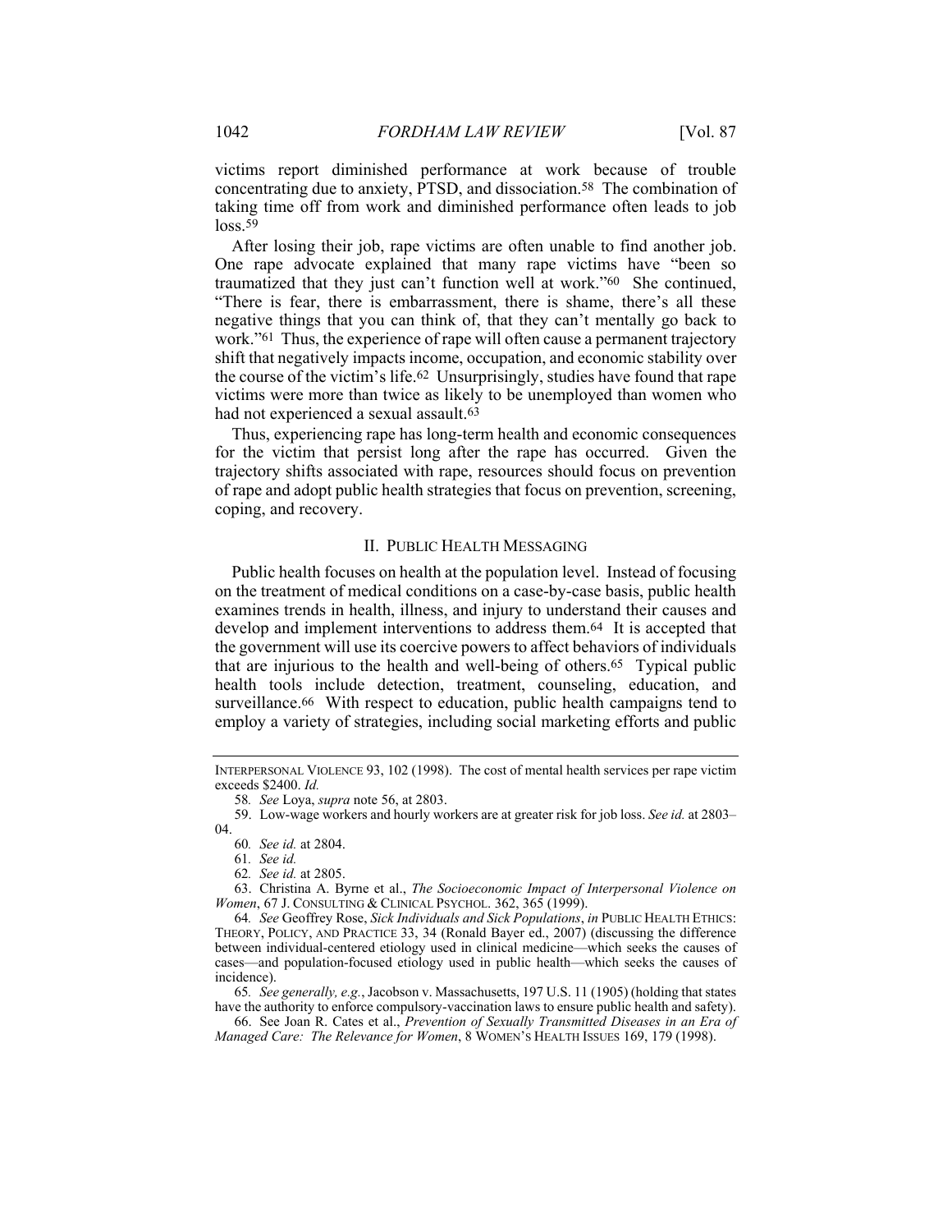victims report diminished performance at work because of trouble concentrating due to anxiety, PTSD, and dissociation.[58] The combination of taking time off from work and diminished performance often leads to job loss.[59]

After losing their job, rape victims are often unable to find another job. One rape advocate explained that many rape victims have "been so traumatized that they just can't function well at work."[60] She continued, "There is fear, there is embarrassment, there is shame, there's all these negative things that you can think of, that they can't mentally go back to work."[61] Thus, the experience of rape will often cause a permanent trajectory shift that negatively impacts income, occupation, and economic stability over the course of the victim's life.[62] Unsurprisingly, studies have found that rape victims were more than twice as likely to be unemployed than women who had not experienced a sexual assault.[63]

Thus, experiencing rape has long-term health and economic consequences for the victim that persist long after the rape has occurred. Given the trajectory shifts associated with rape, resources should focus on prevention of rape and adopt public health strategies that focus on prevention, screening, coping, and recovery.

## II. PUBLIC HEALTH MESSAGING

Public health focuses on health at the population level. Instead of focusing on the treatment of medical conditions on a case-by-case basis, public health examines trends in health, illness, and injury to understand their causes and develop and implement interventions to address them.[64] It is accepted that the government will use its coercive powers to affect behaviors of individuals that are injurious to the health and well-being of others.[65] Typical public health tools include detection, treatment, counseling, education, and surveillance.[66] With respect to education, public health campaigns tend to employ a variety of strategies, including social marketing efforts and public

---

INTERPERSONAL VIOLENCE 93, 102 (1998). The cost of mental health services per rape victim exceeds $2400. *Id.*

58. *See* Loya, *supra* note 56, at 2803.

59. Low-wage workers and hourly workers are at greater risk for job loss. *See id.* at 2803–04.

60. *See id.* at 2804.

61. *See id.*

62. *See id.* at 2805.

63. Christina A. Byrne et al., *The Socioeconomic Impact of Interpersonal Violence on Women*, 67 J. CONSULTING & CLINICAL PSYCHOL. 362, 365 (1999).

64. *See* Geoffrey Rose, *Sick Individuals and Sick Populations*, *in* PUBLIC HEALTH ETHICS: THEORY, POLICY, AND PRACTICE 33, 34 (Ronald Bayer ed., 2007) (discussing the difference between individual-centered etiology used in clinical medicine—which seeks the causes of cases—and population-focused etiology used in public health—which seeks the causes of incidence).

65. *See generally, e.g.*, Jacobson v. Massachusetts, 197 U.S. 11 (1905) (holding that states have the authority to enforce compulsory-vaccination laws to ensure public health and safety).

66. See Joan R. Cates et al., *Prevention of Sexually Transmitted Diseases in an Era of Managed Care: The Relevance for Women*, 8 WOMEN'S HEALTH ISSUES 169, 179 (1998).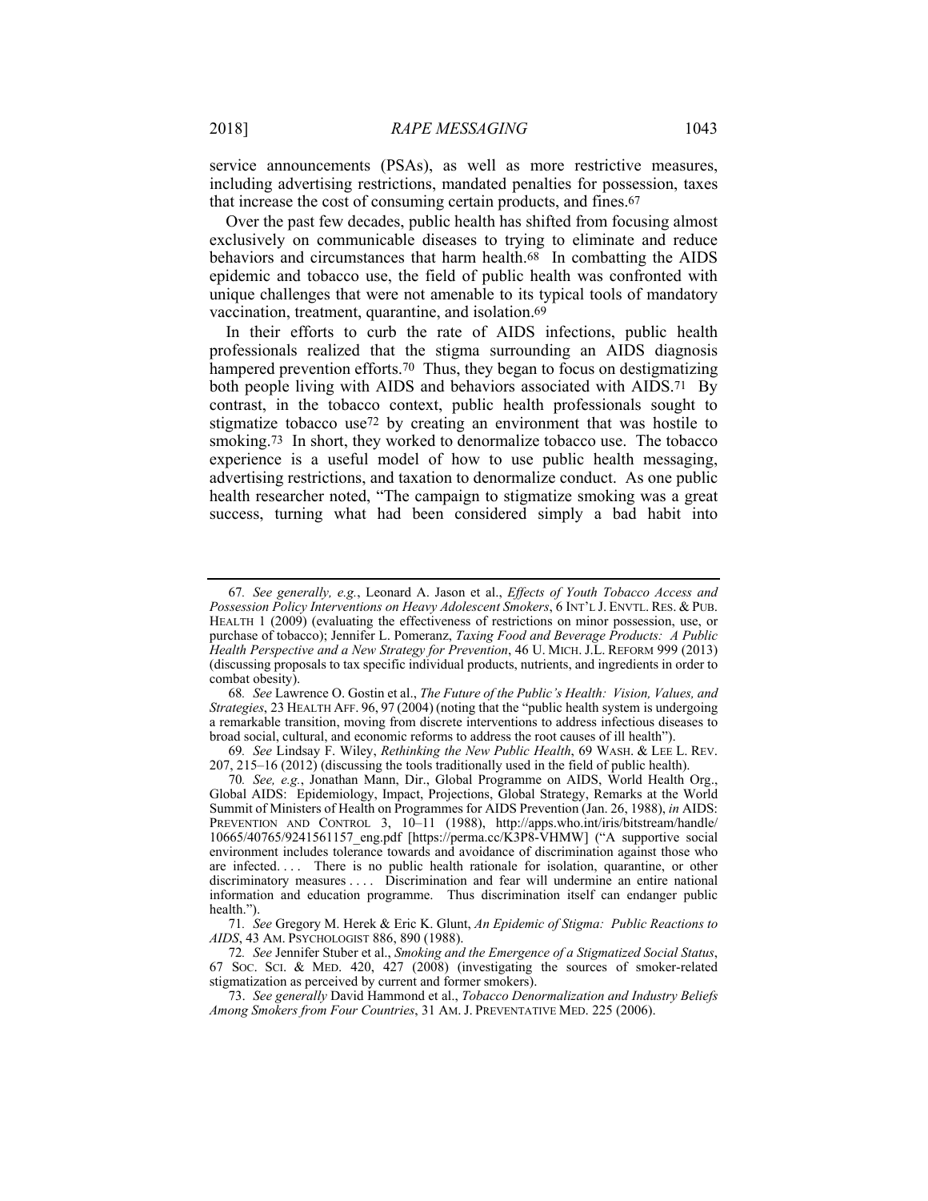service announcements (PSAs), as well as more restrictive measures, including advertising restrictions, mandated penalties for possession, taxes that increase the cost of consuming certain products, and fines.[67]

Over the past few decades, public health has shifted from focusing almost exclusively on communicable diseases to trying to eliminate and reduce behaviors and circumstances that harm health.[68] In combatting the AIDS epidemic and tobacco use, the field of public health was confronted with unique challenges that were not amenable to its typical tools of mandatory vaccination, treatment, quarantine, and isolation.[69]

In their efforts to curb the rate of AIDS infections, public health professionals realized that the stigma surrounding an AIDS diagnosis hampered prevention efforts.[70] Thus, they began to focus on destigmatizing both people living with AIDS and behaviors associated with AIDS.[71] By contrast, in the tobacco context, public health professionals sought to stigmatize tobacco use[72] by creating an environment that was hostile to smoking.[73] In short, they worked to denormalize tobacco use. The tobacco experience is a useful model of how to use public health messaging, advertising restrictions, and taxation to denormalize conduct. As one public health researcher noted, "The campaign to stigmatize smoking was a great success, turning what had been considered simply a bad habit into

---

67. *See generally, e.g.*, Leonard A. Jason et al., *Effects of Youth Tobacco Access and Possession Policy Interventions on Heavy Adolescent Smokers*, 6 INT'L J. ENVTL. RES. & PUB. HEALTH 1 (2009) (evaluating the effectiveness of restrictions on minor possession, use, or purchase of tobacco); Jennifer L. Pomeranz, *Taxing Food and Beverage Products: A Public Health Perspective and a New Strategy for Prevention*, 46 U. MICH. J.L. REFORM 999 (2013) (discussing proposals to tax specific individual products, nutrients, and ingredients in order to combat obesity).

68. *See* Lawrence O. Gostin et al., *The Future of the Public's Health: Vision, Values, and Strategies*, 23 HEALTH AFF. 96, 97 (2004) (noting that the "public health system is undergoing a remarkable transition, moving from discrete interventions to address infectious diseases to broad social, cultural, and economic reforms to address the root causes of ill health").

69. *See* Lindsay F. Wiley, *Rethinking the New Public Health*, 69 WASH. & LEE L. REV. 207, 215–16 (2012) (discussing the tools traditionally used in the field of public health).

70. *See, e.g.*, Jonathan Mann, Dir., Global Programme on AIDS, World Health Org., Global AIDS: Epidemiology, Impact, Projections, Global Strategy, Remarks at the World Summit of Ministers of Health on Programmes for AIDS Prevention (Jan. 26, 1988), *in* AIDS: PREVENTION AND CONTROL 3, 10–11 (1988), http://apps.who.int/iris/bitstream/handle/10665/40765/9241561157_eng.pdf [https://perma.cc/K3P8-VHMW] ("A supportive social environment includes tolerance towards and avoidance of discrimination against those who are infected. . . . There is no public health rationale for isolation, quarantine, or other discriminatory measures . . . . Discrimination and fear will undermine an entire national information and education programme. Thus discrimination itself can endanger public health.").

71. *See* Gregory M. Herek & Eric K. Glunt, *An Epidemic of Stigma: Public Reactions to AIDS*, 43 AM. PSYCHOLOGIST 886, 890 (1988).

72. *See* Jennifer Stuber et al., *Smoking and the Emergence of a Stigmatized Social Status*, 67 SOC. SCI. & MED. 420, 427 (2008) (investigating the sources of smoker-related stigmatization as perceived by current and former smokers).

73. *See generally* David Hammond et al., *Tobacco Denormalization and Industry Beliefs Among Smokers from Four Countries*, 31 AM. J. PREVENTATIVE MED. 225 (2006).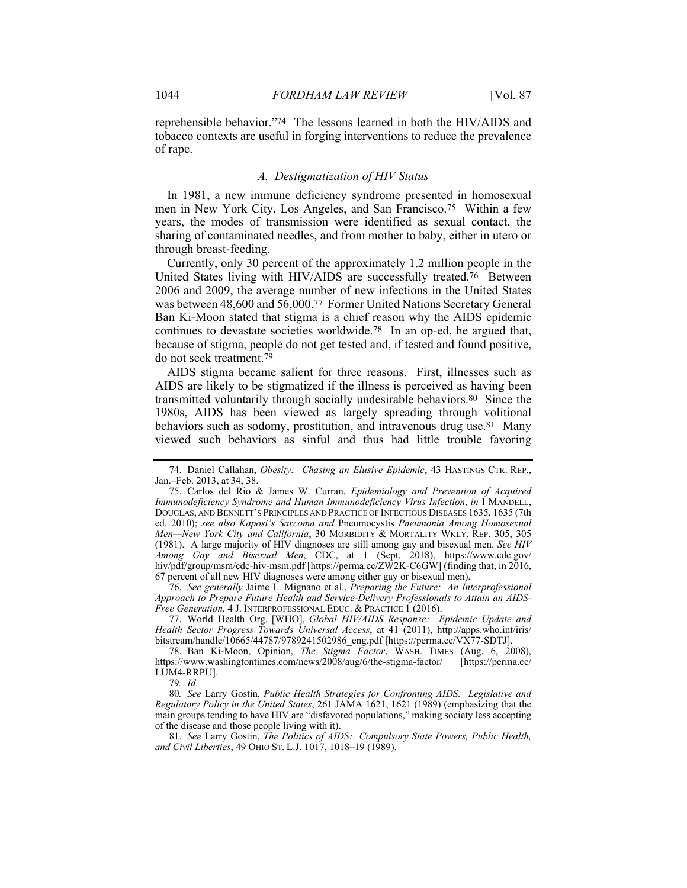reprehensible behavior."[74] The lessons learned in both the HIV/AIDS and tobacco contexts are useful in forging interventions to reduce the prevalence of rape.

### *A. Destigmatization of HIV Status*

In 1981, a new immune deficiency syndrome presented in homosexual men in New York City, Los Angeles, and San Francisco.[75] Within a few years, the modes of transmission were identified as sexual contact, the sharing of contaminated needles, and from mother to baby, either in utero or through breast-feeding.

Currently, only 30 percent of the approximately 1.2 million people in the United States living with HIV/AIDS are successfully treated.[76] Between 2006 and 2009, the average number of new infections in the United States was between 48,600 and 56,000.[77] Former United Nations Secretary General Ban Ki-Moon stated that stigma is a chief reason why the AIDS epidemic continues to devastate societies worldwide.[78] In an op-ed, he argued that, because of stigma, people do not get tested and, if tested and found positive, do not seek treatment.[79]

AIDS stigma became salient for three reasons. First, illnesses such as AIDS are likely to be stigmatized if the illness is perceived as having been transmitted voluntarily through socially undesirable behaviors.[80] Since the 1980s, AIDS has been viewed as largely spreading through volitional behaviors such as sodomy, prostitution, and intravenous drug use.[81] Many viewed such behaviors as sinful and thus had little trouble favoring

---

74. Daniel Callahan, *Obesity: Chasing an Elusive Epidemic*, 43 HASTINGS CTR. REP., Jan.–Feb. 2013, at 34, 38.

75. Carlos del Rio & James W. Curran, *Epidemiology and Prevention of Acquired Immunodeficiency Syndrome and Human Immunodeficiency Virus Infection*, *in* 1 MANDELL, DOUGLAS, AND BENNETT'S PRINCIPLES AND PRACTICE OF INFECTIOUS DISEASES 1635, 1635 (7th ed. 2010); *see also Kaposi's Sarcoma and* Pneumocystis *Pneumonia Among Homosexual Men—New York City and California*, 30 MORBIDITY & MORTALITY WKLY. REP. 305, 305 (1981). A large majority of HIV diagnoses are still among gay and bisexual men. *See HIV Among Gay and Bisexual Men*, CDC, at 1 (Sept. 2018), https://www.cdc.gov/hiv/pdf/group/msm/cdc-hiv-msm.pdf [https://perma.cc/ZW2K-C6GW] (finding that, in 2016, 67 percent of all new HIV diagnoses were among either gay or bisexual men).

76. *See generally* Jaime L. Mignano et al., *Preparing the Future: An Interprofessional Approach to Prepare Future Health and Service-Delivery Professionals to Attain an AIDS-Free Generation*, 4 J. INTERPROFESSIONAL EDUC. & PRACTICE 1 (2016).

77. World Health Org. [WHO], *Global HIV/AIDS Response: Epidemic Update and Health Sector Progress Towards Universal Access*, at 41 (2011), http://apps.who.int/iris/bitstream/handle/10665/44787/9789241502986_eng.pdf [https://perma.cc/VX77-SDTJ].

78. Ban Ki-Moon, Opinion, *The Stigma Factor*, WASH. TIMES (Aug. 6, 2008), https://www.washingtontimes.com/news/2008/aug/6/the-stigma-factor/ [https://perma.cc/LUM4-RRPU].

79. *Id.*

80. *See* Larry Gostin, *Public Health Strategies for Confronting AIDS: Legislative and Regulatory Policy in the United States*, 261 JAMA 1621, 1621 (1989) (emphasizing that the main groups tending to have HIV are "disfavored populations," making society less accepting of the disease and those people living with it).

81. *See* Larry Gostin, *The Politics of AIDS: Compulsory State Powers, Public Health, and Civil Liberties*, 49 OHIO ST. L.J. 1017, 1018–19 (1989).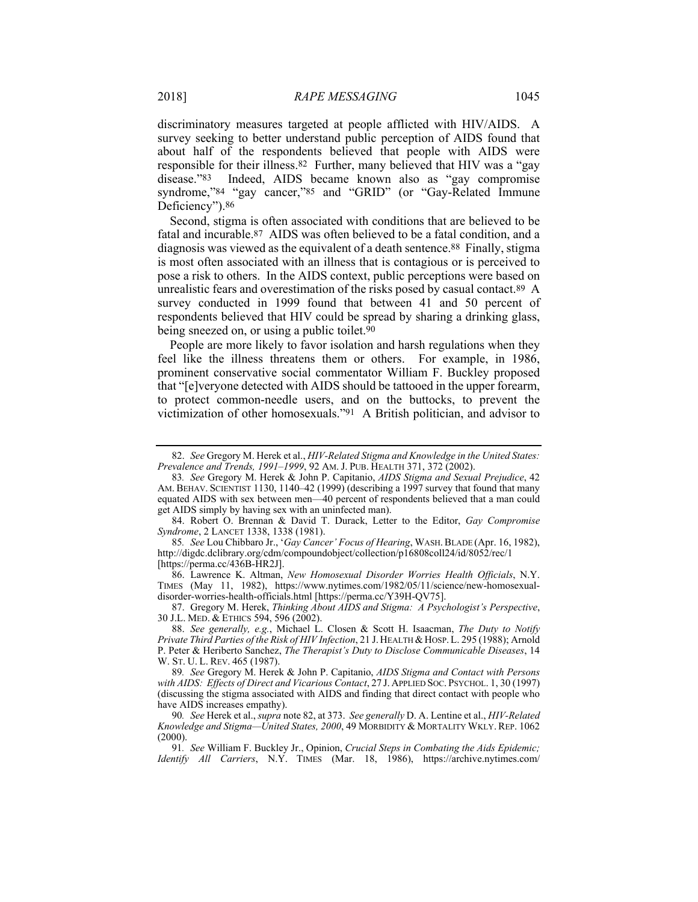discriminatory measures targeted at people afflicted with HIV/AIDS. A survey seeking to better understand public perception of AIDS found that about half of the respondents believed that people with AIDS were responsible for their illness.[82] Further, many believed that HIV was a "gay disease."[83] Indeed, AIDS became known also as "gay compromise syndrome,"[84] "gay cancer,"[85] and "GRID" (or "Gay-Related Immune Deficiency").[86]

Second, stigma is often associated with conditions that are believed to be fatal and incurable.[87] AIDS was often believed to be a fatal condition, and a diagnosis was viewed as the equivalent of a death sentence.[88] Finally, stigma is most often associated with an illness that is contagious or is perceived to pose a risk to others. In the AIDS context, public perceptions were based on unrealistic fears and overestimation of the risks posed by casual contact.[89] A survey conducted in 1999 found that between 41 and 50 percent of respondents believed that HIV could be spread by sharing a drinking glass, being sneezed on, or using a public toilet.[90]

People are more likely to favor isolation and harsh regulations when they feel like the illness threatens them or others. For example, in 1986, prominent conservative social commentator William F. Buckley proposed that "[e]veryone detected with AIDS should be tattooed in the upper forearm, to protect common-needle users, and on the buttocks, to prevent the victimization of other homosexuals."[91] A British politician, and advisor to

---

82. *See* Gregory M. Herek et al., *HIV-Related Stigma and Knowledge in the United States: Prevalence and Trends, 1991–1999*, 92 AM. J. PUB. HEALTH 371, 372 (2002).

83. *See* Gregory M. Herek & John P. Capitanio, *AIDS Stigma and Sexual Prejudice*, 42 AM. BEHAV. SCIENTIST 1130, 1140–42 (1999) (describing a 1997 survey that found that many equated AIDS with sex between men—40 percent of respondents believed that a man could get AIDS simply by having sex with an uninfected man).

84. Robert O. Brennan & David T. Durack, Letter to the Editor, *Gay Compromise Syndrome*, 2 LANCET 1338, 1338 (1981).

85. *See* Lou Chibbaro Jr., '*Gay Cancer' Focus of Hearing*, WASH. BLADE (Apr. 16, 1982), http://digdc.dclibrary.org/cdm/compoundobject/collection/p16808coll24/id/8052/rec/1 [https://perma.cc/436B-HR2J].

86. Lawrence K. Altman, *New Homosexual Disorder Worries Health Officials*, N.Y. TIMES (May 11, 1982), https://www.nytimes.com/1982/05/11/science/new-homosexual-disorder-worries-health-officials.html [https://perma.cc/Y39H-QV75].

87. Gregory M. Herek, *Thinking About AIDS and Stigma: A Psychologist's Perspective*, 30 J.L. MED. & ETHICS 594, 596 (2002).

88. *See generally, e.g.*, Michael L. Closen & Scott H. Isaacman, *The Duty to Notify Private Third Parties of the Risk of HIV Infection*, 21 J. HEALTH & HOSP. L. 295 (1988); Arnold P. Peter & Heriberto Sanchez, *The Therapist's Duty to Disclose Communicable Diseases*, 14 W. ST. U. L. REV. 465 (1987).

89. *See* Gregory M. Herek & John P. Capitanio, *AIDS Stigma and Contact with Persons with AIDS: Effects of Direct and Vicarious Contact*, 27 J. APPLIED SOC. PSYCHOL. 1, 30 (1997) (discussing the stigma associated with AIDS and finding that direct contact with people who have AIDS increases empathy).

90. *See* Herek et al., *supra* note 82, at 373. *See generally* D. A. Lentine et al., *HIV-Related Knowledge and Stigma—United States, 2000*, 49 MORBIDITY & MORTALITY WKLY. REP. 1062 (2000).

91. *See* William F. Buckley Jr., Opinion, *Crucial Steps in Combating the Aids Epidemic; Identify All Carriers*, N.Y. TIMES (Mar. 18, 1986), https://archive.nytimes.com/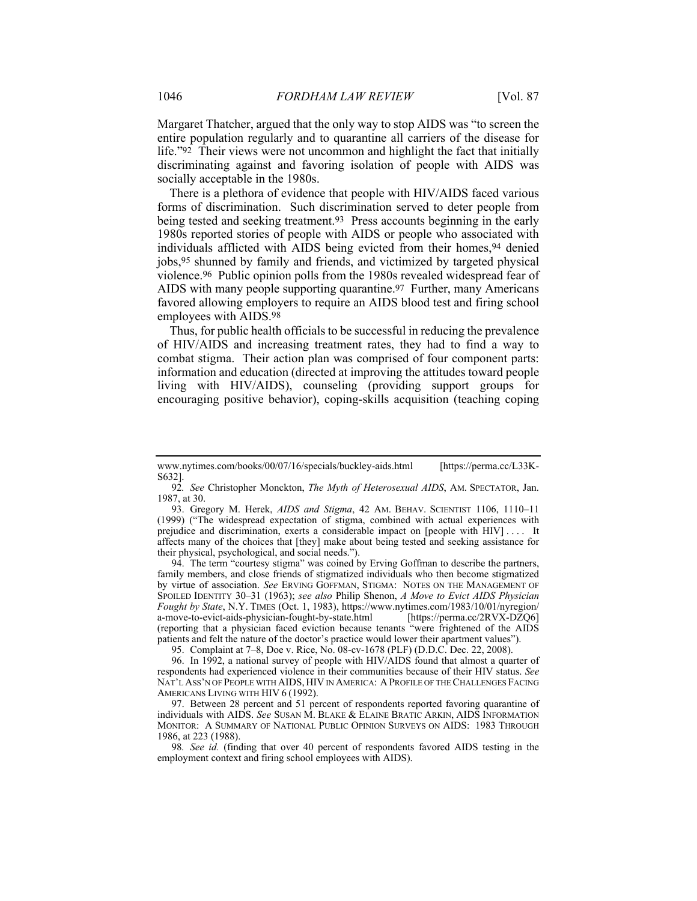Margaret Thatcher, argued that the only way to stop AIDS was "to screen the entire population regularly and to quarantine all carriers of the disease for life."[92] Their views were not uncommon and highlight the fact that initially discriminating against and favoring isolation of people with AIDS was socially acceptable in the 1980s.

There is a plethora of evidence that people with HIV/AIDS faced various forms of discrimination. Such discrimination served to deter people from being tested and seeking treatment.[93] Press accounts beginning in the early 1980s reported stories of people with AIDS or people who associated with individuals afflicted with AIDS being evicted from their homes,[94] denied jobs,[95] shunned by family and friends, and victimized by targeted physical violence.[96] Public opinion polls from the 1980s revealed widespread fear of AIDS with many people supporting quarantine.[97] Further, many Americans favored allowing employers to require an AIDS blood test and firing school employees with AIDS.[98]

Thus, for public health officials to be successful in reducing the prevalence of HIV/AIDS and increasing treatment rates, they had to find a way to combat stigma. Their action plan was comprised of four component parts: information and education (directed at improving the attitudes toward people living with HIV/AIDS), counseling (providing support groups for encouraging positive behavior), coping-skills acquisition (teaching coping

---

www.nytimes.com/books/00/07/16/specials/buckley-aids.html [https://perma.cc/L33K-S632].

92. *See* Christopher Monckton, *The Myth of Heterosexual AIDS*, AM. SPECTATOR, Jan. 1987, at 30.

93. Gregory M. Herek, *AIDS and Stigma*, 42 AM. BEHAV. SCIENTIST 1106, 1110–11 (1999) ("The widespread expectation of stigma, combined with actual experiences with prejudice and discrimination, exerts a considerable impact on [people with HIV] . . . . It affects many of the choices that [they] make about being tested and seeking assistance for their physical, psychological, and social needs.").

94. The term "courtesy stigma" was coined by Erving Goffman to describe the partners, family members, and close friends of stigmatized individuals who then become stigmatized by virtue of association. *See* ERVING GOFFMAN, STIGMA: NOTES ON THE MANAGEMENT OF SPOILED IDENTITY 30–31 (1963); *see also* Philip Shenon, *A Move to Evict AIDS Physician Fought by State*, N.Y. TIMES (Oct. 1, 1983), https://www.nytimes.com/1983/10/01/nyregion/a-move-to-evict-aids-physician-fought-by-state.html [https://perma.cc/2RVX-DZQ6] (reporting that a physician faced eviction because tenants "were frightened of the AIDS patients and felt the nature of the doctor's practice would lower their apartment values").

95. Complaint at 7–8, Doe v. Rice, No. 08-cv-1678 (PLF) (D.D.C. Dec. 22, 2008).

96. In 1992, a national survey of people with HIV/AIDS found that almost a quarter of respondents had experienced violence in their communities because of their HIV status. *See* NAT'L ASS'N OF PEOPLE WITH AIDS, HIV IN AMERICA: A PROFILE OF THE CHALLENGES FACING AMERICANS LIVING WITH HIV 6 (1992).

97. Between 28 percent and 51 percent of respondents reported favoring quarantine of individuals with AIDS. *See* SUSAN M. BLAKE & ELAINE BRATIC ARKIN, AIDS INFORMATION MONITOR: A SUMMARY OF NATIONAL PUBLIC OPINION SURVEYS ON AIDS: 1983 THROUGH 1986, at 223 (1988).

98. *See id.* (finding that over 40 percent of respondents favored AIDS testing in the employment context and firing school employees with AIDS).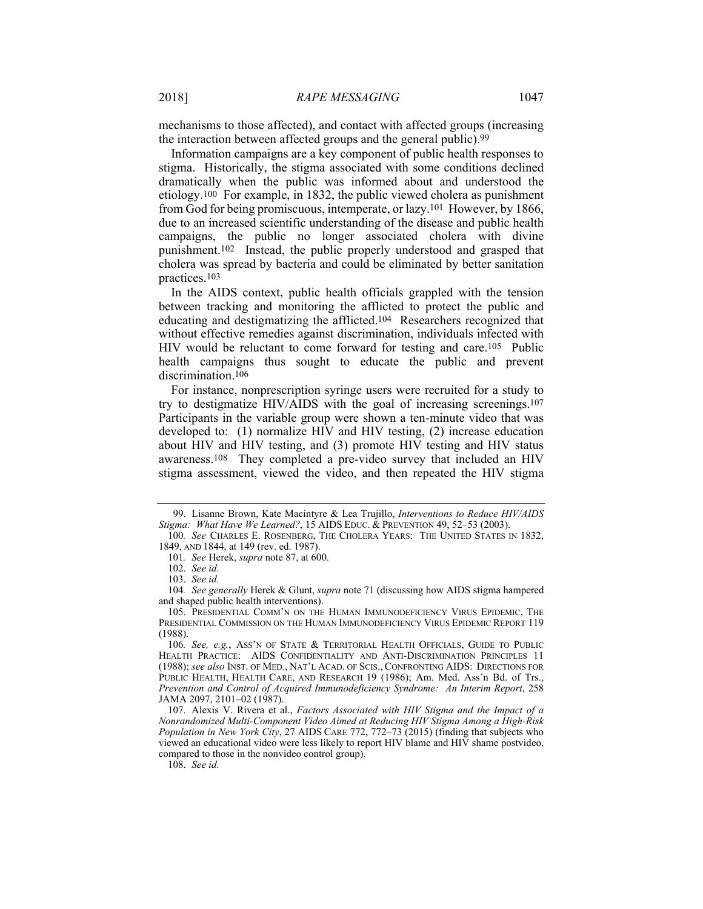mechanisms to those affected), and contact with affected groups (increasing the interaction between affected groups and the general public).[99]

Information campaigns are a key component of public health responses to stigma. Historically, the stigma associated with some conditions declined dramatically when the public was informed about and understood the etiology.[100] For example, in 1832, the public viewed cholera as punishment from God for being promiscuous, intemperate, or lazy.[101] However, by 1866, due to an increased scientific understanding of the disease and public health campaigns, the public no longer associated cholera with divine punishment.[102] Instead, the public properly understood and grasped that cholera was spread by bacteria and could be eliminated by better sanitation practices.[103]

In the AIDS context, public health officials grappled with the tension between tracking and monitoring the afflicted to protect the public and educating and destigmatizing the afflicted.[104] Researchers recognized that without effective remedies against discrimination, individuals infected with HIV would be reluctant to come forward for testing and care.[105] Public health campaigns thus sought to educate the public and prevent discrimination.[106]

For instance, nonprescription syringe users were recruited for a study to try to destigmatize HIV/AIDS with the goal of increasing screenings.[107] Participants in the variable group were shown a ten-minute video that was developed to: (1) normalize HIV and HIV testing, (2) increase education about HIV and HIV testing, and (3) promote HIV testing and HIV status awareness.[108] They completed a pre-video survey that included an HIV stigma assessment, viewed the video, and then repeated the HIV stigma

---

99. Lisanne Brown, Kate Macintyre & Lea Trujillo, *Interventions to Reduce HIV/AIDS Stigma: What Have We Learned?*, 15 AIDS EDUC. & PREVENTION 49, 52–53 (2003).

100. *See* CHARLES E. ROSENBERG, THE CHOLERA YEARS: THE UNITED STATES IN 1832, 1849, AND 1844, at 149 (rev. ed. 1987).

101. *See* Herek, *supra* note 87, at 600.

102. *See id.*

103. *See id.*

104. *See generally* Herek & Glunt, *supra* note 71 (discussing how AIDS stigma hampered and shaped public health interventions).

105. PRESIDENTIAL COMM'N ON THE HUMAN IMMUNODEFICIENCY VIRUS EPIDEMIC, THE PRESIDENTIAL COMMISSION ON THE HUMAN IMMUNODEFICIENCY VIRUS EPIDEMIC REPORT 119 (1988).

106. *See, e.g.*, ASS'N OF STATE & TERRITORIAL HEALTH OFFICIALS, GUIDE TO PUBLIC HEALTH PRACTICE: AIDS CONFIDENTIALITY AND ANTI-DISCRIMINATION PRINCIPLES 11 (1988); *see also* INST. OF MED., NAT'L ACAD. OF SCIS., CONFRONTING AIDS: DIRECTIONS FOR PUBLIC HEALTH, HEALTH CARE, AND RESEARCH 19 (1986); Am. Med. Ass'n Bd. of Trs., *Prevention and Control of Acquired Immunodeficiency Syndrome: An Interim Report*, 258 JAMA 2097, 2101–02 (1987).

107. Alexis V. Rivera et al., *Factors Associated with HIV Stigma and the Impact of a Nonrandomized Multi-Component Video Aimed at Reducing HIV Stigma Among a High-Risk Population in New York City*, 27 AIDS CARE 772, 772–73 (2015) (finding that subjects who viewed an educational video were less likely to report HIV blame and HIV shame postvideo, compared to those in the nonvideo control group).

108. *See id.*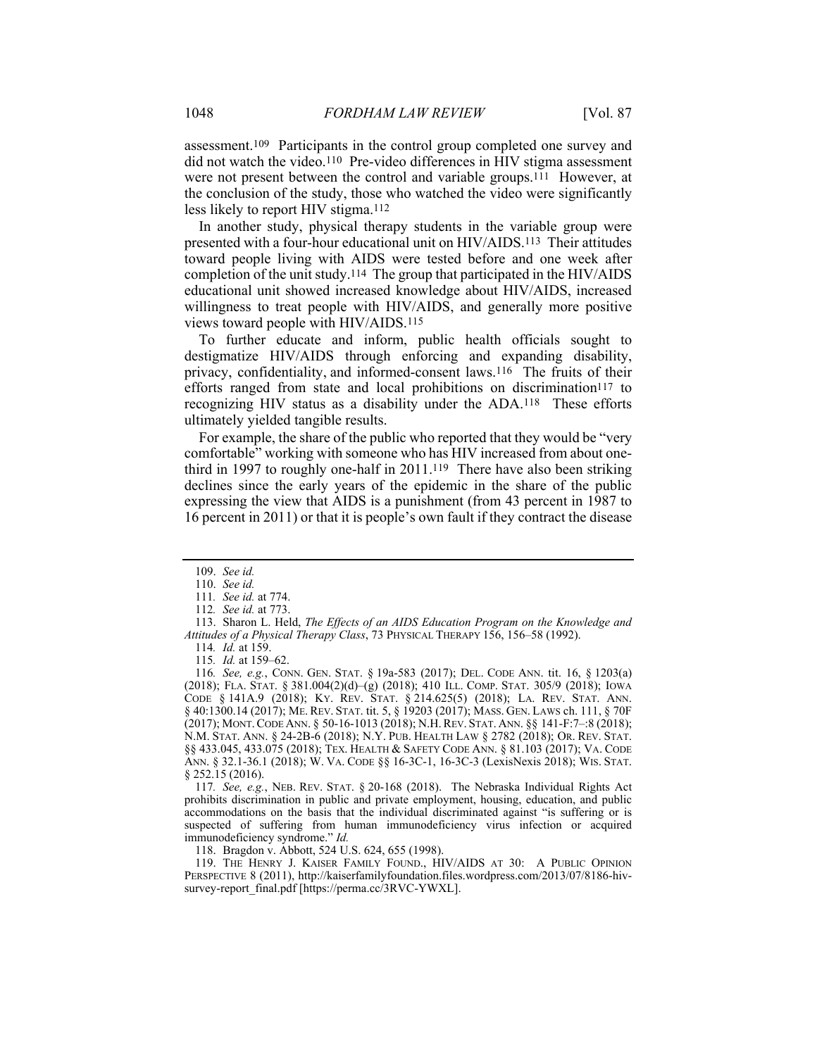assessment.[109] Participants in the control group completed one survey and did not watch the video.[110] Pre-video differences in HIV stigma assessment were not present between the control and variable groups.[111] However, at the conclusion of the study, those who watched the video were significantly less likely to report HIV stigma.[112]

In another study, physical therapy students in the variable group were presented with a four-hour educational unit on HIV/AIDS.[113] Their attitudes toward people living with AIDS were tested before and one week after completion of the unit study.[114] The group that participated in the HIV/AIDS educational unit showed increased knowledge about HIV/AIDS, increased willingness to treat people with HIV/AIDS, and generally more positive views toward people with HIV/AIDS.[115]

To further educate and inform, public health officials sought to destigmatize HIV/AIDS through enforcing and expanding disability, privacy, confidentiality, and informed-consent laws.[116] The fruits of their efforts ranged from state and local prohibitions on discrimination[117] to recognizing HIV status as a disability under the ADA.[118] These efforts ultimately yielded tangible results.

For example, the share of the public who reported that they would be "very comfortable" working with someone who has HIV increased from about one-third in 1997 to roughly one-half in 2011.[119] There have also been striking declines since the early years of the epidemic in the share of the public expressing the view that AIDS is a punishment (from 43 percent in 1987 to 16 percent in 2011) or that it is people's own fault if they contract the disease

---

109. *See id.*

110. *See id.*

111. *See id.* at 774.

112. *See id.* at 773.

113. Sharon L. Held, *The Effects of an AIDS Education Program on the Knowledge and Attitudes of a Physical Therapy Class*, 73 PHYSICAL THERAPY 156, 156–58 (1992).

114. *Id.* at 159.

115. *Id.* at 159–62.

116. *See, e.g.*, CONN. GEN. STAT. § 19a-583 (2017); DEL. CODE ANN. tit. 16, § 1203(a) (2018); FLA. STAT. § 381.004(2)(d)–(g) (2018); 410 ILL. COMP. STAT. 305/9 (2018); IOWA CODE § 141A.9 (2018); KY. REV. STAT. § 214.625(5) (2018); LA. REV. STAT. ANN. § 40:1300.14 (2017); ME. REV. STAT. tit. 5, § 19203 (2017); MASS. GEN. LAWS ch. 111, § 70F (2017); MONT. CODE ANN. § 50-16-1013 (2018); N.H. REV. STAT. ANN. §§ 141-F:7–:8 (2018); N.M. STAT. ANN. § 24-2B-6 (2018); N.Y. PUB. HEALTH LAW § 2782 (2018); OR. REV. STAT. §§ 433.045, 433.075 (2018); TEX. HEALTH & SAFETY CODE ANN. § 81.103 (2017); VA. CODE ANN. § 32.1-36.1 (2018); W. VA. CODE §§ 16-3C-1, 16-3C-3 (LexisNexis 2018); WIS. STAT. § 252.15 (2016).

117. *See, e.g.*, NEB. REV. STAT. § 20-168 (2018). The Nebraska Individual Rights Act prohibits discrimination in public and private employment, housing, education, and public accommodations on the basis that the individual discriminated against "is suffering or is suspected of suffering from human immunodeficiency virus infection or acquired immunodeficiency syndrome." *Id.*

118. Bragdon v. Abbott, 524 U.S. 624, 655 (1998).

119. THE HENRY J. KAISER FAMILY FOUND., HIV/AIDS AT 30: A PUBLIC OPINION PERSPECTIVE 8 (2011), http://kaiserfamilyfoundation.files.wordpress.com/2013/07/8186-hiv-survey-report_final.pdf [https://perma.cc/3RVC-YWXL].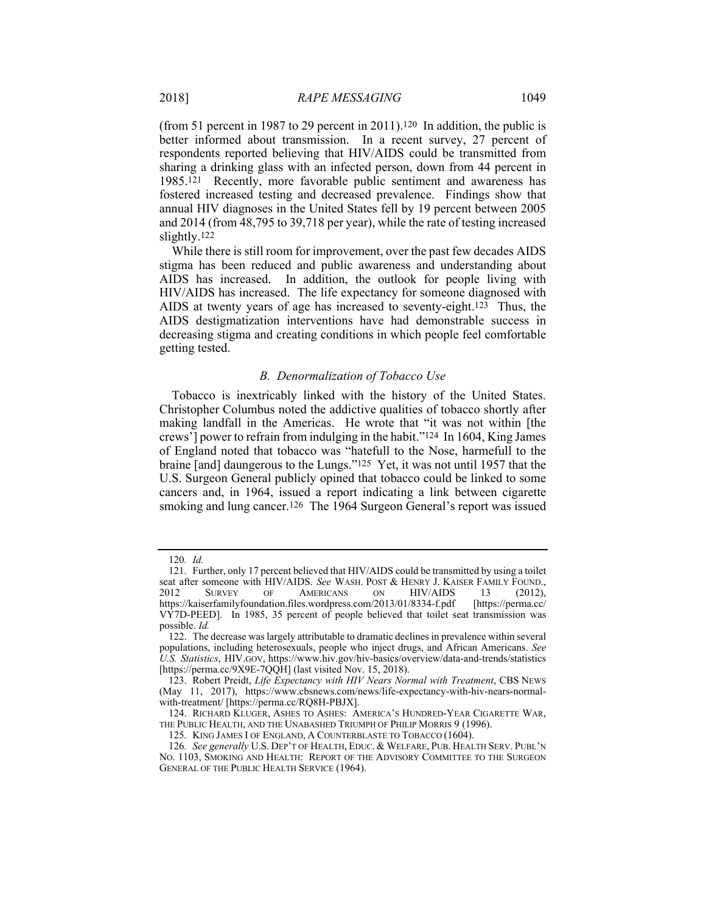(from 51 percent in 1987 to 29 percent in 2011).[120] In addition, the public is better informed about transmission. In a recent survey, 27 percent of respondents reported believing that HIV/AIDS could be transmitted from sharing a drinking glass with an infected person, down from 44 percent in 1985.[121] Recently, more favorable public sentiment and awareness has fostered increased testing and decreased prevalence. Findings show that annual HIV diagnoses in the United States fell by 19 percent between 2005 and 2014 (from 48,795 to 39,718 per year), while the rate of testing increased slightly.[122]

While there is still room for improvement, over the past few decades AIDS stigma has been reduced and public awareness and understanding about AIDS has increased. In addition, the outlook for people living with HIV/AIDS has increased. The life expectancy for someone diagnosed with AIDS at twenty years of age has increased to seventy-eight.[123] Thus, the AIDS destigmatization interventions have had demonstrable success in decreasing stigma and creating conditions in which people feel comfortable getting tested.

### *B. Denormalization of Tobacco Use*

Tobacco is inextricably linked with the history of the United States. Christopher Columbus noted the addictive qualities of tobacco shortly after making landfall in the Americas. He wrote that "it was not within [the crews'] power to refrain from indulging in the habit."[124] In 1604, King James of England noted that tobacco was "hatefull to the Nose, harmefull to the braine [and] daungerous to the Lungs."[125] Yet, it was not until 1957 that the U.S. Surgeon General publicly opined that tobacco could be linked to some cancers and, in 1964, issued a report indicating a link between cigarette smoking and lung cancer.[126] The 1964 Surgeon General's report was issued

---

120. *Id.*

121. Further, only 17 percent believed that HIV/AIDS could be transmitted by using a toilet seat after someone with HIV/AIDS. *See* WASH. POST & HENRY J. KAISER FAMILY FOUND., 2012 SURVEY OF AMERICANS ON HIV/AIDS 13 (2012), https://kaiserfamilyfoundation.files.wordpress.com/2013/01/8334-f.pdf [https://perma.cc/VY7D-PEED]. In 1985, 35 percent of people believed that toilet seat transmission was possible. *Id.*

122. The decrease was largely attributable to dramatic declines in prevalence within several populations, including heterosexuals, people who inject drugs, and African Americans. *See* *U.S. Statistics*, HIV.GOV, https://www.hiv.gov/hiv-basics/overview/data-and-trends/statistics [https://perma.cc/9X9E-7QQH] (last visited Nov. 15, 2018).

123. Robert Preidt, *Life Expectancy with HIV Nears Normal with Treatment*, CBS NEWS (May 11, 2017), https://www.cbsnews.com/news/life-expectancy-with-hiv-nears-normal-with-treatment/ [https://perma.cc/RQ8H-PBJX].

124. RICHARD KLUGER, ASHES TO ASHES: AMERICA'S HUNDRED-YEAR CIGARETTE WAR, THE PUBLIC HEALTH, AND THE UNABASHED TRIUMPH OF PHILIP MORRIS 9 (1996).

125. KING JAMES I OF ENGLAND, A COUNTERBLASTE TO TOBACCO (1604).

126. *See generally* U.S. DEP'T OF HEALTH, EDUC. & WELFARE, PUB. HEALTH SERV. PUBL'N NO. 1103, SMOKING AND HEALTH: REPORT OF THE ADVISORY COMMITTEE TO THE SURGEON GENERAL OF THE PUBLIC HEALTH SERVICE (1964).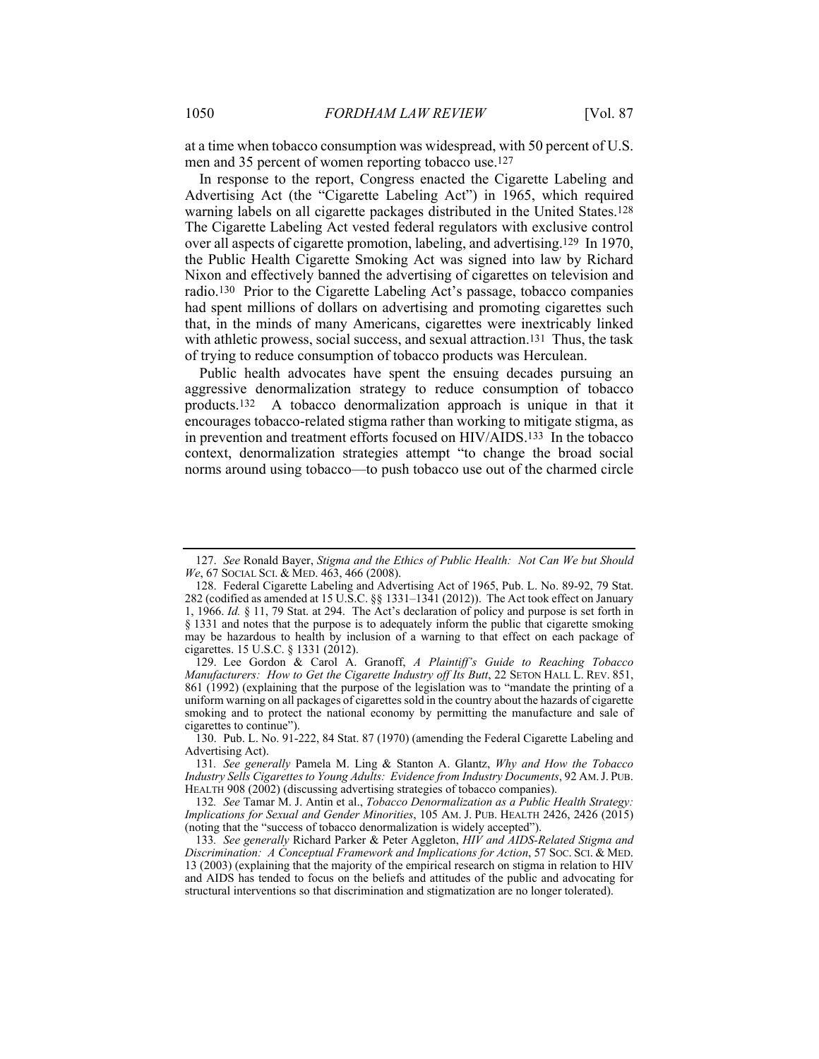at a time when tobacco consumption was widespread, with 50 percent of U.S. men and 35 percent of women reporting tobacco use.[127]

In response to the report, Congress enacted the Cigarette Labeling and Advertising Act (the "Cigarette Labeling Act") in 1965, which required warning labels on all cigarette packages distributed in the United States.[128] The Cigarette Labeling Act vested federal regulators with exclusive control over all aspects of cigarette promotion, labeling, and advertising.[129] In 1970, the Public Health Cigarette Smoking Act was signed into law by Richard Nixon and effectively banned the advertising of cigarettes on television and radio.[130] Prior to the Cigarette Labeling Act's passage, tobacco companies had spent millions of dollars on advertising and promoting cigarettes such that, in the minds of many Americans, cigarettes were inextricably linked with athletic prowess, social success, and sexual attraction.[131] Thus, the task of trying to reduce consumption of tobacco products was Herculean.

Public health advocates have spent the ensuing decades pursuing an aggressive denormalization strategy to reduce consumption of tobacco products.[132] A tobacco denormalization approach is unique in that it encourages tobacco-related stigma rather than working to mitigate stigma, as in prevention and treatment efforts focused on HIV/AIDS.[133] In the tobacco context, denormalization strategies attempt "to change the broad social norms around using tobacco—to push tobacco use out of the charmed circle

---

127. *See* Ronald Bayer, *Stigma and the Ethics of Public Health: Not Can We but Should We*, 67 SOCIAL SCI. & MED. 463, 466 (2008).

128. Federal Cigarette Labeling and Advertising Act of 1965, Pub. L. No. 89-92, 79 Stat. 282 (codified as amended at 15 U.S.C. §§ 1331–1341 (2012)). The Act took effect on January 1, 1966. *Id.* § 11, 79 Stat. at 294. The Act's declaration of policy and purpose is set forth in § 1331 and notes that the purpose is to adequately inform the public that cigarette smoking may be hazardous to health by inclusion of a warning to that effect on each package of cigarettes. 15 U.S.C. § 1331 (2012).

129. Lee Gordon & Carol A. Granoff, *A Plaintiff's Guide to Reaching Tobacco Manufacturers: How to Get the Cigarette Industry off Its Butt*, 22 SETON HALL L. REV. 851, 861 (1992) (explaining that the purpose of the legislation was to "mandate the printing of a uniform warning on all packages of cigarettes sold in the country about the hazards of cigarette smoking and to protect the national economy by permitting the manufacture and sale of cigarettes to continue").

130. Pub. L. No. 91-222, 84 Stat. 87 (1970) (amending the Federal Cigarette Labeling and Advertising Act).

131. *See generally* Pamela M. Ling & Stanton A. Glantz, *Why and How the Tobacco Industry Sells Cigarettes to Young Adults: Evidence from Industry Documents*, 92 AM. J. PUB. HEALTH 908 (2002) (discussing advertising strategies of tobacco companies).

132. *See* Tamar M. J. Antin et al., *Tobacco Denormalization as a Public Health Strategy: Implications for Sexual and Gender Minorities*, 105 AM. J. PUB. HEALTH 2426, 2426 (2015) (noting that the "success of tobacco denormalization is widely accepted").

133. *See generally* Richard Parker & Peter Aggleton, *HIV and AIDS-Related Stigma and Discrimination: A Conceptual Framework and Implications for Action*, 57 SOC. SCI. & MED. 13 (2003) (explaining that the majority of the empirical research on stigma in relation to HIV and AIDS has tended to focus on the beliefs and attitudes of the public and advocating for structural interventions so that discrimination and stigmatization are no longer tolerated).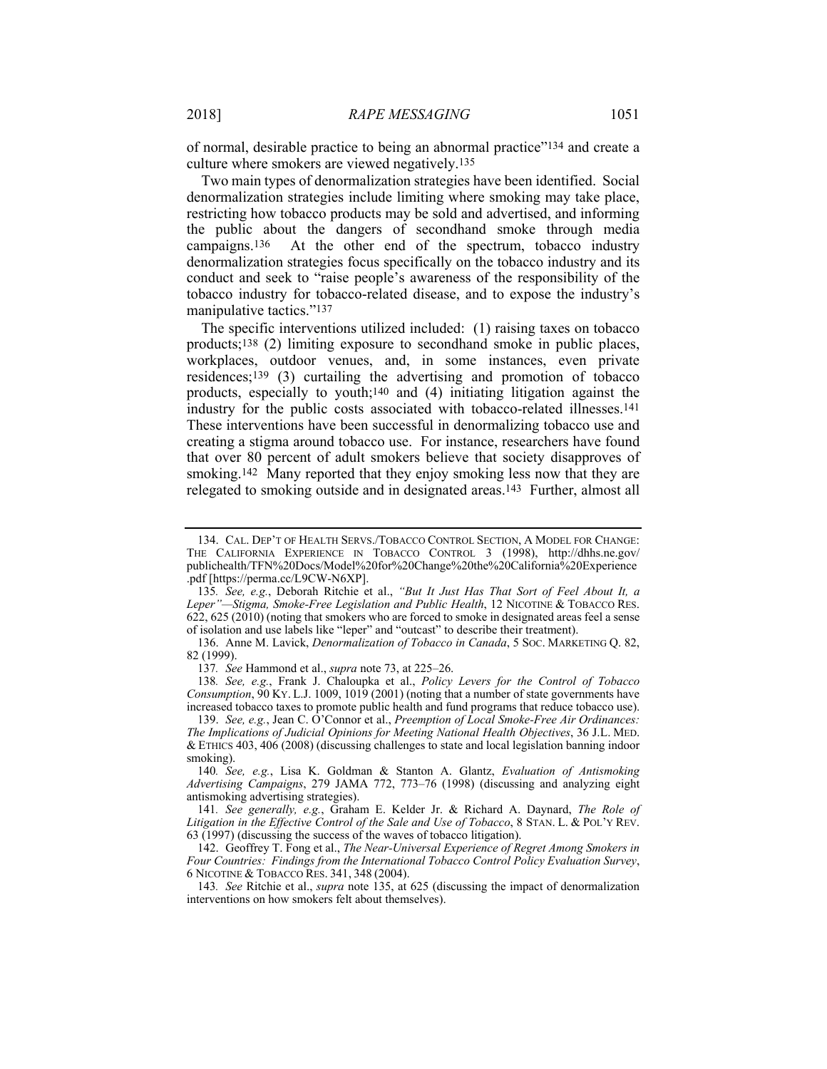of normal, desirable practice to being an abnormal practice"[134] and create a culture where smokers are viewed negatively.[135]

Two main types of denormalization strategies have been identified. Social denormalization strategies include limiting where smoking may take place, restricting how tobacco products may be sold and advertised, and informing the public about the dangers of secondhand smoke through media campaigns.[136] At the other end of the spectrum, tobacco industry denormalization strategies focus specifically on the tobacco industry and its conduct and seek to "raise people's awareness of the responsibility of the tobacco industry for tobacco-related disease, and to expose the industry's manipulative tactics."[137]

The specific interventions utilized included: (1) raising taxes on tobacco products;[138] (2) limiting exposure to secondhand smoke in public places, workplaces, outdoor venues, and, in some instances, even private residences;[139] (3) curtailing the advertising and promotion of tobacco products, especially to youth;[140] and (4) initiating litigation against the industry for the public costs associated with tobacco-related illnesses.[141] These interventions have been successful in denormalizing tobacco use and creating a stigma around tobacco use. For instance, researchers have found that over 80 percent of adult smokers believe that society disapproves of smoking.[142] Many reported that they enjoy smoking less now that they are relegated to smoking outside and in designated areas.[143] Further, almost all

---

134. CAL. DEP'T OF HEALTH SERVS./TOBACCO CONTROL SECTION, A MODEL FOR CHANGE: THE CALIFORNIA EXPERIENCE IN TOBACCO CONTROL 3 (1998), http://dhhs.ne.gov/publichealth/TFN%20Docs/Model%20for%20Change%20the%20California%20Experience.pdf [https://perma.cc/L9CW-N6XP].

135. *See, e.g.*, Deborah Ritchie et al., *"But It Just Has That Sort of Feel About It, a Leper"—Stigma, Smoke-Free Legislation and Public Health*, 12 NICOTINE & TOBACCO RES. 622, 625 (2010) (noting that smokers who are forced to smoke in designated areas feel a sense of isolation and use labels like "leper" and "outcast" to describe their treatment).

136. Anne M. Lavick, *Denormalization of Tobacco in Canada*, 5 SOC. MARKETING Q. 82, 82 (1999).

137. *See* Hammond et al., *supra* note 73, at 225–26.

138. *See, e.g.*, Frank J. Chaloupka et al., *Policy Levers for the Control of Tobacco Consumption*, 90 KY. L.J. 1009, 1019 (2001) (noting that a number of state governments have increased tobacco taxes to promote public health and fund programs that reduce tobacco use).

139. *See, e.g.*, Jean C. O'Connor et al., *Preemption of Local Smoke-Free Air Ordinances: The Implications of Judicial Opinions for Meeting National Health Objectives*, 36 J.L. MED. & ETHICS 403, 406 (2008) (discussing challenges to state and local legislation banning indoor smoking).

140. *See, e.g.*, Lisa K. Goldman & Stanton A. Glantz, *Evaluation of Antismoking Advertising Campaigns*, 279 JAMA 772, 773–76 (1998) (discussing and analyzing eight antismoking advertising strategies).

141. *See generally, e.g.*, Graham E. Kelder Jr. & Richard A. Daynard, *The Role of Litigation in the Effective Control of the Sale and Use of Tobacco*, 8 STAN. L. & POL'Y REV. 63 (1997) (discussing the success of the waves of tobacco litigation).

142. Geoffrey T. Fong et al., *The Near-Universal Experience of Regret Among Smokers in Four Countries: Findings from the International Tobacco Control Policy Evaluation Survey*, 6 NICOTINE & TOBACCO RES. 341, 348 (2004).

143. *See* Ritchie et al., *supra* note 135, at 625 (discussing the impact of denormalization interventions on how smokers felt about themselves).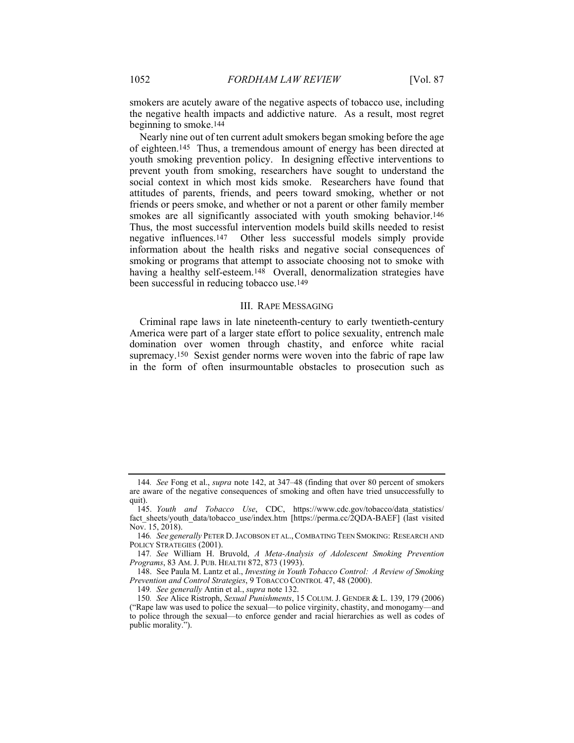smokers are acutely aware of the negative aspects of tobacco use, including the negative health impacts and addictive nature. As a result, most regret beginning to smoke.[144]

Nearly nine out of ten current adult smokers began smoking before the age of eighteen.[145] Thus, a tremendous amount of energy has been directed at youth smoking prevention policy. In designing effective interventions to prevent youth from smoking, researchers have sought to understand the social context in which most kids smoke. Researchers have found that attitudes of parents, friends, and peers toward smoking, whether or not friends or peers smoke, and whether or not a parent or other family member smokes are all significantly associated with youth smoking behavior.[146] Thus, the most successful intervention models build skills needed to resist negative influences.[147] Other less successful models simply provide information about the health risks and negative social consequences of smoking or programs that attempt to associate choosing not to smoke with having a healthy self-esteem.[148] Overall, denormalization strategies have been successful in reducing tobacco use.[149]

## III. RAPE MESSAGING

Criminal rape laws in late nineteenth-century to early twentieth-century America were part of a larger state effort to police sexuality, entrench male domination over women through chastity, and enforce white racial supremacy.[150] Sexist gender norms were woven into the fabric of rape law in the form of often insurmountable obstacles to prosecution such as

---

144. *See* Fong et al., *supra* note 142, at 347–48 (finding that over 80 percent of smokers are aware of the negative consequences of smoking and often have tried unsuccessfully to quit).

145. *Youth and Tobacco Use*, CDC, https://www.cdc.gov/tobacco/data_statistics/fact_sheets/youth_data/tobacco_use/index.htm [https://perma.cc/2QDA-BAEF] (last visited Nov. 15, 2018).

146. *See generally* PETER D. JACOBSON ET AL., COMBATING TEEN SMOKING: RESEARCH AND POLICY STRATEGIES (2001).

147. *See* William H. Bruvold, *A Meta-Analysis of Adolescent Smoking Prevention Programs*, 83 AM. J. PUB. HEALTH 872, 873 (1993).

148. See Paula M. Lantz et al., *Investing in Youth Tobacco Control: A Review of Smoking Prevention and Control Strategies*, 9 TOBACCO CONTROL 47, 48 (2000).

149. *See generally* Antin et al., *supra* note 132.

150. *See* Alice Ristroph, *Sexual Punishments*, 15 COLUM. J. GENDER & L. 139, 179 (2006) ("Rape law was used to police the sexual—to police virginity, chastity, and monogamy—and to police through the sexual—to enforce gender and racial hierarchies as well as codes of public morality.").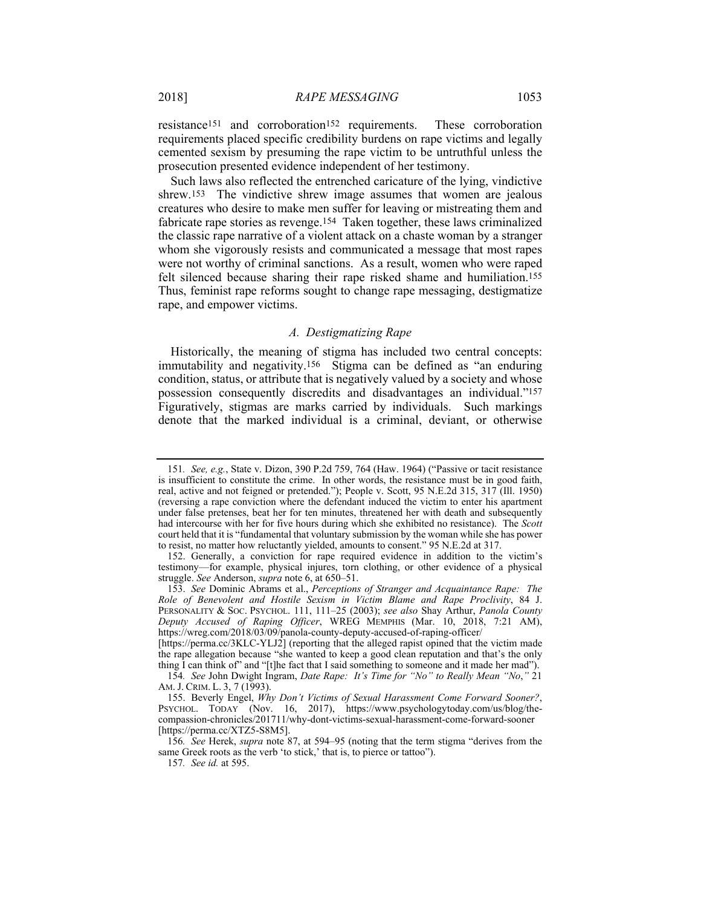resistance[151] and corroboration[152] requirements. These corroboration requirements placed specific credibility burdens on rape victims and legally cemented sexism by presuming the rape victim to be untruthful unless the prosecution presented evidence independent of her testimony.

Such laws also reflected the entrenched caricature of the lying, vindictive shrew.[153] The vindictive shrew image assumes that women are jealous creatures who desire to make men suffer for leaving or mistreating them and fabricate rape stories as revenge.[154] Taken together, these laws criminalized the classic rape narrative of a violent attack on a chaste woman by a stranger whom she vigorously resists and communicated a message that most rapes were not worthy of criminal sanctions. As a result, women who were raped felt silenced because sharing their rape risked shame and humiliation.[155] Thus, feminist rape reforms sought to change rape messaging, destigmatize rape, and empower victims.

### *A. Destigmatizing Rape*

Historically, the meaning of stigma has included two central concepts: immutability and negativity.[156] Stigma can be defined as "an enduring condition, status, or attribute that is negatively valued by a society and whose possession consequently discredits and disadvantages an individual."[157] Figuratively, stigmas are marks carried by individuals. Such markings denote that the marked individual is a criminal, deviant, or otherwise

---

151. *See, e.g.*, State v. Dizon, 390 P.2d 759, 764 (Haw. 1964) ("Passive or tacit resistance is insufficient to constitute the crime. In other words, the resistance must be in good faith, real, active and not feigned or pretended."); People v. Scott, 95 N.E.2d 315, 317 (Ill. 1950) (reversing a rape conviction where the defendant induced the victim to enter his apartment under false pretenses, beat her for ten minutes, threatened her with death and subsequently had intercourse with her for five hours during which she exhibited no resistance). The *Scott* court held that it is "fundamental that voluntary submission by the woman while she has power to resist, no matter how reluctantly yielded, amounts to consent." 95 N.E.2d at 317.

152. Generally, a conviction for rape required evidence in addition to the victim's testimony—for example, physical injures, torn clothing, or other evidence of a physical struggle. *See* Anderson, *supra* note 6, at 650–51.

153. *See* Dominic Abrams et al., *Perceptions of Stranger and Acquaintance Rape: The Role of Benevolent and Hostile Sexism in Victim Blame and Rape Proclivity*, 84 J. PERSONALITY & SOC. PSYCHOL. 111, 111–25 (2003); *see also* Shay Arthur, *Panola County Deputy Accused of Raping Officer*, WREG MEMPHIS (Mar. 10, 2018, 7:21 AM), https://wreg.com/2018/03/09/panola-county-deputy-accused-of-raping-officer/ [https://perma.cc/3KLC-YLJ2] (reporting that the alleged rapist opined that the victim made the rape allegation because "she wanted to keep a good clean reputation and that's the only thing I can think of" and "[t]he fact that I said something to someone and it made her mad").

154. *See* John Dwight Ingram, *Date Rape: It's Time for "No" to Really Mean "No*,*"* 21 AM. J. CRIM. L. 3, 7 (1993).

155. Beverly Engel, *Why Don't Victims of Sexual Harassment Come Forward Sooner?*, PSYCHOL. TODAY (Nov. 16, 2017), https://www.psychologytoday.com/us/blog/the-compassion-chronicles/201711/why-dont-victims-sexual-harassment-come-forward-sooner [https://perma.cc/XTZ5-S8M5].

156. *See* Herek, *supra* note 87, at 594–95 (noting that the term stigma "derives from the same Greek roots as the verb 'to stick,' that is, to pierce or tattoo").

157. *See id.* at 595.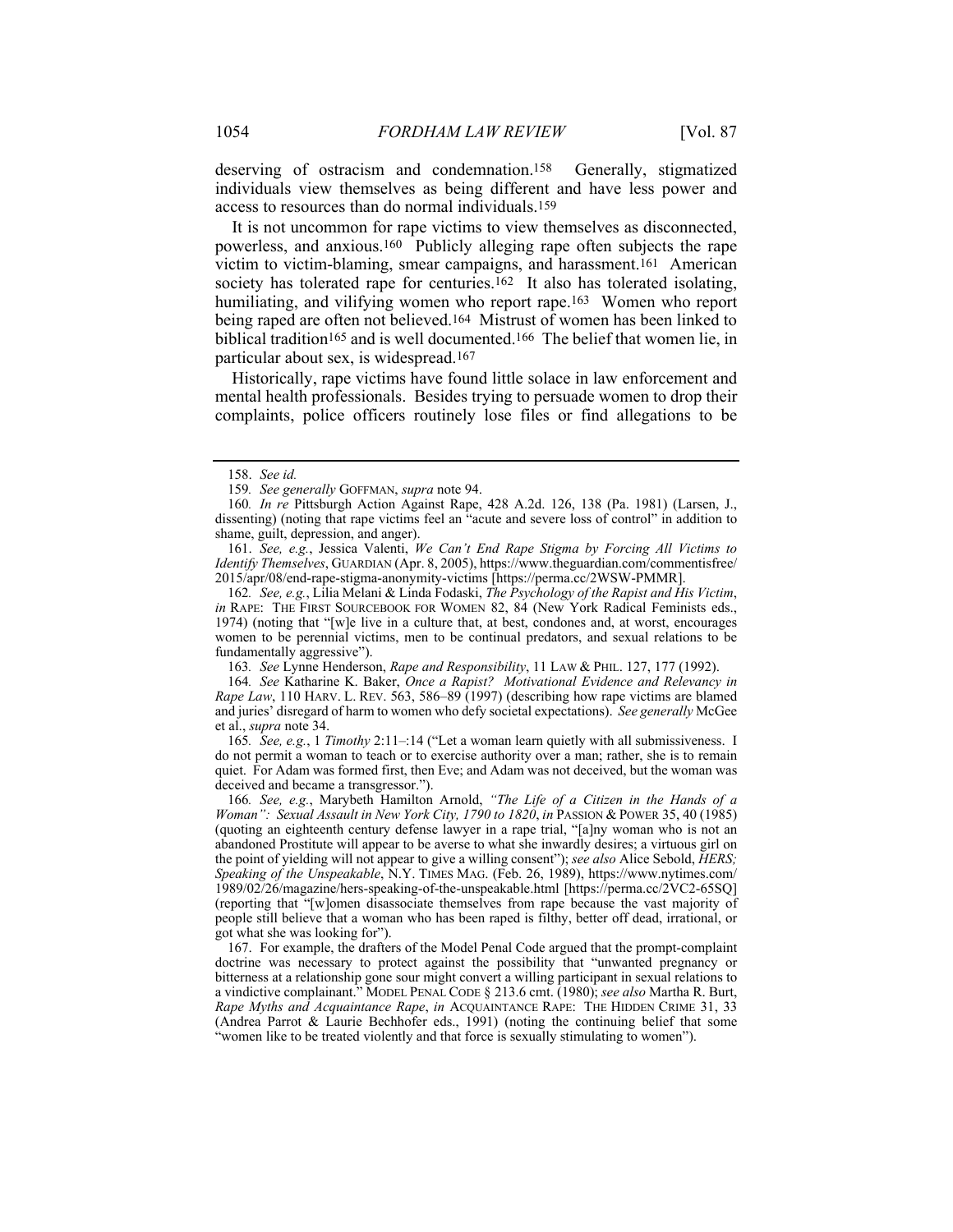deserving of ostracism and condemnation.[158] Generally, stigmatized individuals view themselves as being different and have less power and access to resources than do normal individuals.[159]

It is not uncommon for rape victims to view themselves as disconnected, powerless, and anxious.[160] Publicly alleging rape often subjects the rape victim to victim-blaming, smear campaigns, and harassment.[161] American society has tolerated rape for centuries.[162] It also has tolerated isolating, humiliating, and vilifying women who report rape.[163] Women who report being raped are often not believed.[164] Mistrust of women has been linked to biblical tradition[165] and is well documented.[166] The belief that women lie, in particular about sex, is widespread.[167]

Historically, rape victims have found little solace in law enforcement and mental health professionals. Besides trying to persuade women to drop their complaints, police officers routinely lose files or find allegations to be

---

158. *See id.*

159. *See generally* GOFFMAN, *supra* note 94.

160. *In re* Pittsburgh Action Against Rape, 428 A.2d. 126, 138 (Pa. 1981) (Larsen, J., dissenting) (noting that rape victims feel an "acute and severe loss of control" in addition to shame, guilt, depression, and anger).

161. *See, e.g.*, Jessica Valenti, *We Can't End Rape Stigma by Forcing All Victims to Identify Themselves*, GUARDIAN (Apr. 8, 2005), https://www.theguardian.com/commentisfree/2015/apr/08/end-rape-stigma-anonymity-victims [https://perma.cc/2WSW-PMMR].

162. *See, e.g.*, Lilia Melani & Linda Fodaski, *The Psychology of the Rapist and His Victim*, *in* RAPE: THE FIRST SOURCEBOOK FOR WOMEN 82, 84 (New York Radical Feminists eds., 1974) (noting that "[w]e live in a culture that, at best, condones and, at worst, encourages women to be perennial victims, men to be continual predators, and sexual relations to be fundamentally aggressive").

163. *See* Lynne Henderson, *Rape and Responsibility*, 11 LAW & PHIL. 127, 177 (1992).

164. *See* Katharine K. Baker, *Once a Rapist? Motivational Evidence and Relevancy in Rape Law*, 110 HARV. L. REV. 563, 586–89 (1997) (describing how rape victims are blamed and juries' disregard of harm to women who defy societal expectations). *See generally* McGee et al., *supra* note 34.

165. *See, e.g.*, 1 *Timothy* 2:11–:14 ("Let a woman learn quietly with all submissiveness. I do not permit a woman to teach or to exercise authority over a man; rather, she is to remain quiet. For Adam was formed first, then Eve; and Adam was not deceived, but the woman was deceived and became a transgressor.").

166. *See, e.g.*, Marybeth Hamilton Arnold, *"The Life of a Citizen in the Hands of a Woman": Sexual Assault in New York City, 1790 to 1820*, *in* PASSION & POWER 35, 40 (1985) (quoting an eighteenth century defense lawyer in a rape trial, "[a]ny woman who is not an abandoned Prostitute will appear to be averse to what she inwardly desires; a virtuous girl on the point of yielding will not appear to give a willing consent"); *see also* Alice Sebold, *HERS; Speaking of the Unspeakable*, N.Y. TIMES MAG. (Feb. 26, 1989), https://www.nytimes.com/1989/02/26/magazine/hers-speaking-of-the-unspeakable.html [https://perma.cc/2VC2-65SQ] (reporting that "[w]omen disassociate themselves from rape because the vast majority of people still believe that a woman who has been raped is filthy, better off dead, irrational, or got what she was looking for").

167. For example, the drafters of the Model Penal Code argued that the prompt-complaint doctrine was necessary to protect against the possibility that "unwanted pregnancy or bitterness at a relationship gone sour might convert a willing participant in sexual relations to a vindictive complainant." MODEL PENAL CODE § 213.6 cmt. (1980); *see also* Martha R. Burt, *Rape Myths and Acquaintance Rape*, *in* ACQUAINTANCE RAPE: THE HIDDEN CRIME 31, 33 (Andrea Parrot & Laurie Bechhofer eds., 1991) (noting the continuing belief that some "women like to be treated violently and that force is sexually stimulating to women").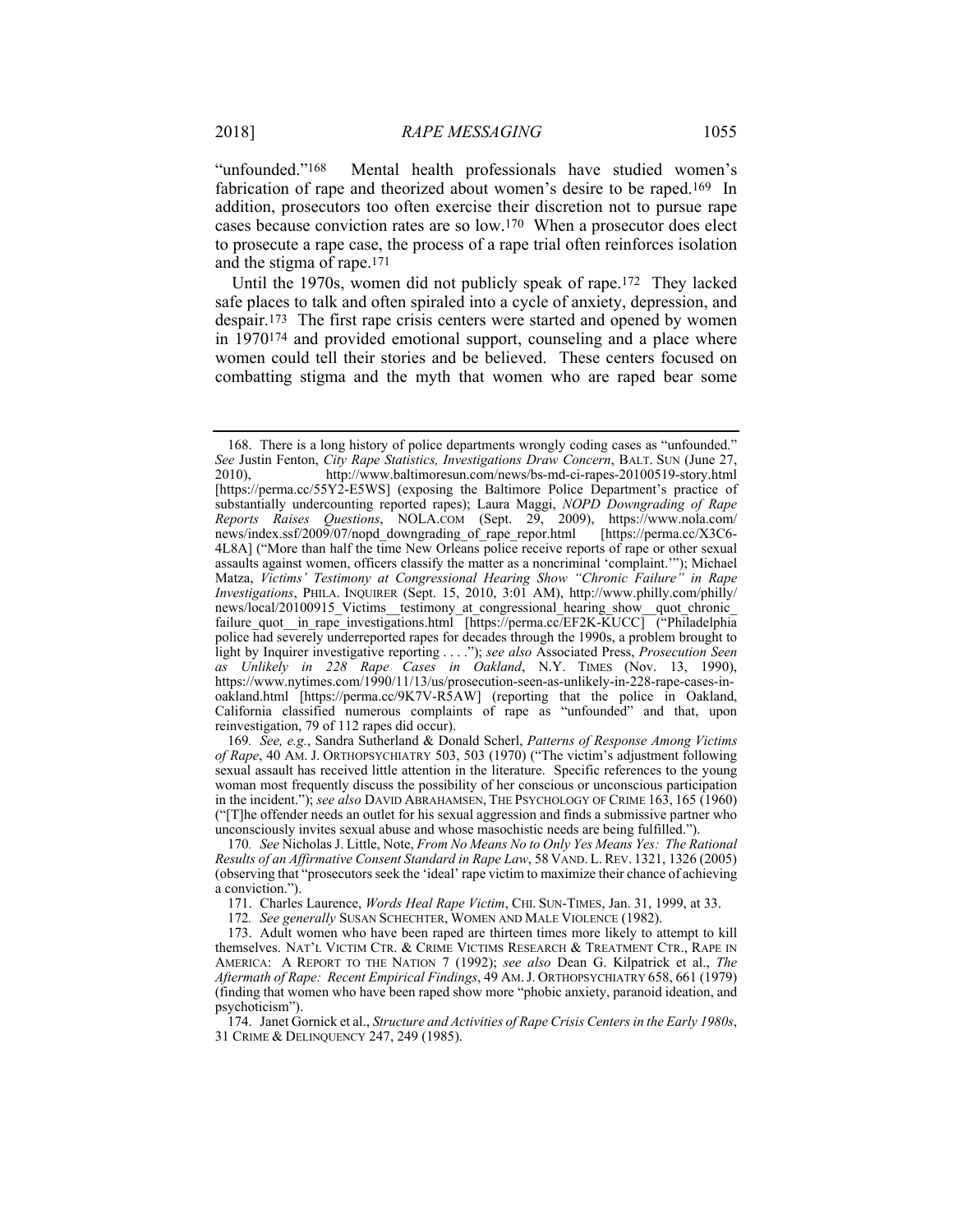"unfounded."[168] Mental health professionals have studied women's fabrication of rape and theorized about women's desire to be raped.[169] In addition, prosecutors too often exercise their discretion not to pursue rape cases because conviction rates are so low.[170] When a prosecutor does elect to prosecute a rape case, the process of a rape trial often reinforces isolation and the stigma of rape.[171]

Until the 1970s, women did not publicly speak of rape.[172] They lacked safe places to talk and often spiraled into a cycle of anxiety, depression, and despair.[173] The first rape crisis centers were started and opened by women in 1970[174] and provided emotional support, counseling and a place where women could tell their stories and be believed. These centers focused on combatting stigma and the myth that women who are raped bear some

---

168. There is a long history of police departments wrongly coding cases as "unfounded." *See* Justin Fenton, *City Rape Statistics, Investigations Draw Concern*, BALT. SUN (June 27, 2010), http://www.baltimoresun.com/news/bs-md-ci-rapes-20100519-story.html [https://perma.cc/55Y2-E5WS] (exposing the Baltimore Police Department's practice of substantially undercounting reported rapes); Laura Maggi, *NOPD Downgrading of Rape Reports Raises Questions*, NOLA.COM (Sept. 29, 2009), https://www.nola.com/news/index.ssf/2009/07/nopd_downgrading_of_rape_repor.html [https://perma.cc/X3C6-4L8A] ("More than half the time New Orleans police receive reports of rape or other sexual assaults against women, officers classify the matter as a noncriminal 'complaint.'"); Michael Matza, *Victims' Testimony at Congressional Hearing Show "Chronic Failure" in Rape Investigations*, PHILA. INQUIRER (Sept. 15, 2010, 3:01 AM), http://www.philly.com/philly/news/local/20100915_Victims__testimony_at_congressional_hearing_show__quot_chronic_failure_quot__in_rape_investigations.html [https://perma.cc/EF2K-KUCC] ("Philadelphia police had severely underreported rapes for decades through the 1990s, a problem brought to light by Inquirer investigative reporting . . . ."); *see also* Associated Press, *Prosecution Seen as Unlikely in 228 Rape Cases in Oakland*, N.Y. TIMES (Nov. 13, 1990), https://www.nytimes.com/1990/11/13/us/prosecution-seen-as-unlikely-in-228-rape-cases-in-oakland.html [https://perma.cc/9K7V-R5AW] (reporting that the police in Oakland, California classified numerous complaints of rape as "unfounded" and that, upon reinvestigation, 79 of 112 rapes did occur).

169. *See, e.g.*, Sandra Sutherland & Donald Scherl, *Patterns of Response Among Victims of Rape*, 40 AM. J. ORTHOPSYCHIATRY 503, 503 (1970) ("The victim's adjustment following sexual assault has received little attention in the literature. Specific references to the young woman most frequently discuss the possibility of her conscious or unconscious participation in the incident."); *see also* DAVID ABRAHAMSEN, THE PSYCHOLOGY OF CRIME 163, 165 (1960) ("[T]he offender needs an outlet for his sexual aggression and finds a submissive partner who unconsciously invites sexual abuse and whose masochistic needs are being fulfilled.").

170. *See* Nicholas J. Little, Note, *From No Means No to Only Yes Means Yes: The Rational Results of an Affirmative Consent Standard in Rape Law*, 58 VAND. L. REV. 1321, 1326 (2005) (observing that "prosecutors seek the 'ideal' rape victim to maximize their chance of achieving a conviction.").

171. Charles Laurence, *Words Heal Rape Victim*, CHI. SUN-TIMES, Jan. 31, 1999, at 33.

172. *See generally* SUSAN SCHECHTER, WOMEN AND MALE VIOLENCE (1982).

173. Adult women who have been raped are thirteen times more likely to attempt to kill themselves. NAT'L VICTIM CTR. & CRIME VICTIMS RESEARCH & TREATMENT CTR., RAPE IN AMERICA: A REPORT TO THE NATION 7 (1992); *see also* Dean G. Kilpatrick et al., *The Aftermath of Rape: Recent Empirical Findings*, 49 AM. J. ORTHOPSYCHIATRY 658, 661 (1979) (finding that women who have been raped show more "phobic anxiety, paranoid ideation, and psychoticism").

174. Janet Gornick et al., *Structure and Activities of Rape Crisis Centers in the Early 1980s*, 31 CRIME & DELINQUENCY 247, 249 (1985).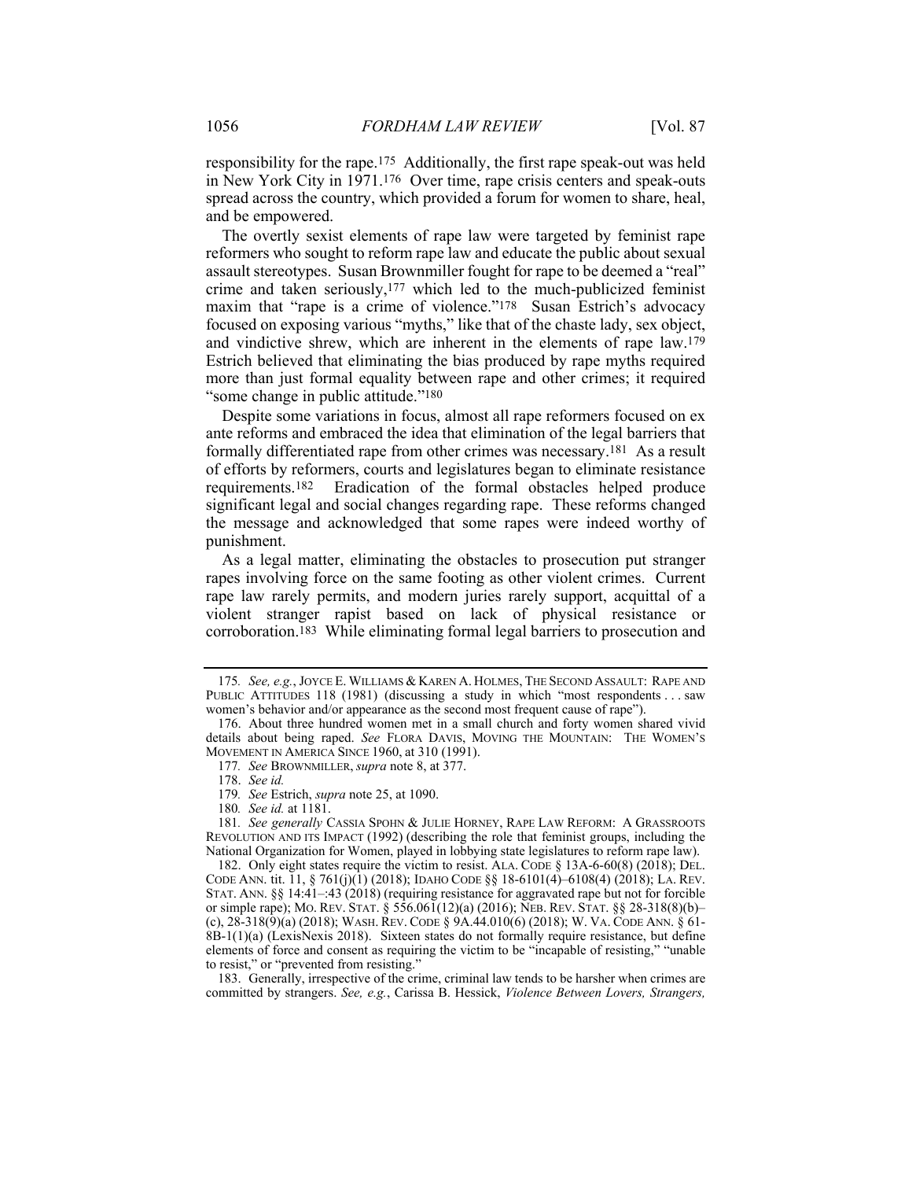responsibility for the rape.[175] Additionally, the first rape speak-out was held in New York City in 1971.[176] Over time, rape crisis centers and speak-outs spread across the country, which provided a forum for women to share, heal, and be empowered.

The overtly sexist elements of rape law were targeted by feminist rape reformers who sought to reform rape law and educate the public about sexual assault stereotypes. Susan Brownmiller fought for rape to be deemed a "real" crime and taken seriously,[177] which led to the much-publicized feminist maxim that "rape is a crime of violence."[178] Susan Estrich's advocacy focused on exposing various "myths," like that of the chaste lady, sex object, and vindictive shrew, which are inherent in the elements of rape law.[179] Estrich believed that eliminating the bias produced by rape myths required more than just formal equality between rape and other crimes; it required "some change in public attitude."[180]

Despite some variations in focus, almost all rape reformers focused on ex ante reforms and embraced the idea that elimination of the legal barriers that formally differentiated rape from other crimes was necessary.[181] As a result of efforts by reformers, courts and legislatures began to eliminate resistance requirements.[182] Eradication of the formal obstacles helped produce significant legal and social changes regarding rape. These reforms changed the message and acknowledged that some rapes were indeed worthy of punishment.

As a legal matter, eliminating the obstacles to prosecution put stranger rapes involving force on the same footing as other violent crimes. Current rape law rarely permits, and modern juries rarely support, acquittal of a violent stranger rapist based on lack of physical resistance or corroboration.[183] While eliminating formal legal barriers to prosecution and

---

175. *See, e.g.*, JOYCE E. WILLIAMS & KAREN A. HOLMES, THE SECOND ASSAULT: RAPE AND PUBLIC ATTITUDES 118 (1981) (discussing a study in which "most respondents . . . saw women's behavior and/or appearance as the second most frequent cause of rape").

176. About three hundred women met in a small church and forty women shared vivid details about being raped. *See* FLORA DAVIS, MOVING THE MOUNTAIN: THE WOMEN'S MOVEMENT IN AMERICA SINCE 1960, at 310 (1991).

177. *See* BROWNMILLER, *supra* note 8, at 377.

178. *See id.*

179. *See* Estrich, *supra* note 25, at 1090.

180. *See id.* at 1181.

181. *See generally* CASSIA SPOHN & JULIE HORNEY, RAPE LAW REFORM: A GRASSROOTS REVOLUTION AND ITS IMPACT (1992) (describing the role that feminist groups, including the National Organization for Women, played in lobbying state legislatures to reform rape law).

182. Only eight states require the victim to resist. ALA. CODE § 13A-6-60(8) (2018); DEL. CODE ANN. tit. 11, § 761(j)(1) (2018); IDAHO CODE §§ 18-6101(4)–6108(4) (2018); LA. REV. STAT. ANN. §§ 14:41–:43 (2018) (requiring resistance for aggravated rape but not for forcible or simple rape); MO. REV. STAT. § 556.061(12)(a) (2016); NEB. REV. STAT. §§ 28-318(8)(b)–(c), 28-318(9)(a) (2018); WASH. REV. CODE § 9A.44.010(6) (2018); W. VA. CODE ANN. § 61-8B-1(1)(a) (LexisNexis 2018). Sixteen states do not formally require resistance, but define elements of force and consent as requiring the victim to be "incapable of resisting," "unable to resist," or "prevented from resisting."

183. Generally, irrespective of the crime, criminal law tends to be harsher when crimes are committed by strangers. *See, e.g.*, Carissa B. Hessick, *Violence Between Lovers, Strangers,*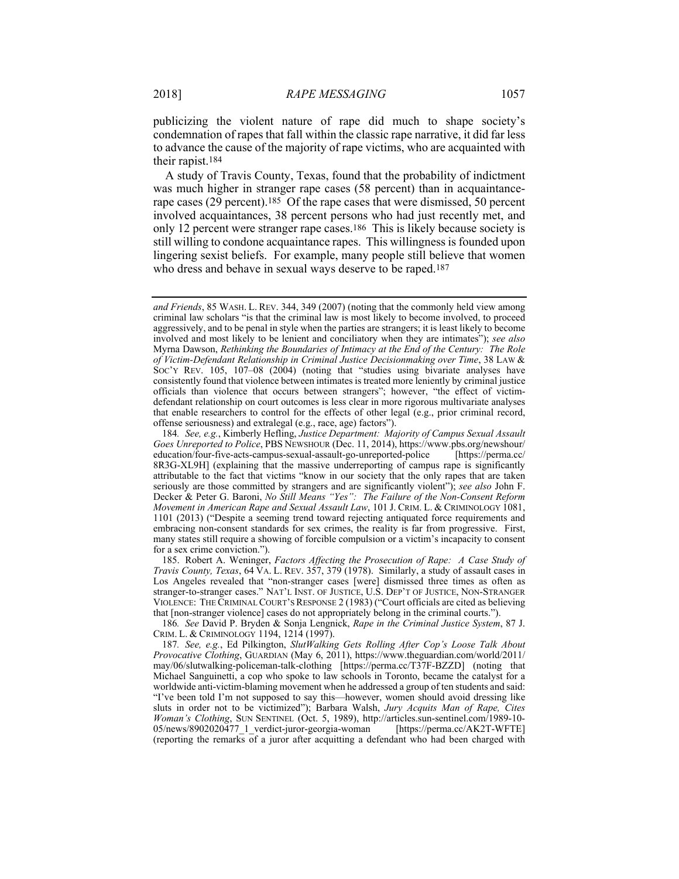publicizing the violent nature of rape did much to shape society's condemnation of rapes that fall within the classic rape narrative, it did far less to advance the cause of the majority of rape victims, who are acquainted with their rapist.[184]

A study of Travis County, Texas, found that the probability of indictment was much higher in stranger rape cases (58 percent) than in acquaintance-rape cases (29 percent).[185] Of the rape cases that were dismissed, 50 percent involved acquaintances, 38 percent persons who had just recently met, and only 12 percent were stranger rape cases.[186] This is likely because society is still willing to condone acquaintance rapes. This willingness is founded upon lingering sexist beliefs. For example, many people still believe that women who dress and behave in sexual ways deserve to be raped.[187]

---

*and Friends*, 85 WASH. L. REV. 344, 349 (2007) (noting that the commonly held view among criminal law scholars "is that the criminal law is most likely to become involved, to proceed aggressively, and to be penal in style when the parties are strangers; it is least likely to become involved and most likely to be lenient and conciliatory when they are intimates"); *see also* Myrna Dawson, *Rethinking the Boundaries of Intimacy at the End of the Century: The Role of Victim-Defendant Relationship in Criminal Justice Decisionmaking over Time*, 38 LAW & SOC'Y REV. 105, 107–08 (2004) (noting that "studies using bivariate analyses have consistently found that violence between intimates is treated more leniently by criminal justice officials than violence that occurs between strangers"; however, "the effect of victim-defendant relationship on court outcomes is less clear in more rigorous multivariate analyses that enable researchers to control for the effects of other legal (e.g., prior criminal record, offense seriousness) and extralegal (e.g., race, age) factors").

184. *See, e.g.*, Kimberly Hefling, *Justice Department: Majority of Campus Sexual Assault Goes Unreported to Police*, PBS NEWSHOUR (Dec. 11, 2014), https://www.pbs.org/newshour/education/four-five-acts-campus-sexual-assault-go-unreported-police [https://perma.cc/8R3G-XL9H] (explaining that the massive underreporting of campus rape is significantly attributable to the fact that victims "know in our society that the only rapes that are taken seriously are those committed by strangers and are significantly violent"); *see also* John F. Decker & Peter G. Baroni, *No Still Means "Yes": The Failure of the Non-Consent Reform Movement in American Rape and Sexual Assault Law*, 101 J. CRIM. L. & CRIMINOLOGY 1081, 1101 (2013) ("Despite a seeming trend toward rejecting antiquated force requirements and embracing non-consent standards for sex crimes, the reality is far from progressive. First, many states still require a showing of forcible compulsion or a victim's incapacity to consent for a sex crime conviction.").

185. Robert A. Weninger, *Factors Affecting the Prosecution of Rape: A Case Study of Travis County, Texas*, 64 VA. L. REV. 357, 379 (1978). Similarly, a study of assault cases in Los Angeles revealed that "non-stranger cases [were] dismissed three times as often as stranger-to-stranger cases." NAT'L INST. OF JUSTICE, U.S. DEP'T OF JUSTICE, NON-STRANGER VIOLENCE: THE CRIMINAL COURT'S RESPONSE 2 (1983) ("Court officials are cited as believing that [non-stranger violence] cases do not appropriately belong in the criminal courts.").

186. *See* David P. Bryden & Sonja Lengnick, *Rape in the Criminal Justice System*, 87 J. CRIM. L. & CRIMINOLOGY 1194, 1214 (1997).

187. *See, e.g.*, Ed Pilkington, *SlutWalking Gets Rolling After Cop's Loose Talk About Provocative Clothing*, GUARDIAN (May 6, 2011), https://www.theguardian.com/world/2011/may/06/slutwalking-policeman-talk-clothing [https://perma.cc/T37F-BZZD] (noting that Michael Sanguinetti, a cop who spoke to law schools in Toronto, became the catalyst for a worldwide anti-victim-blaming movement when he addressed a group of ten students and said: "I've been told I'm not supposed to say this—however, women should avoid dressing like sluts in order not to be victimized"); Barbara Walsh, *Jury Acquits Man of Rape, Cites Woman's Clothing*, SUN SENTINEL (Oct. 5, 1989), http://articles.sun-sentinel.com/1989-10-05/news/8902020477_1_verdict-juror-georgia-woman [https://perma.cc/AK2T-WFTE] (reporting the remarks of a juror after acquitting a defendant who had been charged with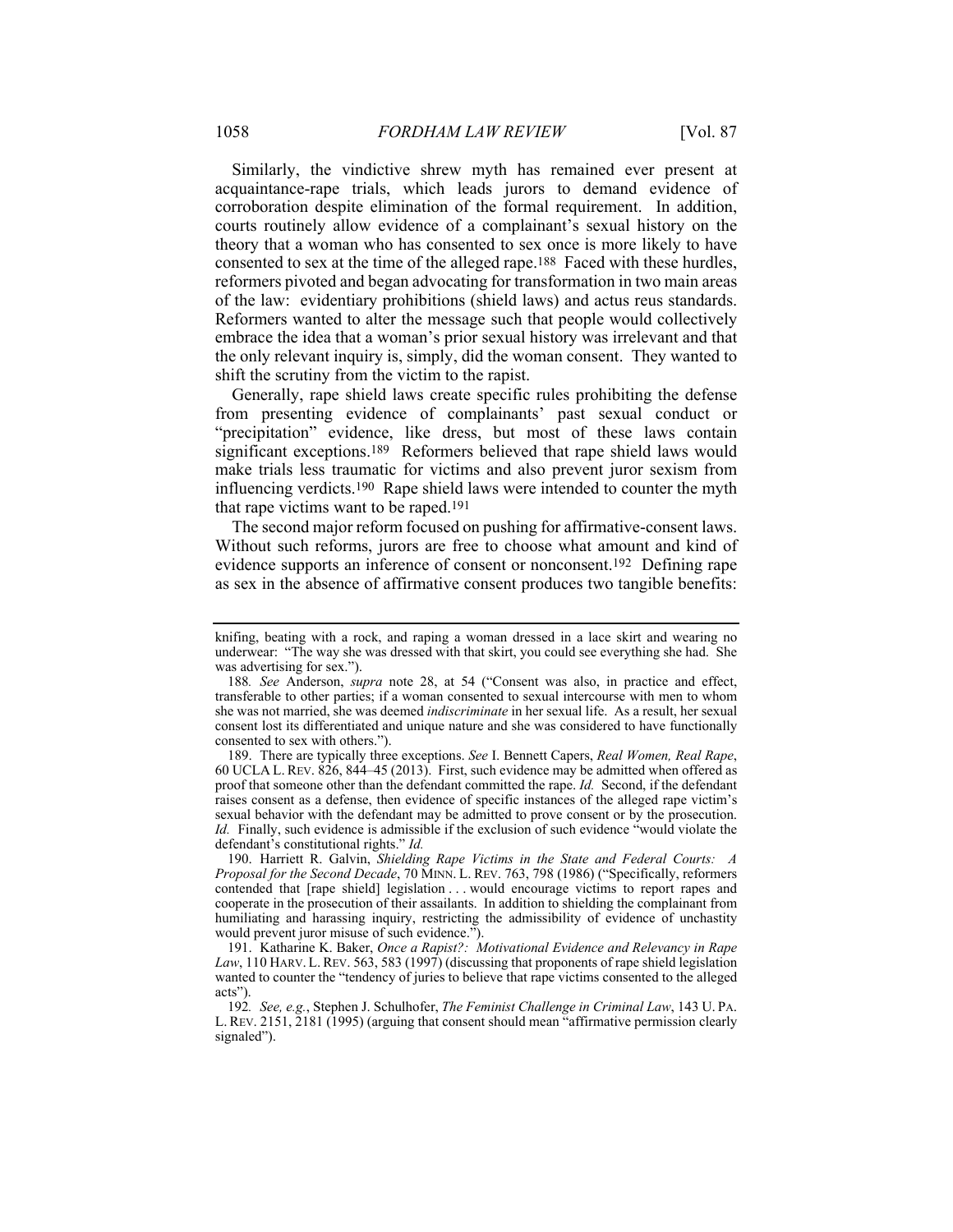Similarly, the vindictive shrew myth has remained ever present at acquaintance-rape trials, which leads jurors to demand evidence of corroboration despite elimination of the formal requirement. In addition, courts routinely allow evidence of a complainant's sexual history on the theory that a woman who has consented to sex once is more likely to have consented to sex at the time of the alleged rape.[188] Faced with these hurdles, reformers pivoted and began advocating for transformation in two main areas of the law: evidentiary prohibitions (shield laws) and actus reus standards. Reformers wanted to alter the message such that people would collectively embrace the idea that a woman's prior sexual history was irrelevant and that the only relevant inquiry is, simply, did the woman consent. They wanted to shift the scrutiny from the victim to the rapist.

Generally, rape shield laws create specific rules prohibiting the defense from presenting evidence of complainants' past sexual conduct or "precipitation" evidence, like dress, but most of these laws contain significant exceptions.[189] Reformers believed that rape shield laws would make trials less traumatic for victims and also prevent juror sexism from influencing verdicts.[190] Rape shield laws were intended to counter the myth that rape victims want to be raped.[191]

The second major reform focused on pushing for affirmative-consent laws. Without such reforms, jurors are free to choose what amount and kind of evidence supports an inference of consent or nonconsent.[192] Defining rape as sex in the absence of affirmative consent produces two tangible benefits:

---

knifing, beating with a rock, and raping a woman dressed in a lace skirt and wearing no underwear: "The way she was dressed with that skirt, you could see everything she had. She was advertising for sex.").

188. *See* Anderson, *supra* note 28, at 54 ("Consent was also, in practice and effect, transferable to other parties; if a woman consented to sexual intercourse with men to whom she was not married, she was deemed *indiscriminate* in her sexual life. As a result, her sexual consent lost its differentiated and unique nature and she was considered to have functionally consented to sex with others.").

189. There are typically three exceptions. *See* I. Bennett Capers, *Real Women, Real Rape*, 60 UCLA L. REV. 826, 844–45 (2013). First, such evidence may be admitted when offered as proof that someone other than the defendant committed the rape. *Id.* Second, if the defendant raises consent as a defense, then evidence of specific instances of the alleged rape victim's sexual behavior with the defendant may be admitted to prove consent or by the prosecution. *Id.* Finally, such evidence is admissible if the exclusion of such evidence "would violate the defendant's constitutional rights." *Id.*

190. Harriett R. Galvin, *Shielding Rape Victims in the State and Federal Courts: A Proposal for the Second Decade*, 70 MINN. L. REV. 763, 798 (1986) ("Specifically, reformers contended that [rape shield] legislation . . . would encourage victims to report rapes and cooperate in the prosecution of their assailants. In addition to shielding the complainant from humiliating and harassing inquiry, restricting the admissibility of evidence of unchastity would prevent juror misuse of such evidence.").

191. Katharine K. Baker, *Once a Rapist?: Motivational Evidence and Relevancy in Rape Law*, 110 HARV. L. REV. 563, 583 (1997) (discussing that proponents of rape shield legislation wanted to counter the "tendency of juries to believe that rape victims consented to the alleged acts").

192. *See, e.g.*, Stephen J. Schulhofer, *The Feminist Challenge in Criminal Law*, 143 U. PA. L. REV. 2151, 2181 (1995) (arguing that consent should mean "affirmative permission clearly signaled").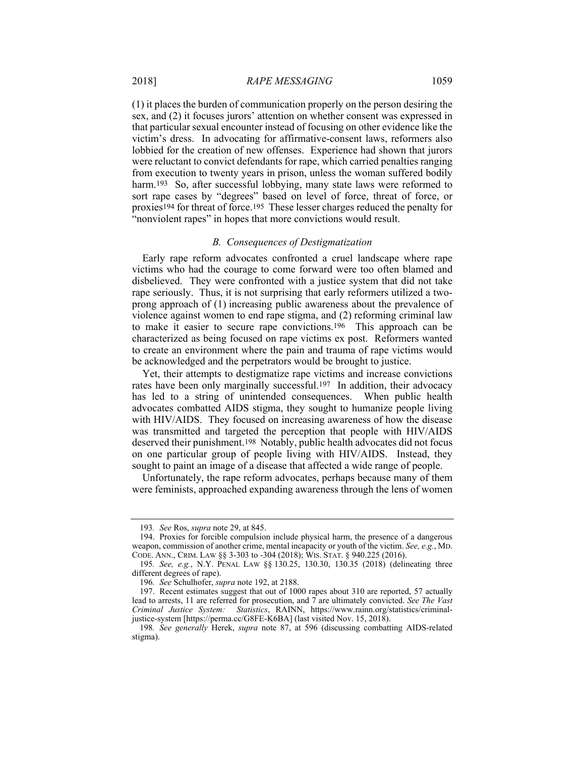(1) it places the burden of communication properly on the person desiring the sex, and (2) it focuses jurors' attention on whether consent was expressed in that particular sexual encounter instead of focusing on other evidence like the victim's dress. In advocating for affirmative-consent laws, reformers also lobbied for the creation of new offenses. Experience had shown that jurors were reluctant to convict defendants for rape, which carried penalties ranging from execution to twenty years in prison, unless the woman suffered bodily harm.[193] So, after successful lobbying, many state laws were reformed to sort rape cases by "degrees" based on level of force, threat of force, or proxies[194] for threat of force.[195] These lesser charges reduced the penalty for "nonviolent rapes" in hopes that more convictions would result.

### *B. Consequences of Destigmatization*

Early rape reform advocates confronted a cruel landscape where rape victims who had the courage to come forward were too often blamed and disbelieved. They were confronted with a justice system that did not take rape seriously. Thus, it is not surprising that early reformers utilized a two-prong approach of (1) increasing public awareness about the prevalence of violence against women to end rape stigma, and (2) reforming criminal law to make it easier to secure rape convictions.[196] This approach can be characterized as being focused on rape victims ex post. Reformers wanted to create an environment where the pain and trauma of rape victims would be acknowledged and the perpetrators would be brought to justice.

Yet, their attempts to destigmatize rape victims and increase convictions rates have been only marginally successful.[197] In addition, their advocacy has led to a string of unintended consequences. When public health advocates combatted AIDS stigma, they sought to humanize people living with HIV/AIDS. They focused on increasing awareness of how the disease was transmitted and targeted the perception that people with HIV/AIDS deserved their punishment.[198] Notably, public health advocates did not focus on one particular group of people living with HIV/AIDS. Instead, they sought to paint an image of a disease that affected a wide range of people.

Unfortunately, the rape reform advocates, perhaps because many of them were feminists, approached expanding awareness through the lens of women

---

193. *See* Ros, *supra* note 29, at 845.

194. Proxies for forcible compulsion include physical harm, the presence of a dangerous weapon, commission of another crime, mental incapacity or youth of the victim. *See, e.g.*, MD. CODE. ANN., CRIM. LAW §§ 3-303 to -304 (2018); WIS. STAT. § 940.225 (2016).

195. *See, e.g.*, N.Y. PENAL LAW §§ 130.25, 130.30, 130.35 (2018) (delineating three different degrees of rape).

196. *See* Schulhofer, *supra* note 192, at 2188.

197. Recent estimates suggest that out of 1000 rapes about 310 are reported, 57 actually lead to arrests, 11 are referred for prosecution, and 7 are ultimately convicted. *See The Vast Criminal Justice System: Statistics*, RAINN, https://www.rainn.org/statistics/criminal-justice-system [https://perma.cc/G8FE-K6BA] (last visited Nov. 15, 2018).

198. *See generally* Herek, *supra* note 87, at 596 (discussing combatting AIDS-related stigma).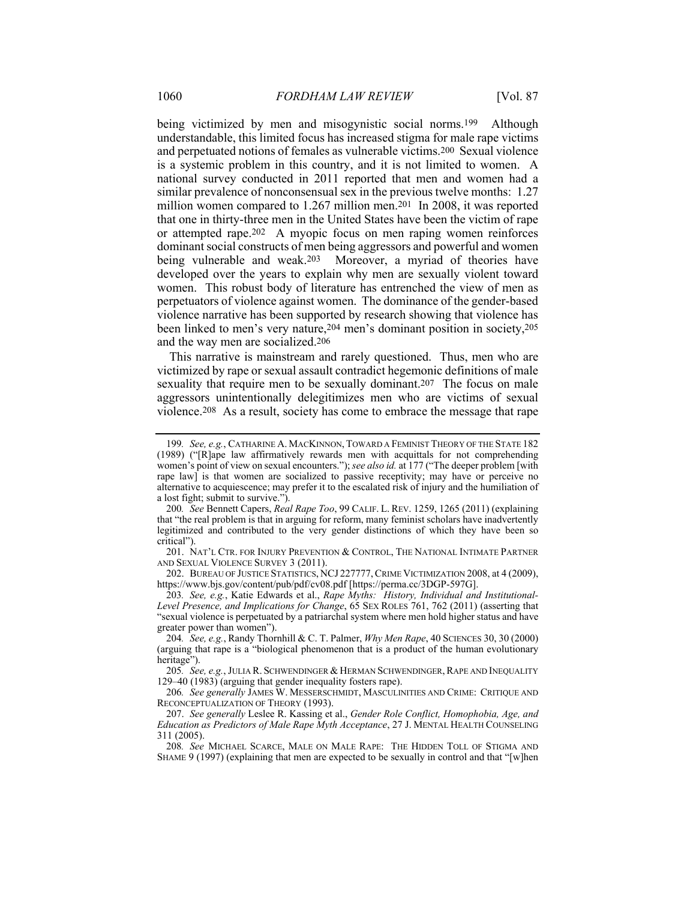being victimized by men and misogynistic social norms.[199] Although understandable, this limited focus has increased stigma for male rape victims and perpetuated notions of females as vulnerable victims.[200] Sexual violence is a systemic problem in this country, and it is not limited to women. A national survey conducted in 2011 reported that men and women had a similar prevalence of nonconsensual sex in the previous twelve months: 1.27 million women compared to 1.267 million men.[201] In 2008, it was reported that one in thirty-three men in the United States have been the victim of rape or attempted rape.[202] A myopic focus on men raping women reinforces dominant social constructs of men being aggressors and powerful and women being vulnerable and weak.[203] Moreover, a myriad of theories have developed over the years to explain why men are sexually violent toward women. This robust body of literature has entrenched the view of men as perpetuators of violence against women. The dominance of the gender-based violence narrative has been supported by research showing that violence has been linked to men's very nature,[204] men's dominant position in society,[205] and the way men are socialized.[206]

This narrative is mainstream and rarely questioned. Thus, men who are victimized by rape or sexual assault contradict hegemonic definitions of male sexuality that require men to be sexually dominant.[207] The focus on male aggressors unintentionally delegitimizes men who are victims of sexual violence.[208] As a result, society has come to embrace the message that rape

---

199. *See, e.g.*, CATHARINE A. MACKINNON, TOWARD A FEMINIST THEORY OF THE STATE 182 (1989) ("[R]ape law affirmatively rewards men with acquittals for not comprehending women's point of view on sexual encounters."); *see also id.* at 177 ("The deeper problem [with rape law] is that women are socialized to passive receptivity; may have or perceive no alternative to acquiescence; may prefer it to the escalated risk of injury and the humiliation of a lost fight; submit to survive.").

200. *See* Bennett Capers, *Real Rape Too*, 99 CALIF. L. REV. 1259, 1265 (2011) (explaining that "the real problem is that in arguing for reform, many feminist scholars have inadvertently legitimized and contributed to the very gender distinctions of which they have been so critical").

201. NAT'L CTR. FOR INJURY PREVENTION & CONTROL, THE NATIONAL INTIMATE PARTNER AND SEXUAL VIOLENCE SURVEY 3 (2011).

202. BUREAU OF JUSTICE STATISTICS, NCJ 227777, CRIME VICTIMIZATION 2008, at 4 (2009), https://www.bjs.gov/content/pub/pdf/cv08.pdf [https://perma.cc/3DGP-597G].

203. *See, e.g.*, Katie Edwards et al., *Rape Myths: History, Individual and Institutional-Level Presence, and Implications for Change*, 65 SEX ROLES 761, 762 (2011) (asserting that "sexual violence is perpetuated by a patriarchal system where men hold higher status and have greater power than women").

204. *See, e.g.*, Randy Thornhill & C. T. Palmer, *Why Men Rape*, 40 SCIENCES 30, 30 (2000) (arguing that rape is a "biological phenomenon that is a product of the human evolutionary heritage").

205. *See, e.g.*, JULIA R. SCHWENDINGER & HERMAN SCHWENDINGER, RAPE AND INEQUALITY 129–40 (1983) (arguing that gender inequality fosters rape).

206. *See generally* JAMES W. MESSERSCHMIDT, MASCULINITIES AND CRIME: CRITIQUE AND RECONCEPTUALIZATION OF THEORY (1993).

207. *See generally* Leslee R. Kassing et al., *Gender Role Conflict, Homophobia, Age, and Education as Predictors of Male Rape Myth Acceptance*, 27 J. MENTAL HEALTH COUNSELING 311 (2005).

208. *See* MICHAEL SCARCE, MALE ON MALE RAPE: THE HIDDEN TOLL OF STIGMA AND SHAME 9 (1997) (explaining that men are expected to be sexually in control and that "[w]hen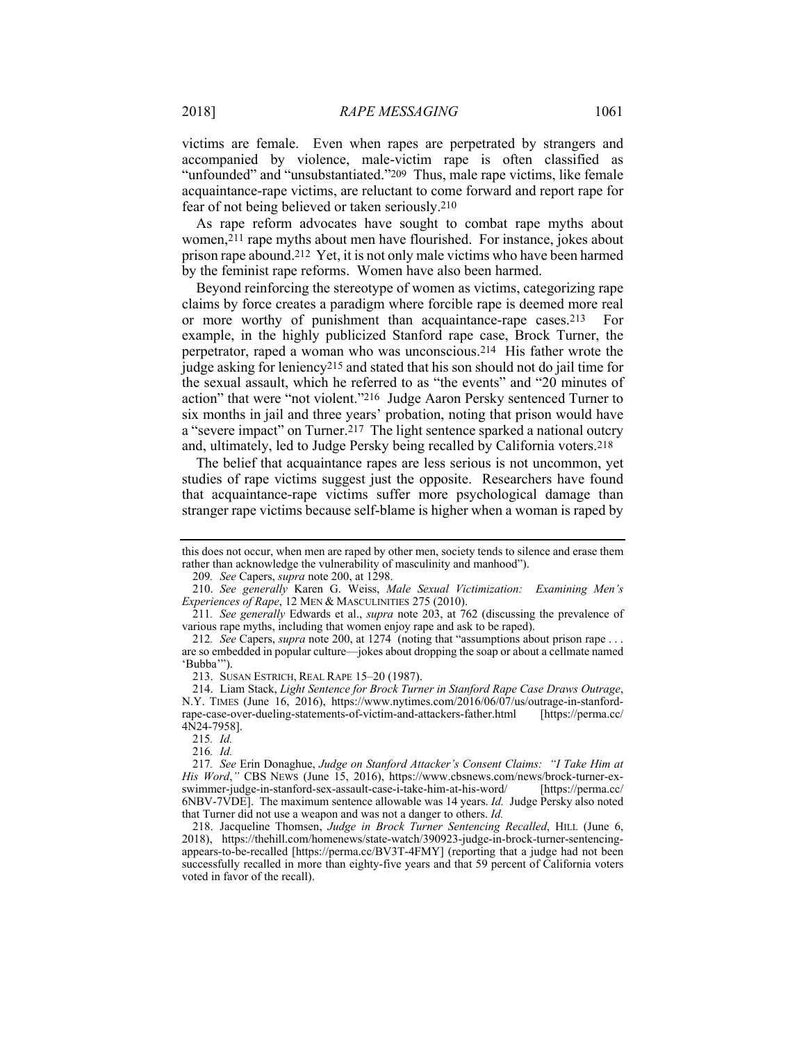victims are female. Even when rapes are perpetrated by strangers and accompanied by violence, male-victim rape is often classified as "unfounded" and "unsubstantiated."[209] Thus, male rape victims, like female acquaintance-rape victims, are reluctant to come forward and report rape for fear of not being believed or taken seriously.[210]

As rape reform advocates have sought to combat rape myths about women,[211] rape myths about men have flourished. For instance, jokes about prison rape abound.[212] Yet, it is not only male victims who have been harmed by the feminist rape reforms. Women have also been harmed.

Beyond reinforcing the stereotype of women as victims, categorizing rape claims by force creates a paradigm where forcible rape is deemed more real or more worthy of punishment than acquaintance-rape cases.[213] For example, in the highly publicized Stanford rape case, Brock Turner, the perpetrator, raped a woman who was unconscious.[214] His father wrote the judge asking for leniency[215] and stated that his son should not do jail time for the sexual assault, which he referred to as "the events" and "20 minutes of action" that were "not violent."[216] Judge Aaron Persky sentenced Turner to six months in jail and three years' probation, noting that prison would have a "severe impact" on Turner.[217] The light sentence sparked a national outcry and, ultimately, led to Judge Persky being recalled by California voters.[218]

The belief that acquaintance rapes are less serious is not uncommon, yet studies of rape victims suggest just the opposite. Researchers have found that acquaintance-rape victims suffer more psychological damage than stranger rape victims because self-blame is higher when a woman is raped by

---

this does not occur, when men are raped by other men, society tends to silence and erase them rather than acknowledge the vulnerability of masculinity and manhood").

209. *See* Capers, *supra* note 200, at 1298.

210. *See generally* Karen G. Weiss, *Male Sexual Victimization: Examining Men's Experiences of Rape*, 12 MEN & MASCULINITIES 275 (2010).

211. *See generally* Edwards et al., *supra* note 203, at 762 (discussing the prevalence of various rape myths, including that women enjoy rape and ask to be raped).

212. *See* Capers, *supra* note 200, at 1274 (noting that "assumptions about prison rape . . . are so embedded in popular culture—jokes about dropping the soap or about a cellmate named 'Bubba'").

213. SUSAN ESTRICH, REAL RAPE 15–20 (1987).

214. Liam Stack, *Light Sentence for Brock Turner in Stanford Rape Case Draws Outrage*, N.Y. TIMES (June 16, 2016), https://www.nytimes.com/2016/06/07/us/outrage-in-stanford-rape-case-over-dueling-statements-of-victim-and-attackers-father.html [https://perma.cc/4N24-7958].

215. *Id.*

216. *Id.*

217. *See* Erin Donaghue, *Judge on Stanford Attacker's Consent Claims: "I Take Him at His Word*,*"* CBS NEWS (June 15, 2016), https://www.cbsnews.com/news/brock-turner-ex-swimmer-judge-in-stanford-sex-assault-case-i-take-him-at-his-word/ [https://perma.cc/6NBV-7VDE]. The maximum sentence allowable was 14 years. *Id.* Judge Persky also noted that Turner did not use a weapon and was not a danger to others. *Id.*

218. Jacqueline Thomsen, *Judge in Brock Turner Sentencing Recalled*, HILL (June 6, 2018), https://thehill.com/homenews/state-watch/390923-judge-in-brock-turner-sentencing-appears-to-be-recalled [https://perma.cc/BV3T-4FMY] (reporting that a judge had not been successfully recalled in more than eighty-five years and that 59 percent of California voters voted in favor of the recall).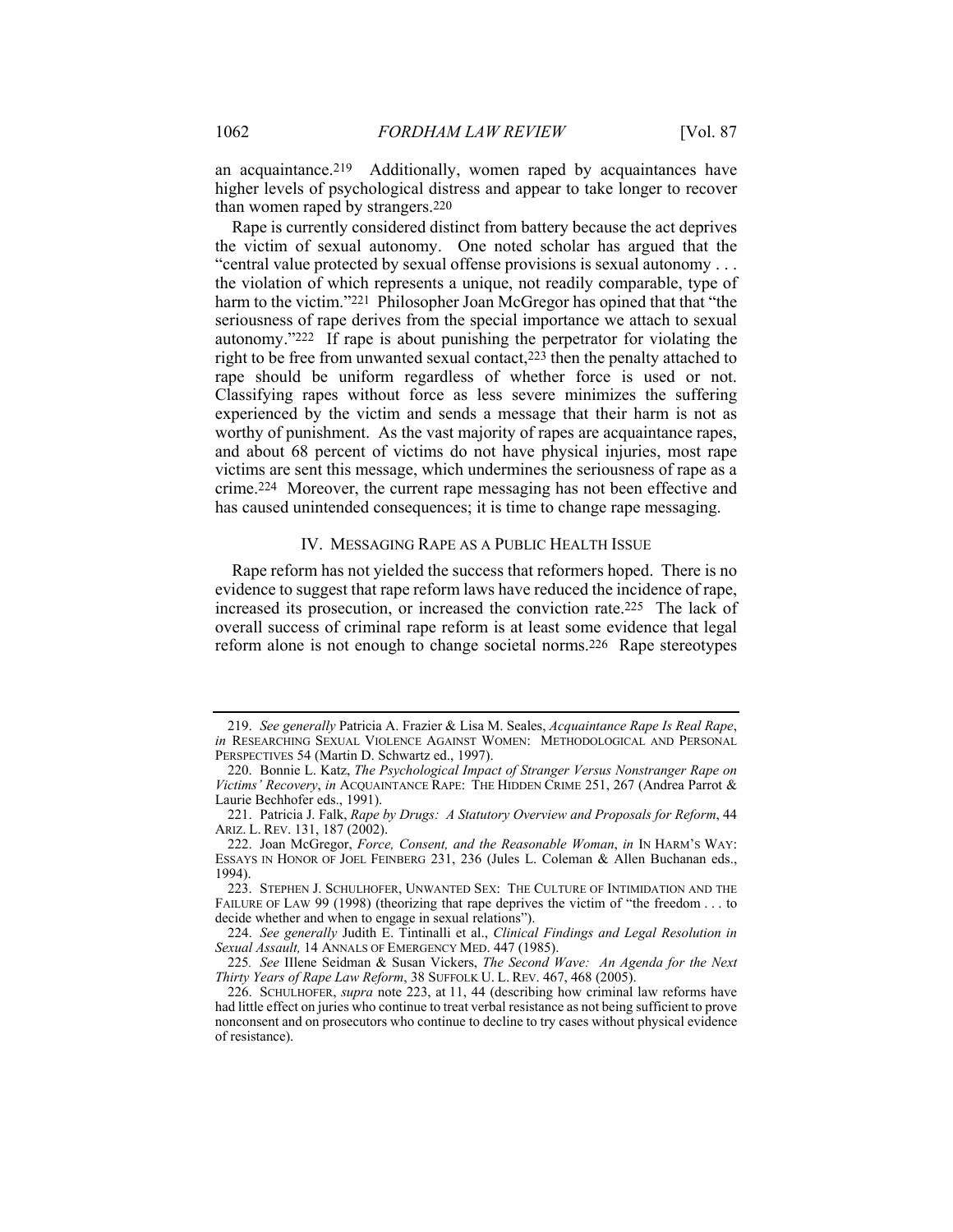an acquaintance.[219] Additionally, women raped by acquaintances have higher levels of psychological distress and appear to take longer to recover than women raped by strangers.[220]

Rape is currently considered distinct from battery because the act deprives the victim of sexual autonomy. One noted scholar has argued that the "central value protected by sexual offense provisions is sexual autonomy . . . the violation of which represents a unique, not readily comparable, type of harm to the victim."[221] Philosopher Joan McGregor has opined that that "the seriousness of rape derives from the special importance we attach to sexual autonomy."[222] If rape is about punishing the perpetrator for violating the right to be free from unwanted sexual contact,[223] then the penalty attached to rape should be uniform regardless of whether force is used or not. Classifying rapes without force as less severe minimizes the suffering experienced by the victim and sends a message that their harm is not as worthy of punishment. As the vast majority of rapes are acquaintance rapes, and about 68 percent of victims do not have physical injuries, most rape victims are sent this message, which undermines the seriousness of rape as a crime.[224] Moreover, the current rape messaging has not been effective and has caused unintended consequences; it is time to change rape messaging.

## IV. MESSAGING RAPE AS A PUBLIC HEALTH ISSUE

Rape reform has not yielded the success that reformers hoped. There is no evidence to suggest that rape reform laws have reduced the incidence of rape, increased its prosecution, or increased the conviction rate.[225] The lack of overall success of criminal rape reform is at least some evidence that legal reform alone is not enough to change societal norms.[226] Rape stereotypes

---

219. *See generally* Patricia A. Frazier & Lisa M. Seales, *Acquaintance Rape Is Real Rape*, *in* RESEARCHING SEXUAL VIOLENCE AGAINST WOMEN: METHODOLOGICAL AND PERSONAL PERSPECTIVES 54 (Martin D. Schwartz ed., 1997).

220. Bonnie L. Katz, *The Psychological Impact of Stranger Versus Nonstranger Rape on Victims' Recovery*, *in* ACQUAINTANCE RAPE: THE HIDDEN CRIME 251, 267 (Andrea Parrot & Laurie Bechhofer eds., 1991).

221. Patricia J. Falk, *Rape by Drugs: A Statutory Overview and Proposals for Reform*, 44 ARIZ. L. REV. 131, 187 (2002).

222. Joan McGregor, *Force, Consent, and the Reasonable Woman*, *in* IN HARM'S WAY: ESSAYS IN HONOR OF JOEL FEINBERG 231, 236 (Jules L. Coleman & Allen Buchanan eds., 1994).

223. STEPHEN J. SCHULHOFER, UNWANTED SEX: THE CULTURE OF INTIMIDATION AND THE FAILURE OF LAW 99 (1998) (theorizing that rape deprives the victim of "the freedom . . . to decide whether and when to engage in sexual relations").

224. *See generally* Judith E. Tintinalli et al., *Clinical Findings and Legal Resolution in Sexual Assault,* 14 ANNALS OF EMERGENCY MED. 447 (1985).

225. *See* IIlene Seidman & Susan Vickers, *The Second Wave: An Agenda for the Next Thirty Years of Rape Law Reform*, 38 SUFFOLK U. L. REV. 467, 468 (2005).

226. SCHULHOFER, *supra* note 223, at 11, 44 (describing how criminal law reforms have had little effect on juries who continue to treat verbal resistance as not being sufficient to prove nonconsent and on prosecutors who continue to decline to try cases without physical evidence of resistance).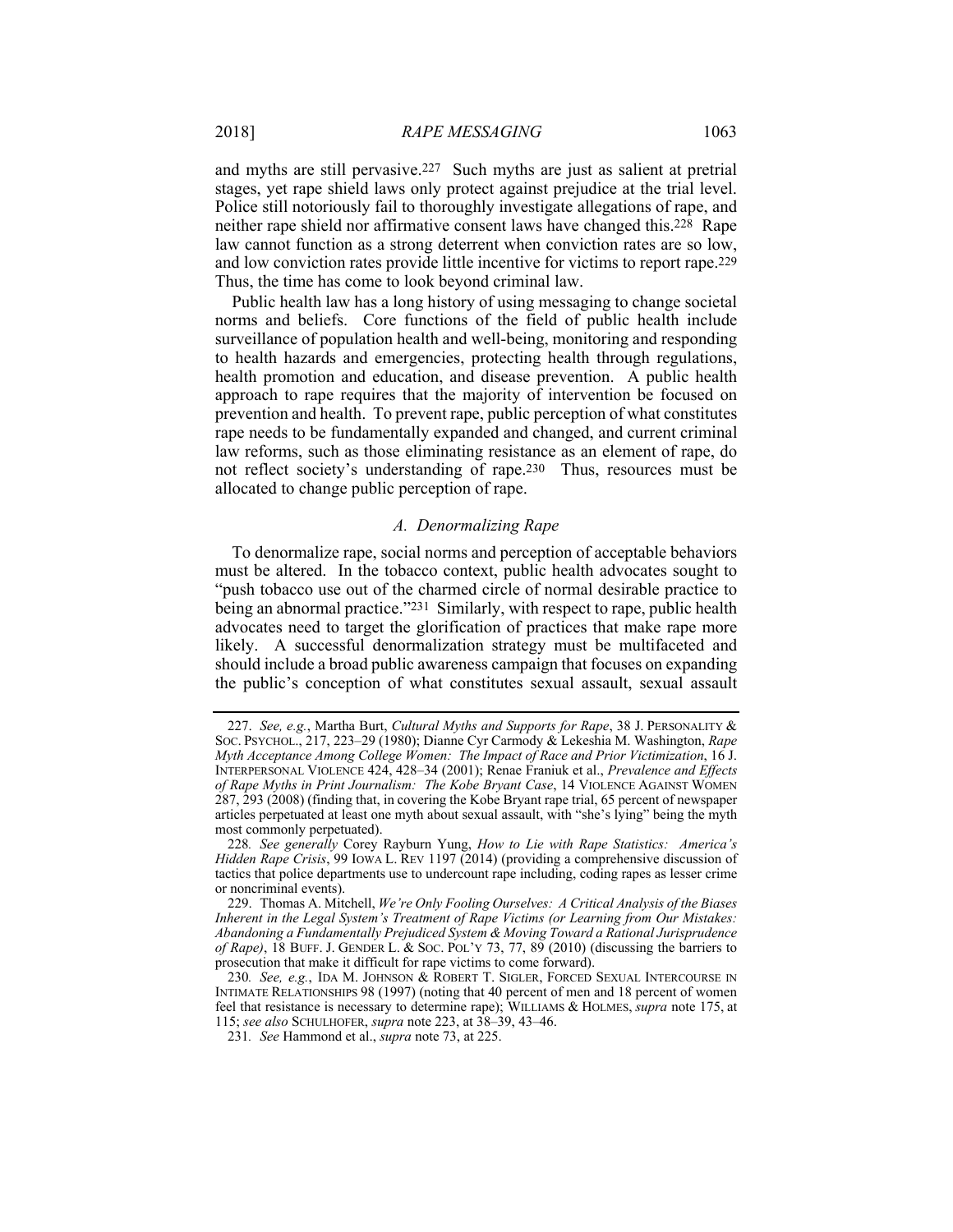and myths are still pervasive.[227] Such myths are just as salient at pretrial stages, yet rape shield laws only protect against prejudice at the trial level. Police still notoriously fail to thoroughly investigate allegations of rape, and neither rape shield nor affirmative consent laws have changed this.[228] Rape law cannot function as a strong deterrent when conviction rates are so low, and low conviction rates provide little incentive for victims to report rape.[229] Thus, the time has come to look beyond criminal law.

Public health law has a long history of using messaging to change societal norms and beliefs. Core functions of the field of public health include surveillance of population health and well-being, monitoring and responding to health hazards and emergencies, protecting health through regulations, health promotion and education, and disease prevention. A public health approach to rape requires that the majority of intervention be focused on prevention and health. To prevent rape, public perception of what constitutes rape needs to be fundamentally expanded and changed, and current criminal law reforms, such as those eliminating resistance as an element of rape, do not reflect society's understanding of rape.[230] Thus, resources must be allocated to change public perception of rape.

### *A. Denormalizing Rape*

To denormalize rape, social norms and perception of acceptable behaviors must be altered. In the tobacco context, public health advocates sought to "push tobacco use out of the charmed circle of normal desirable practice to being an abnormal practice."[231] Similarly, with respect to rape, public health advocates need to target the glorification of practices that make rape more likely. A successful denormalization strategy must be multifaceted and should include a broad public awareness campaign that focuses on expanding the public's conception of what constitutes sexual assault, sexual assault

---

227. *See, e.g.*, Martha Burt, *Cultural Myths and Supports for Rape*, 38 J. PERSONALITY & SOC. PSYCHOL., 217, 223–29 (1980); Dianne Cyr Carmody & Lekeshia M. Washington, *Rape Myth Acceptance Among College Women: The Impact of Race and Prior Victimization*, 16 J. INTERPERSONAL VIOLENCE 424, 428–34 (2001); Renae Franiuk et al., *Prevalence and Effects of Rape Myths in Print Journalism: The Kobe Bryant Case*, 14 VIOLENCE AGAINST WOMEN 287, 293 (2008) (finding that, in covering the Kobe Bryant rape trial, 65 percent of newspaper articles perpetuated at least one myth about sexual assault, with "she's lying" being the myth most commonly perpetuated).

228. *See generally* Corey Rayburn Yung, *How to Lie with Rape Statistics: America's Hidden Rape Crisis*, 99 IOWA L. REV 1197 (2014) (providing a comprehensive discussion of tactics that police departments use to undercount rape including, coding rapes as lesser crime or noncriminal events).

229. Thomas A. Mitchell, *We're Only Fooling Ourselves: A Critical Analysis of the Biases Inherent in the Legal System's Treatment of Rape Victims (or Learning from Our Mistakes: Abandoning a Fundamentally Prejudiced System & Moving Toward a Rational Jurisprudence of Rape)*, 18 BUFF. J. GENDER L. & SOC. POL'Y 73, 77, 89 (2010) (discussing the barriers to prosecution that make it difficult for rape victims to come forward).

230. *See, e.g.*, IDA M. JOHNSON & ROBERT T. SIGLER, FORCED SEXUAL INTERCOURSE IN INTIMATE RELATIONSHIPS 98 (1997) (noting that 40 percent of men and 18 percent of women feel that resistance is necessary to determine rape); WILLIAMS & HOLMES, *supra* note 175, at 115; *see also* SCHULHOFER, *supra* note 223, at 38–39, 43–46.

231. *See* Hammond et al., *supra* note 73, at 225.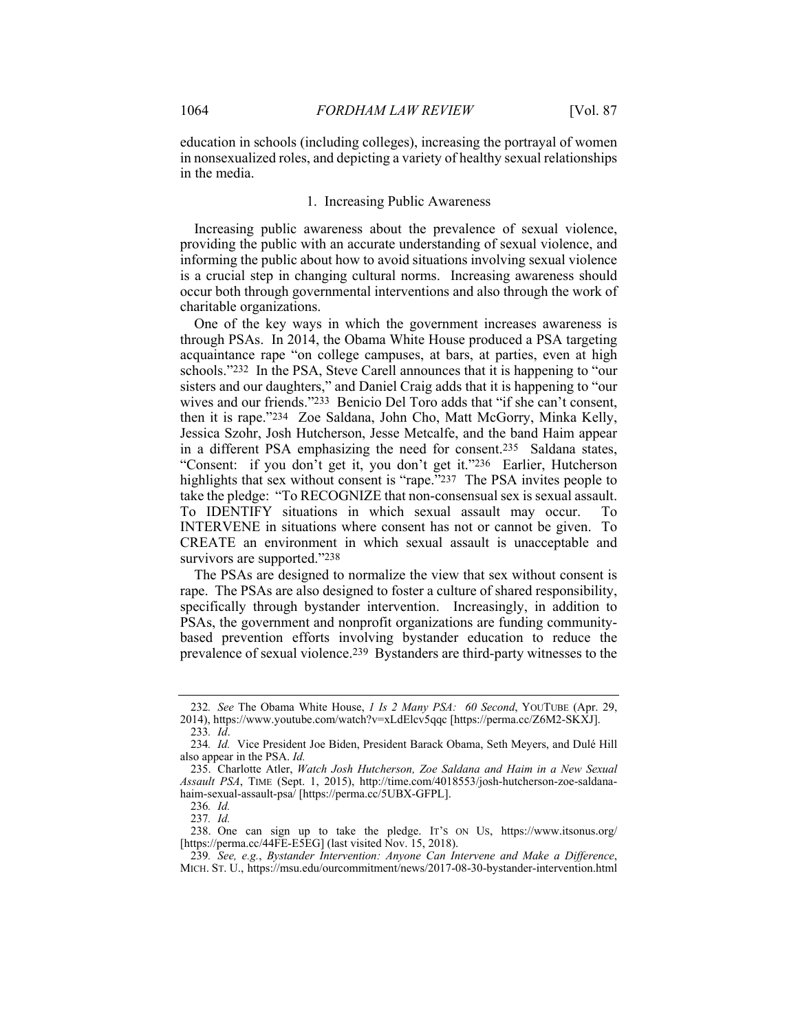education in schools (including colleges), increasing the portrayal of women in nonsexualized roles, and depicting a variety of healthy sexual relationships in the media.

### 1. Increasing Public Awareness

Increasing public awareness about the prevalence of sexual violence, providing the public with an accurate understanding of sexual violence, and informing the public about how to avoid situations involving sexual violence is a crucial step in changing cultural norms. Increasing awareness should occur both through governmental interventions and also through the work of charitable organizations.

One of the key ways in which the government increases awareness is through PSAs. In 2014, the Obama White House produced a PSA targeting acquaintance rape "on college campuses, at bars, at parties, even at high schools."[232] In the PSA, Steve Carell announces that it is happening to "our sisters and our daughters," and Daniel Craig adds that it is happening to "our wives and our friends."[233] Benicio Del Toro adds that "if she can't consent, then it is rape."[234] Zoe Saldana, John Cho, Matt McGorry, Minka Kelly, Jessica Szohr, Josh Hutcherson, Jesse Metcalfe, and the band Haim appear in a different PSA emphasizing the need for consent.[235] Saldana states, "Consent: if you don't get it, you don't get it."[236] Earlier, Hutcherson highlights that sex without consent is "rape."[237] The PSA invites people to take the pledge: "To RECOGNIZE that non-consensual sex is sexual assault. To IDENTIFY situations in which sexual assault may occur. To INTERVENE in situations where consent has not or cannot be given. To CREATE an environment in which sexual assault is unacceptable and survivors are supported."[238]

The PSAs are designed to normalize the view that sex without consent is rape. The PSAs are also designed to foster a culture of shared responsibility, specifically through bystander intervention. Increasingly, in addition to PSAs, the government and nonprofit organizations are funding community-based prevention efforts involving bystander education to reduce the prevalence of sexual violence.[239] Bystanders are third-party witnesses to the

---

232. *See* The Obama White House, *1 Is 2 Many PSA: 60 Second*, YOUTUBE (Apr. 29, 2014), https://www.youtube.com/watch?v=xLdElcv5qqc [https://perma.cc/Z6M2-SKXJ].

233. *Id*.

234. *Id.* Vice President Joe Biden, President Barack Obama, Seth Meyers, and Dulé Hill also appear in the PSA. *Id.*

235. Charlotte Atler, *Watch Josh Hutcherson, Zoe Saldana and Haim in a New Sexual Assault PSA*, TIME (Sept. 1, 2015), http://time.com/4018553/josh-hutcherson-zoe-saldana-haim-sexual-assault-psa/ [https://perma.cc/5UBX-GFPL].

236. *Id.*

237. *Id.*

238. One can sign up to take the pledge. IT'S ON US, https://www.itsonus.org/ [https://perma.cc/44FE-E5EG] (last visited Nov. 15, 2018).

239. *See, e.g.*, *Bystander Intervention: Anyone Can Intervene and Make a Difference*, MICH. ST. U., https://msu.edu/ourcommitment/news/2017-08-30-bystander-intervention.html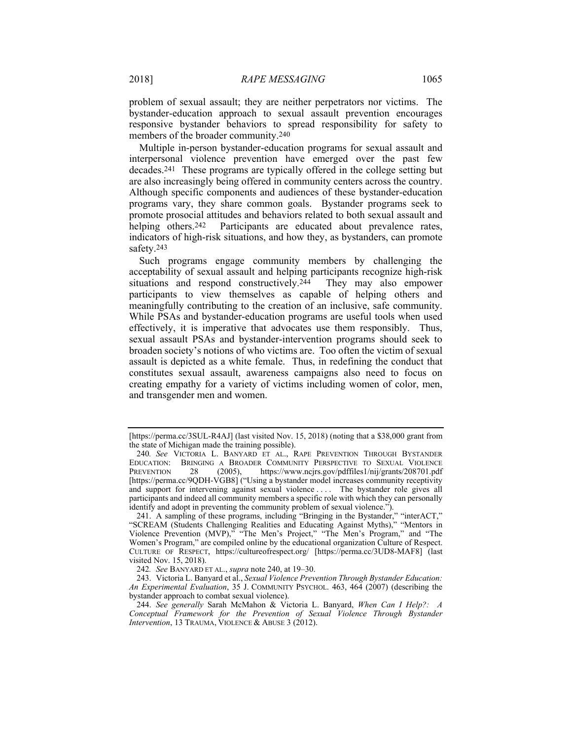problem of sexual assault; they are neither perpetrators nor victims. The bystander-education approach to sexual assault prevention encourages responsive bystander behaviors to spread responsibility for safety to members of the broader community.[240]

Multiple in-person bystander-education programs for sexual assault and interpersonal violence prevention have emerged over the past few decades.[241] These programs are typically offered in the college setting but are also increasingly being offered in community centers across the country. Although specific components and audiences of these bystander-education programs vary, they share common goals. Bystander programs seek to promote prosocial attitudes and behaviors related to both sexual assault and helping others.[242] Participants are educated about prevalence rates, indicators of high-risk situations, and how they, as bystanders, can promote safety.[243]

Such programs engage community members by challenging the acceptability of sexual assault and helping participants recognize high-risk situations and respond constructively.[244] They may also empower participants to view themselves as capable of helping others and meaningfully contributing to the creation of an inclusive, safe community. While PSAs and bystander-education programs are useful tools when used effectively, it is imperative that advocates use them responsibly. Thus, sexual assault PSAs and bystander-intervention programs should seek to broaden society's notions of who victims are. Too often the victim of sexual assault is depicted as a white female. Thus, in redefining the conduct that constitutes sexual assault, awareness campaigns also need to focus on creating empathy for a variety of victims including women of color, men, and transgender men and women.

---

[https://perma.cc/3SUL-R4AJ] (last visited Nov. 15, 2018) (noting that a $38,000 grant from the state of Michigan made the training possible).

240. *See* VICTORIA L. BANYARD ET AL., RAPE PREVENTION THROUGH BYSTANDER EDUCATION: BRINGING A BROADER COMMUNITY PERSPECTIVE TO SEXUAL VIOLENCE PREVENTION 28 (2005), https://www.ncjrs.gov/pdffiles1/nij/grants/208701.pdf [https://perma.cc/9QDH-VGB8] ("Using a bystander model increases community receptivity and support for intervening against sexual violence . . . . The bystander role gives all participants and indeed all community members a specific role with which they can personally identify and adopt in preventing the community problem of sexual violence.").

241. A sampling of these programs, including "Bringing in the Bystander," "interACT," "SCREAM (Students Challenging Realities and Educating Against Myths)," "Mentors in Violence Prevention (MVP)," "The Men's Project," "The Men's Program," and "The Women's Program," are compiled online by the educational organization Culture of Respect. CULTURE OF RESPECT, https://cultureofrespect.org/ [https://perma.cc/3UD8-MAF8] (last visited Nov. 15, 2018).

242. *See* BANYARD ET AL., *supra* note 240, at 19–30.

243. Victoria L. Banyard et al., *Sexual Violence Prevention Through Bystander Education: An Experimental Evaluation*, 35 J. COMMUNITY PSYCHOL. 463, 464 (2007) (describing the bystander approach to combat sexual violence).

244. *See generally* Sarah McMahon & Victoria L. Banyard, *When Can I Help?: A Conceptual Framework for the Prevention of Sexual Violence Through Bystander Intervention*, 13 TRAUMA, VIOLENCE & ABUSE 3 (2012).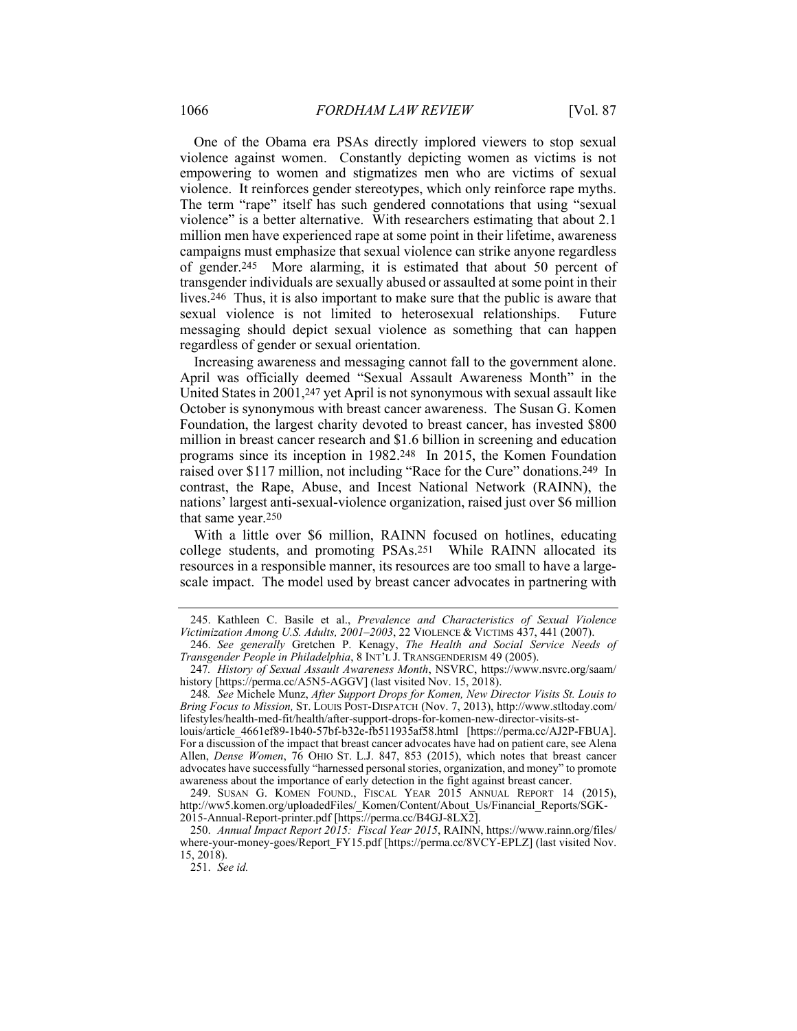One of the Obama era PSAs directly implored viewers to stop sexual violence against women. Constantly depicting women as victims is not empowering to women and stigmatizes men who are victims of sexual violence. It reinforces gender stereotypes, which only reinforce rape myths. The term "rape" itself has such gendered connotations that using "sexual violence" is a better alternative. With researchers estimating that about 2.1 million men have experienced rape at some point in their lifetime, awareness campaigns must emphasize that sexual violence can strike anyone regardless of gender.[245] More alarming, it is estimated that about 50 percent of transgender individuals are sexually abused or assaulted at some point in their lives.[246] Thus, it is also important to make sure that the public is aware that sexual violence is not limited to heterosexual relationships. Future messaging should depict sexual violence as something that can happen regardless of gender or sexual orientation.

Increasing awareness and messaging cannot fall to the government alone. April was officially deemed "Sexual Assault Awareness Month" in the United States in 2001,[247] yet April is not synonymous with sexual assault like October is synonymous with breast cancer awareness. The Susan G. Komen Foundation, the largest charity devoted to breast cancer, has invested $800 million in breast cancer research and $1.6 billion in screening and education programs since its inception in 1982.[248] In 2015, the Komen Foundation raised over $117 million, not including "Race for the Cure" donations.[249] In contrast, the Rape, Abuse, and Incest National Network (RAINN), the nations' largest anti-sexual-violence organization, raised just over $6 million that same year.[250]

With a little over $6 million, RAINN focused on hotlines, educating college students, and promoting PSAs.[251] While RAINN allocated its resources in a responsible manner, its resources are too small to have a large-scale impact. The model used by breast cancer advocates in partnering with

---

245. Kathleen C. Basile et al., *Prevalence and Characteristics of Sexual Violence Victimization Among U.S. Adults, 2001–2003*, 22 VIOLENCE & VICTIMS 437, 441 (2007).

246. *See generally* Gretchen P. Kenagy, *The Health and Social Service Needs of Transgender People in Philadelphia*, 8 INT'L J. TRANSGENDERISM 49 (2005).

247. *History of Sexual Assault Awareness Month*, NSVRC, https://www.nsvrc.org/saam/history [https://perma.cc/A5N5-AGGV] (last visited Nov. 15, 2018).

248. *See* Michele Munz, *After Support Drops for Komen, New Director Visits St. Louis to Bring Focus to Mission,* ST. LOUIS POST-DISPATCH (Nov. 7, 2013), http://www.stltoday.com/lifestyles/health-med-fit/health/after-support-drops-for-komen-new-director-visits-st-louis/article_4661ef89-1b40-57bf-b32e-fb511935af58.html [https://perma.cc/AJ2P-FBUA]. For a discussion of the impact that breast cancer advocates have had on patient care, see Alena Allen, *Dense Women*, 76 OHIO ST. L.J. 847, 853 (2015), which notes that breast cancer advocates have successfully "harnessed personal stories, organization, and money" to promote awareness about the importance of early detection in the fight against breast cancer.

249. SUSAN G. KOMEN FOUND., FISCAL YEAR 2015 ANNUAL REPORT 14 (2015), http://ww5.komen.org/uploadedFiles/_Komen/Content/About_Us/Financial_Reports/SGK-2015-Annual-Report-printer.pdf [https://perma.cc/B4GJ-8LX2].

250. *Annual Impact Report 2015: Fiscal Year 2015*, RAINN, https://www.rainn.org/files/where-your-money-goes/Report_FY15.pdf [https://perma.cc/8VCY-EPLZ] (last visited Nov. 15, 2018).

251. *See id.*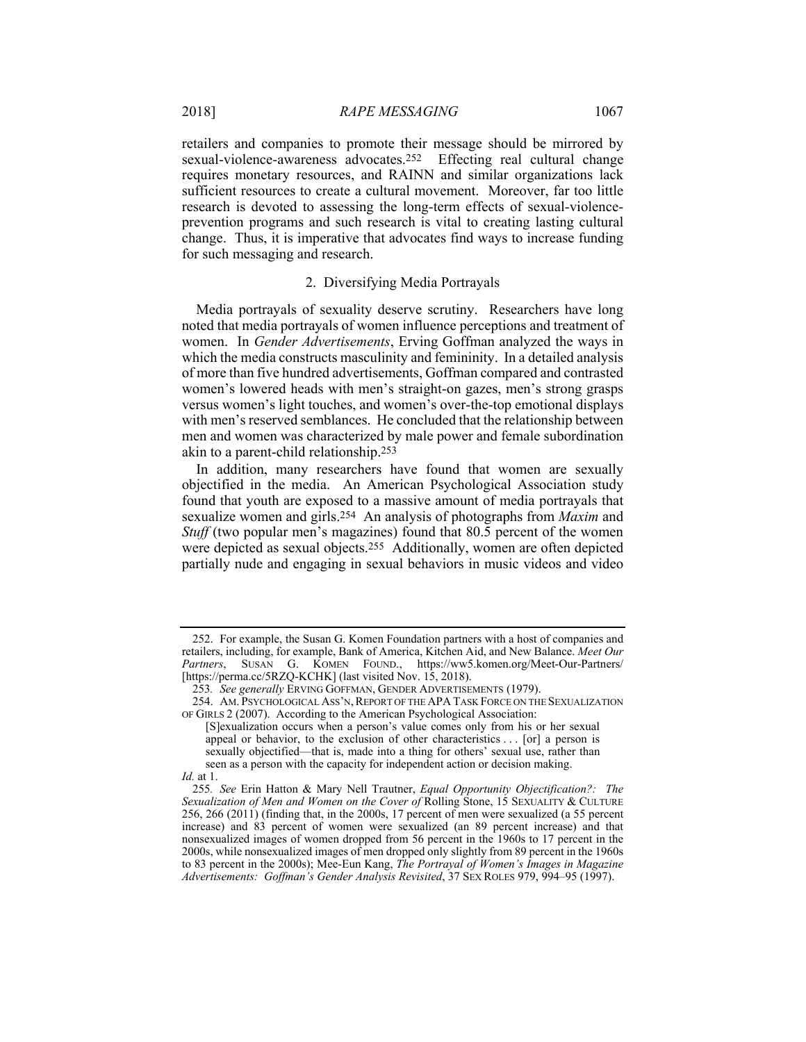retailers and companies to promote their message should be mirrored by sexual-violence-awareness advocates.[252] Effecting real cultural change requires monetary resources, and RAINN and similar organizations lack sufficient resources to create a cultural movement. Moreover, far too little research is devoted to assessing the long-term effects of sexual-violence-prevention programs and such research is vital to creating lasting cultural change. Thus, it is imperative that advocates find ways to increase funding for such messaging and research.

### 2. Diversifying Media Portrayals

Media portrayals of sexuality deserve scrutiny. Researchers have long noted that media portrayals of women influence perceptions and treatment of women. In *Gender Advertisements*, Erving Goffman analyzed the ways in which the media constructs masculinity and femininity. In a detailed analysis of more than five hundred advertisements, Goffman compared and contrasted women's lowered heads with men's straight-on gazes, men's strong grasps versus women's light touches, and women's over-the-top emotional displays with men's reserved semblances. He concluded that the relationship between men and women was characterized by male power and female subordination akin to a parent-child relationship.[253]

In addition, many researchers have found that women are sexually objectified in the media. An American Psychological Association study found that youth are exposed to a massive amount of media portrayals that sexualize women and girls.[254] An analysis of photographs from *Maxim* and *Stuff* (two popular men's magazines) found that 80.5 percent of the women were depicted as sexual objects.[255] Additionally, women are often depicted partially nude and engaging in sexual behaviors in music videos and video

---

252. For example, the Susan G. Komen Foundation partners with a host of companies and retailers, including, for example, Bank of America, Kitchen Aid, and New Balance. *Meet Our Partners*, SUSAN G. KOMEN FOUND., https://ww5.komen.org/Meet-Our-Partners/ [https://perma.cc/5RZQ-KCHK] (last visited Nov. 15, 2018).

253. *See generally* ERVING GOFFMAN, GENDER ADVERTISEMENTS (1979).

254. AM. PSYCHOLOGICAL ASS'N, REPORT OF THE APA TASK FORCE ON THE SEXUALIZATION OF GIRLS 2 (2007). According to the American Psychological Association:

> [S]exualization occurs when a person's value comes only from his or her sexual appeal or behavior, to the exclusion of other characteristics . . . [or] a person is sexually objectified—that is, made into a thing for others' sexual use, rather than seen as a person with the capacity for independent action or decision making.

*Id.* at 1.

255. *See* Erin Hatton & Mary Nell Trautner, *Equal Opportunity Objectification?: The Sexualization of Men and Women on the Cover of* Rolling Stone, 15 SEXUALITY & CULTURE 256, 266 (2011) (finding that, in the 2000s, 17 percent of men were sexualized (a 55 percent increase) and 83 percent of women were sexualized (an 89 percent increase) and that nonsexualized images of women dropped from 56 percent in the 1960s to 17 percent in the 2000s, while nonsexualized images of men dropped only slightly from 89 percent in the 1960s to 83 percent in the 2000s); Mee-Eun Kang, *The Portrayal of Women's Images in Magazine Advertisements: Goffman's Gender Analysis Revisited*, 37 SEX ROLES 979, 994–95 (1997).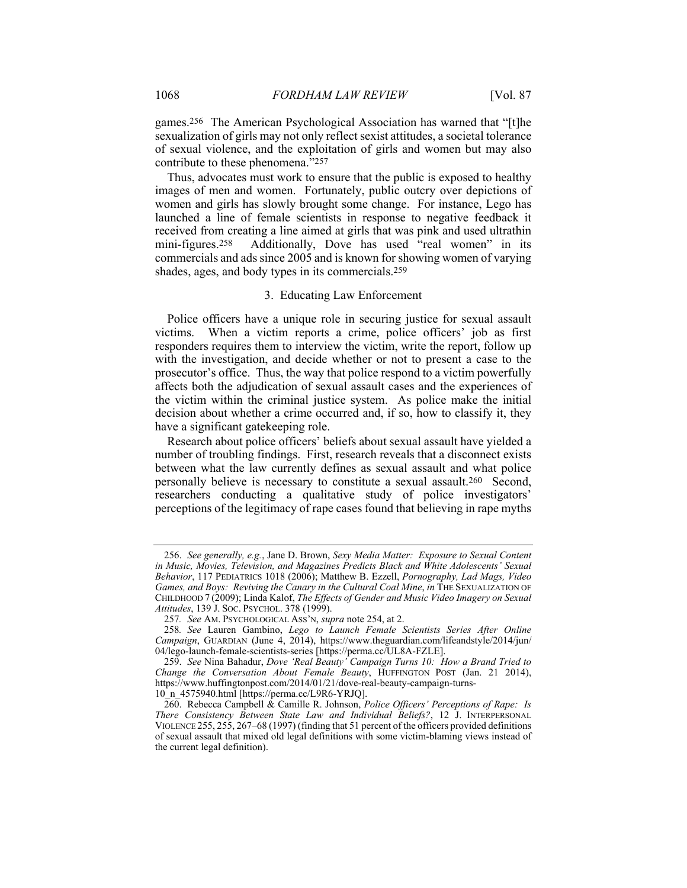games.[256] The American Psychological Association has warned that "[t]he sexualization of girls may not only reflect sexist attitudes, a societal tolerance of sexual violence, and the exploitation of girls and women but may also contribute to these phenomena."[257]

Thus, advocates must work to ensure that the public is exposed to healthy images of men and women. Fortunately, public outcry over depictions of women and girls has slowly brought some change. For instance, Lego has launched a line of female scientists in response to negative feedback it received from creating a line aimed at girls that was pink and used ultrathin mini-figures.[258] Additionally, Dove has used "real women" in its commercials and ads since 2005 and is known for showing women of varying shades, ages, and body types in its commercials.[259]

### 3. Educating Law Enforcement

Police officers have a unique role in securing justice for sexual assault victims. When a victim reports a crime, police officers' job as first responders requires them to interview the victim, write the report, follow up with the investigation, and decide whether or not to present a case to the prosecutor's office. Thus, the way that police respond to a victim powerfully affects both the adjudication of sexual assault cases and the experiences of the victim within the criminal justice system. As police make the initial decision about whether a crime occurred and, if so, how to classify it, they have a significant gatekeeping role.

Research about police officers' beliefs about sexual assault have yielded a number of troubling findings. First, research reveals that a disconnect exists between what the law currently defines as sexual assault and what police personally believe is necessary to constitute a sexual assault.[260] Second, researchers conducting a qualitative study of police investigators' perceptions of the legitimacy of rape cases found that believing in rape myths

---

256. *See generally, e.g.*, Jane D. Brown, *Sexy Media Matter: Exposure to Sexual Content in Music, Movies, Television, and Magazines Predicts Black and White Adolescents' Sexual Behavior*, 117 PEDIATRICS 1018 (2006); Matthew B. Ezzell, *Pornography, Lad Mags, Video Games, and Boys: Reviving the Canary in the Cultural Coal Mine*, *in* THE SEXUALIZATION OF CHILDHOOD 7 (2009); Linda Kalof, *The Effects of Gender and Music Video Imagery on Sexual Attitudes*, 139 J. SOC. PSYCHOL. 378 (1999).

257. *See* AM. PSYCHOLOGICAL ASS'N, *supra* note 254, at 2.

258. *See* Lauren Gambino, *Lego to Launch Female Scientists Series After Online Campaign*, GUARDIAN (June 4, 2014), https://www.theguardian.com/lifeandstyle/2014/jun/04/lego-launch-female-scientists-series [https://perma.cc/UL8A-FZLE].

259. *See* Nina Bahadur, *Dove 'Real Beauty' Campaign Turns 10: How a Brand Tried to Change the Conversation About Female Beauty*, HUFFINGTON POST (Jan. 21 2014), https://www.huffingtonpost.com/2014/01/21/dove-real-beauty-campaign-turns-10_n_4575940.html [https://perma.cc/L9R6-YRJQ].

260. Rebecca Campbell & Camille R. Johnson, *Police Officers' Perceptions of Rape: Is There Consistency Between State Law and Individual Beliefs?*, 12 J. INTERPERSONAL VIOLENCE 255, 255, 267–68 (1997) (finding that 51 percent of the officers provided definitions of sexual assault that mixed old legal definitions with some victim-blaming views instead of the current legal definition).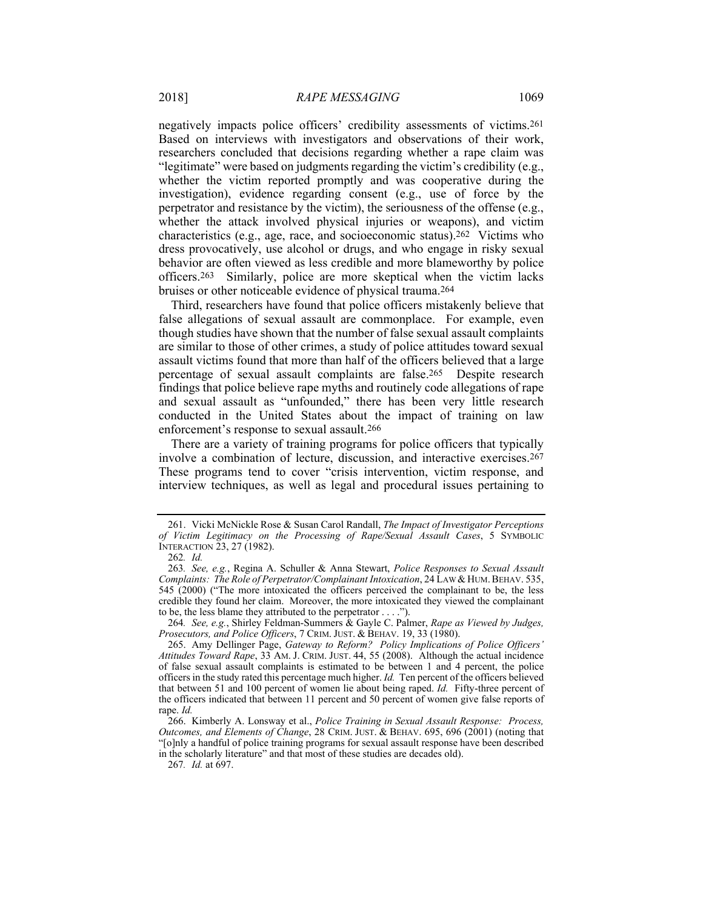negatively impacts police officers' credibility assessments of victims.[261] Based on interviews with investigators and observations of their work, researchers concluded that decisions regarding whether a rape claim was "legitimate" were based on judgments regarding the victim's credibility (e.g., whether the victim reported promptly and was cooperative during the investigation), evidence regarding consent (e.g., use of force by the perpetrator and resistance by the victim), the seriousness of the offense (e.g., whether the attack involved physical injuries or weapons), and victim characteristics (e.g., age, race, and socioeconomic status).[262] Victims who dress provocatively, use alcohol or drugs, and who engage in risky sexual behavior are often viewed as less credible and more blameworthy by police officers.[263] Similarly, police are more skeptical when the victim lacks bruises or other noticeable evidence of physical trauma.[264]

Third, researchers have found that police officers mistakenly believe that false allegations of sexual assault are commonplace. For example, even though studies have shown that the number of false sexual assault complaints are similar to those of other crimes, a study of police attitudes toward sexual assault victims found that more than half of the officers believed that a large percentage of sexual assault complaints are false.[265] Despite research findings that police believe rape myths and routinely code allegations of rape and sexual assault as "unfounded," there has been very little research conducted in the United States about the impact of training on law enforcement's response to sexual assault.[266]

There are a variety of training programs for police officers that typically involve a combination of lecture, discussion, and interactive exercises.[267] These programs tend to cover "crisis intervention, victim response, and interview techniques, as well as legal and procedural issues pertaining to

---

261. Vicki McNickle Rose & Susan Carol Randall, *The Impact of Investigator Perceptions of Victim Legitimacy on the Processing of Rape/Sexual Assault Cases*, 5 SYMBOLIC INTERACTION 23, 27 (1982).

262. *Id.*

263. *See, e.g.*, Regina A. Schuller & Anna Stewart, *Police Responses to Sexual Assault Complaints: The Role of Perpetrator/Complainant Intoxication*, 24 LAW & HUM. BEHAV. 535, 545 (2000) ("The more intoxicated the officers perceived the complainant to be, the less credible they found her claim. Moreover, the more intoxicated they viewed the complainant to be, the less blame they attributed to the perpetrator . . . .").

264. *See, e.g.*, Shirley Feldman-Summers & Gayle C. Palmer, *Rape as Viewed by Judges, Prosecutors, and Police Officers*, 7 CRIM. JUST. & BEHAV. 19, 33 (1980).

265. Amy Dellinger Page, *Gateway to Reform? Policy Implications of Police Officers' Attitudes Toward Rape*, 33 AM. J. CRIM. JUST. 44, 55 (2008). Although the actual incidence of false sexual assault complaints is estimated to be between 1 and 4 percent, the police officers in the study rated this percentage much higher. *Id.* Ten percent of the officers believed that between 51 and 100 percent of women lie about being raped. *Id.* Fifty-three percent of the officers indicated that between 11 percent and 50 percent of women give false reports of rape. *Id.*

266. Kimberly A. Lonsway et al., *Police Training in Sexual Assault Response: Process, Outcomes, and Elements of Change*, 28 CRIM. JUST. & BEHAV. 695, 696 (2001) (noting that "[o]nly a handful of police training programs for sexual assault response have been described in the scholarly literature" and that most of these studies are decades old).

267. *Id.* at 697.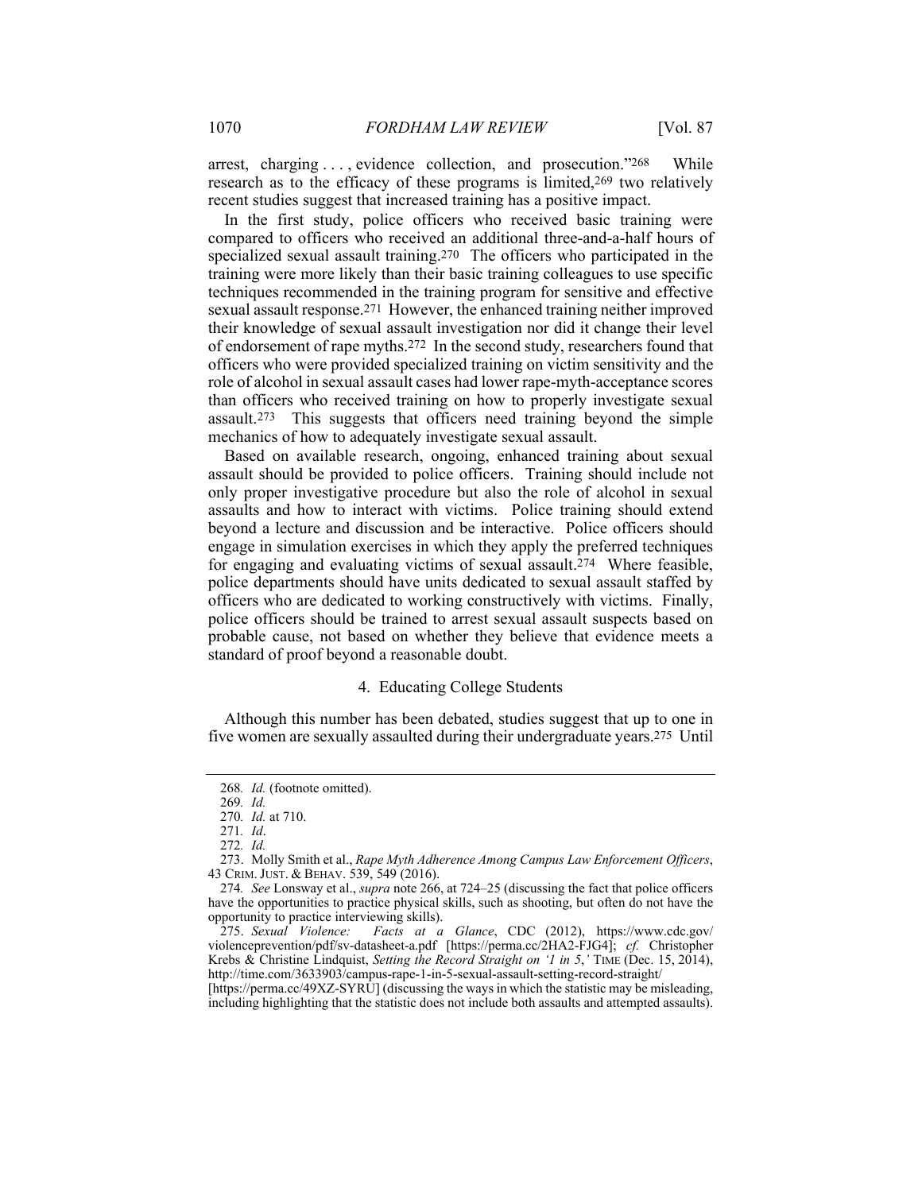arrest, charging . . . , evidence collection, and prosecution."[268] While research as to the efficacy of these programs is limited,[269] two relatively recent studies suggest that increased training has a positive impact.

In the first study, police officers who received basic training were compared to officers who received an additional three-and-a-half hours of specialized sexual assault training.[270] The officers who participated in the training were more likely than their basic training colleagues to use specific techniques recommended in the training program for sensitive and effective sexual assault response.[271] However, the enhanced training neither improved their knowledge of sexual assault investigation nor did it change their level of endorsement of rape myths.[272] In the second study, researchers found that officers who were provided specialized training on victim sensitivity and the role of alcohol in sexual assault cases had lower rape-myth-acceptance scores than officers who received training on how to properly investigate sexual assault.[273] This suggests that officers need training beyond the simple mechanics of how to adequately investigate sexual assault.

Based on available research, ongoing, enhanced training about sexual assault should be provided to police officers. Training should include not only proper investigative procedure but also the role of alcohol in sexual assaults and how to interact with victims. Police training should extend beyond a lecture and discussion and be interactive. Police officers should engage in simulation exercises in which they apply the preferred techniques for engaging and evaluating victims of sexual assault.[274] Where feasible, police departments should have units dedicated to sexual assault staffed by officers who are dedicated to working constructively with victims. Finally, police officers should be trained to arrest sexual assault suspects based on probable cause, not based on whether they believe that evidence meets a standard of proof beyond a reasonable doubt.

#### 4. Educating College Students

Although this number has been debated, studies suggest that up to one in five women are sexually assaulted during their undergraduate years.[275] Until

---

268. *Id.* (footnote omitted).

269. *Id.*

270. *Id.* at 710.

271. *Id*.

272. *Id.*

273. Molly Smith et al., *Rape Myth Adherence Among Campus Law Enforcement Officers*, 43 CRIM. JUST. & BEHAV. 539, 549 (2016).

274. *See* Lonsway et al., *supra* note 266, at 724–25 (discussing the fact that police officers have the opportunities to practice physical skills, such as shooting, but often do not have the opportunity to practice interviewing skills).

275. *Sexual Violence: Facts at a Glance*, CDC (2012), https://www.cdc.gov/violenceprevention/pdf/sv-datasheet-a.pdf [https://perma.cc/2HA2-FJG4]; *cf.* Christopher Krebs & Christine Lindquist, *Setting the Record Straight on '1 in 5*,*'* TIME (Dec. 15, 2014), http://time.com/3633903/campus-rape-1-in-5-sexual-assault-setting-record-straight/ [https://perma.cc/49XZ-SYRU] (discussing the ways in which the statistic may be misleading, including highlighting that the statistic does not include both assaults and attempted assaults).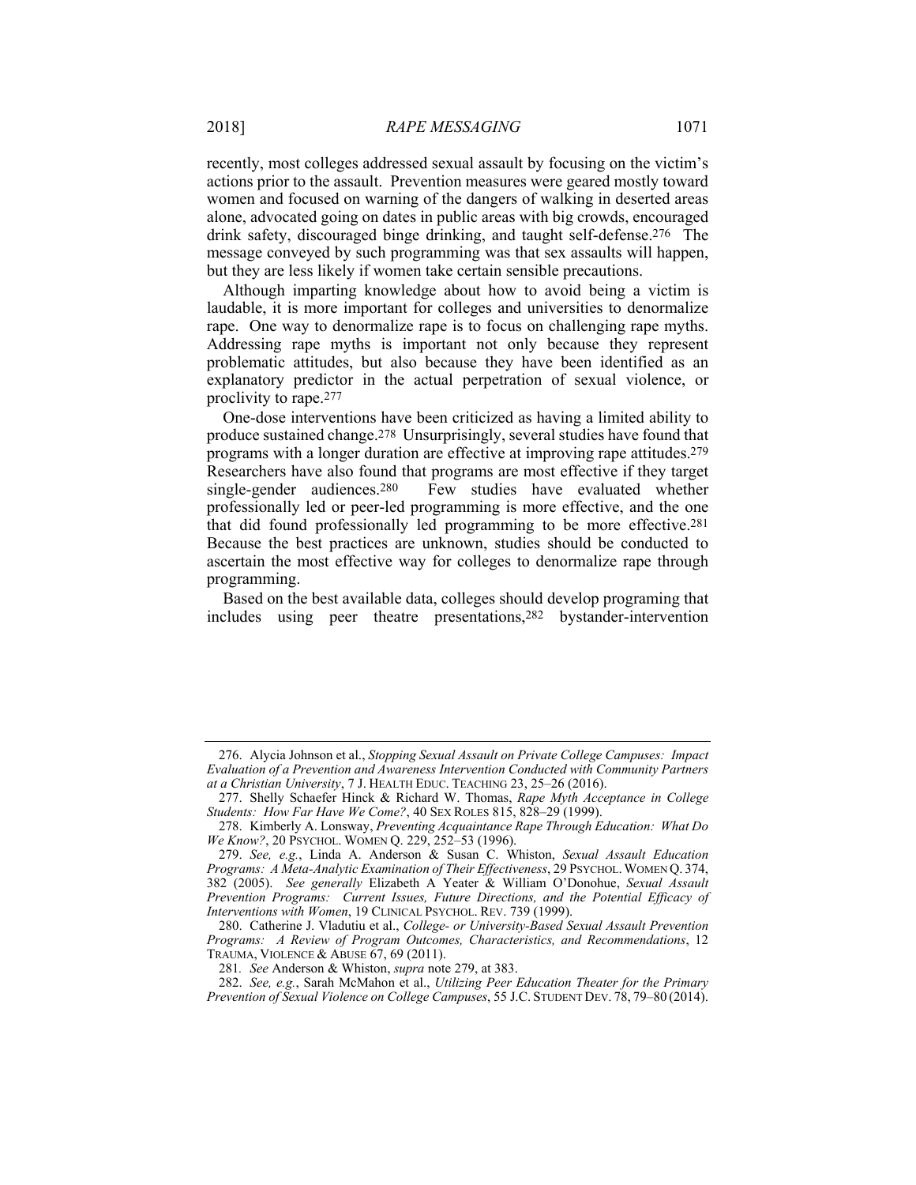recently, most colleges addressed sexual assault by focusing on the victim's actions prior to the assault. Prevention measures were geared mostly toward women and focused on warning of the dangers of walking in deserted areas alone, advocated going on dates in public areas with big crowds, encouraged drink safety, discouraged binge drinking, and taught self-defense.[276] The message conveyed by such programming was that sex assaults will happen, but they are less likely if women take certain sensible precautions.

Although imparting knowledge about how to avoid being a victim is laudable, it is more important for colleges and universities to denormalize rape. One way to denormalize rape is to focus on challenging rape myths. Addressing rape myths is important not only because they represent problematic attitudes, but also because they have been identified as an explanatory predictor in the actual perpetration of sexual violence, or proclivity to rape.[277]

One-dose interventions have been criticized as having a limited ability to produce sustained change.[278] Unsurprisingly, several studies have found that programs with a longer duration are effective at improving rape attitudes.[279] Researchers have also found that programs are most effective if they target single-gender audiences.[280] Few studies have evaluated whether professionally led or peer-led programming is more effective, and the one that did found professionally led programming to be more effective.[281] Because the best practices are unknown, studies should be conducted to ascertain the most effective way for colleges to denormalize rape through programming.

Based on the best available data, colleges should develop programing that includes using peer theatre presentations,[282] bystander-intervention

---

276. Alycia Johnson et al., *Stopping Sexual Assault on Private College Campuses: Impact Evaluation of a Prevention and Awareness Intervention Conducted with Community Partners at a Christian University*, 7 J. HEALTH EDUC. TEACHING 23, 25–26 (2016).

277. Shelly Schaefer Hinck & Richard W. Thomas, *Rape Myth Acceptance in College Students: How Far Have We Come?*, 40 SEX ROLES 815, 828–29 (1999).

278. Kimberly A. Lonsway, *Preventing Acquaintance Rape Through Education: What Do We Know?*, 20 PSYCHOL. WOMEN Q. 229, 252–53 (1996).

279. *See, e.g.*, Linda A. Anderson & Susan C. Whiston, *Sexual Assault Education Programs: A Meta-Analytic Examination of Their Effectiveness*, 29 PSYCHOL. WOMEN Q. 374, 382 (2005). *See generally* Elizabeth A Yeater & William O'Donohue, *Sexual Assault Prevention Programs: Current Issues, Future Directions, and the Potential Efficacy of Interventions with Women*, 19 CLINICAL PSYCHOL. REV. 739 (1999).

280. Catherine J. Vladutiu et al., *College- or University-Based Sexual Assault Prevention Programs: A Review of Program Outcomes, Characteristics, and Recommendations*, 12 TRAUMA, VIOLENCE & ABUSE 67, 69 (2011).

281. *See* Anderson & Whiston, *supra* note 279, at 383.

282. *See, e.g.*, Sarah McMahon et al., *Utilizing Peer Education Theater for the Primary Prevention of Sexual Violence on College Campuses*, 55 J.C. STUDENT DEV. 78, 79–80 (2014).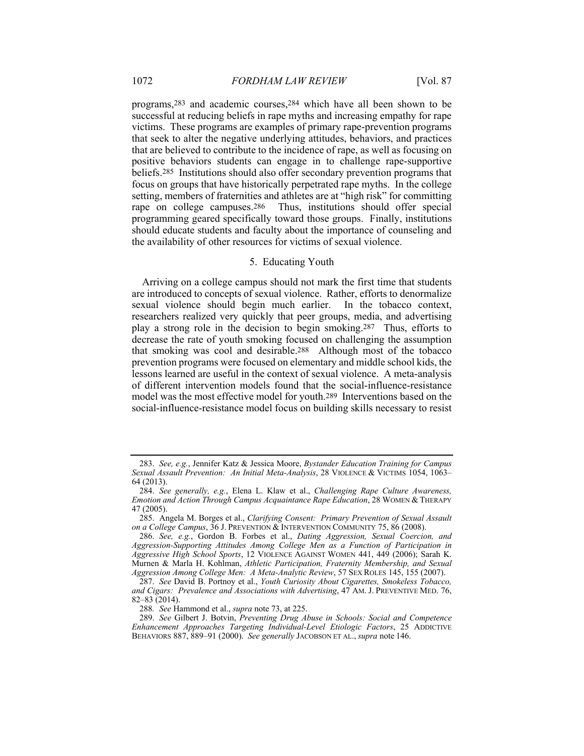programs,[283] and academic courses,[284] which have all been shown to be successful at reducing beliefs in rape myths and increasing empathy for rape victims. These programs are examples of primary rape-prevention programs that seek to alter the negative underlying attitudes, behaviors, and practices that are believed to contribute to the incidence of rape, as well as focusing on positive behaviors students can engage in to challenge rape-supportive beliefs.[285] Institutions should also offer secondary prevention programs that focus on groups that have historically perpetrated rape myths. In the college setting, members of fraternities and athletes are at "high risk" for committing rape on college campuses.[286] Thus, institutions should offer special programming geared specifically toward those groups. Finally, institutions should educate students and faculty about the importance of counseling and the availability of other resources for victims of sexual violence.

### 5. Educating Youth

Arriving on a college campus should not mark the first time that students are introduced to concepts of sexual violence. Rather, efforts to denormalize sexual violence should begin much earlier. In the tobacco context, researchers realized very quickly that peer groups, media, and advertising play a strong role in the decision to begin smoking.[287] Thus, efforts to decrease the rate of youth smoking focused on challenging the assumption that smoking was cool and desirable.[288] Although most of the tobacco prevention programs were focused on elementary and middle school kids, the lessons learned are useful in the context of sexual violence. A meta-analysis of different intervention models found that the social-influence-resistance model was the most effective model for youth.[289] Interventions based on the social-influence-resistance model focus on building skills necessary to resist

---

283. *See, e.g.*, Jennifer Katz & Jessica Moore, *Bystander Education Training for Campus Sexual Assault Prevention: An Initial Meta-Analysis*, 28 VIOLENCE & VICTIMS 1054, 1063–64 (2013).

284. *See generally, e.g.*, Elena L. Klaw et al., *Challenging Rape Culture Awareness, Emotion and Action Through Campus Acquaintance Rape Education*, 28 WOMEN & THERAPY 47 (2005).

285. Angela M. Borges et al., *Clarifying Consent: Primary Prevention of Sexual Assault on a College Campus*, 36 J. PREVENTION & INTERVENTION COMMUNITY 75, 86 (2008).

286. *See, e.g.*, Gordon B. Forbes et al., *Dating Aggression, Sexual Coercion, and Aggression-Supporting Attitudes Among College Men as a Function of Participation in Aggressive High School Sports*, 12 VIOLENCE AGAINST WOMEN 441, 449 (2006); Sarah K. Murnen & Marla H. Kohlman, *Athletic Participation, Fraternity Membership, and Sexual Aggression Among College Men: A Meta-Analytic Review*, 57 SEX ROLES 145, 155 (2007).

287. *See* David B. Portnoy et al., *Youth Curiosity About Cigarettes, Smokeless Tobacco, and Cigars: Prevalence and Associations with Advertising*, 47 AM. J. PREVENTIVE MED. 76, 82–83 (2014).

288. *See* Hammond et al., *supra* note 73, at 225.

289. *See* Gilbert J. Botvin, *Preventing Drug Abuse in Schools: Social and Competence Enhancement Approaches Targeting Individual-Level Etiologic Factors*, 25 ADDICTIVE BEHAVIORS 887, 889–91 (2000). *See generally* JACOBSON ET AL., *supra* note 146.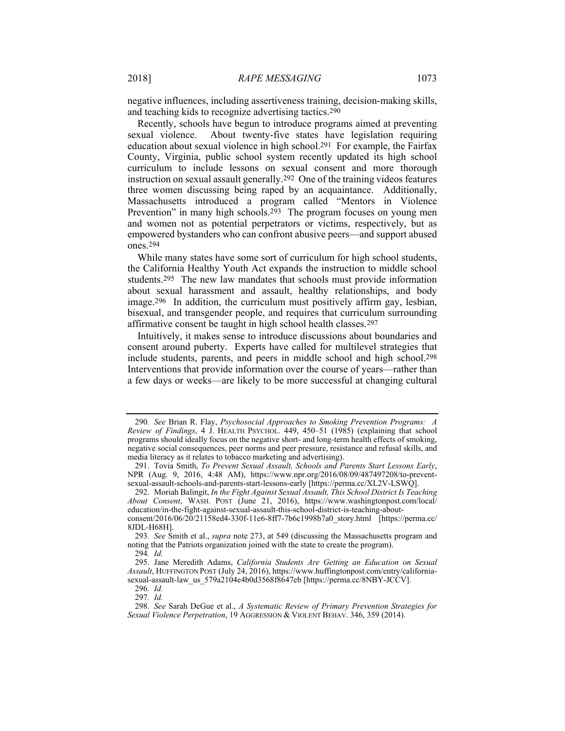negative influences, including assertiveness training, decision-making skills, and teaching kids to recognize advertising tactics.[290]

Recently, schools have begun to introduce programs aimed at preventing sexual violence. About twenty-five states have legislation requiring education about sexual violence in high school.[291] For example, the Fairfax County, Virginia, public school system recently updated its high school curriculum to include lessons on sexual consent and more thorough instruction on sexual assault generally.[292] One of the training videos features three women discussing being raped by an acquaintance. Additionally, Massachusetts introduced a program called "Mentors in Violence Prevention" in many high schools.[293] The program focuses on young men and women not as potential perpetrators or victims, respectively, but as empowered bystanders who can confront abusive peers—and support abused ones.[294]

While many states have some sort of curriculum for high school students, the California Healthy Youth Act expands the instruction to middle school students.[295] The new law mandates that schools must provide information about sexual harassment and assault, healthy relationships, and body image.[296] In addition, the curriculum must positively affirm gay, lesbian, bisexual, and transgender people, and requires that curriculum surrounding affirmative consent be taught in high school health classes.[297]

Intuitively, it makes sense to introduce discussions about boundaries and consent around puberty. Experts have called for multilevel strategies that include students, parents, and peers in middle school and high school.[298] Interventions that provide information over the course of years—rather than a few days or weeks—are likely to be more successful at changing cultural

---

290. *See* Brian R. Flay, *Psychosocial Approaches to Smoking Prevention Programs: A Review of Findings*, 4 J. HEALTH PSYCHOL. 449, 450–51 (1985) (explaining that school programs should ideally focus on the negative short- and long-term health effects of smoking, negative social consequences, peer norms and peer pressure, resistance and refusal skills, and media literacy as it relates to tobacco marketing and advertising).

291. Tovia Smith, *To Prevent Sexual Assault, Schools and Parents Start Lessons Early*, NPR (Aug. 9, 2016, 4:48 AM), https://www.npr.org/2016/08/09/487497208/to-prevent-sexual-assault-schools-and-parents-start-lessons-early [https://perma.cc/XL2V-LSWQ].

292. Moriah Balingit, *In the Fight Against Sexual Assault, This School District Is Teaching About Consent*, WASH. POST (June 21, 2016), https://www.washingtonpost.com/local/education/in-the-fight-against-sexual-assault-this-school-district-is-teaching-about-consent/2016/06/20/21158ed4-330f-11e6-8ff7-7b6c1998b7a0_story.html [https://perma.cc/8JDL-H68H].

293. *See* Smith et al., *supra* note 273, at 549 (discussing the Massachusetts program and noting that the Patriots organization joined with the state to create the program).

294. *Id.*

295. Jane Meredith Adams, *California Students Are Getting an Education on Sexual Assault*, HUFFINGTON POST (July 24, 2016), https://www.huffingtonpost.com/entry/california-sexual-assault-law_us_579a2104e4b0d3568f8647eb [https://perma.cc/8NBY-JCCV].

296. *Id.*

297. *Id.*

298. *See* Sarah DeGue et al., *A Systematic Review of Primary Prevention Strategies for Sexual Violence Perpetration*, 19 AGGRESSION & VIOLENT BEHAV. 346, 359 (2014).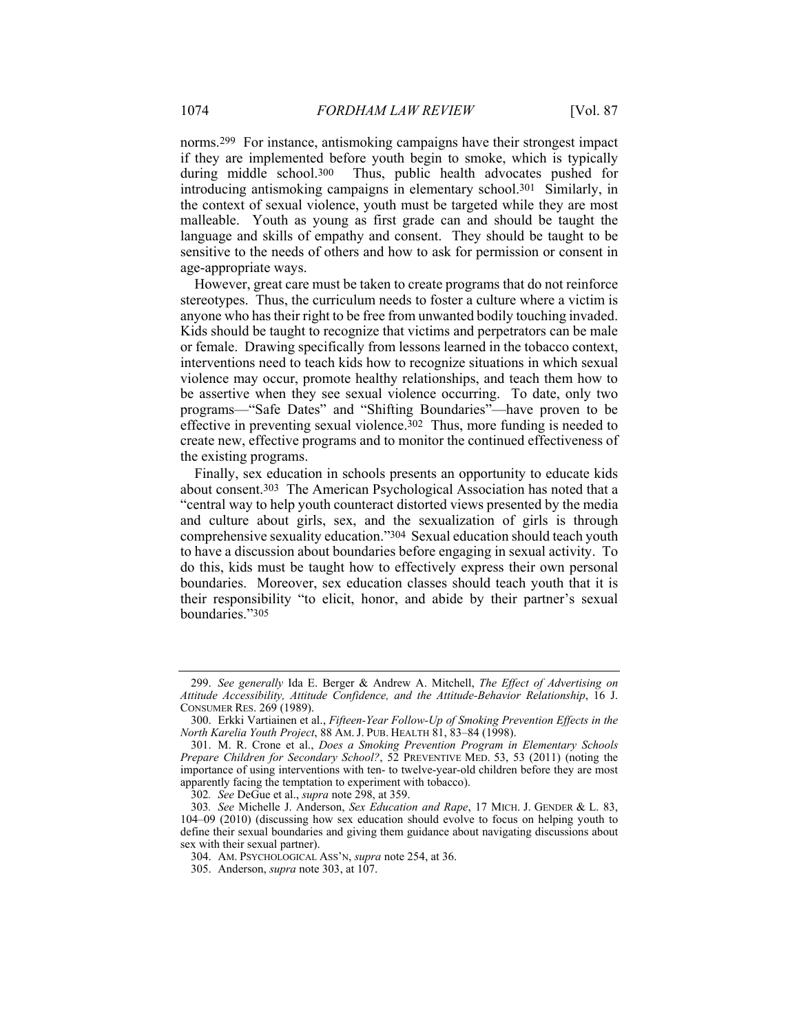norms.[299] For instance, antismoking campaigns have their strongest impact if they are implemented before youth begin to smoke, which is typically during middle school.[300] Thus, public health advocates pushed for introducing antismoking campaigns in elementary school.[301] Similarly, in the context of sexual violence, youth must be targeted while they are most malleable. Youth as young as first grade can and should be taught the language and skills of empathy and consent. They should be taught to be sensitive to the needs of others and how to ask for permission or consent in age-appropriate ways.

However, great care must be taken to create programs that do not reinforce stereotypes. Thus, the curriculum needs to foster a culture where a victim is anyone who has their right to be free from unwanted bodily touching invaded. Kids should be taught to recognize that victims and perpetrators can be male or female. Drawing specifically from lessons learned in the tobacco context, interventions need to teach kids how to recognize situations in which sexual violence may occur, promote healthy relationships, and teach them how to be assertive when they see sexual violence occurring. To date, only two programs—"Safe Dates" and "Shifting Boundaries"—have proven to be effective in preventing sexual violence.[302] Thus, more funding is needed to create new, effective programs and to monitor the continued effectiveness of the existing programs.

Finally, sex education in schools presents an opportunity to educate kids about consent.[303] The American Psychological Association has noted that a "central way to help youth counteract distorted views presented by the media and culture about girls, sex, and the sexualization of girls is through comprehensive sexuality education."[304] Sexual education should teach youth to have a discussion about boundaries before engaging in sexual activity. To do this, kids must be taught how to effectively express their own personal boundaries. Moreover, sex education classes should teach youth that it is their responsibility "to elicit, honor, and abide by their partner's sexual boundaries."[305]

---

299. *See generally* Ida E. Berger & Andrew A. Mitchell, *The Effect of Advertising on Attitude Accessibility, Attitude Confidence, and the Attitude-Behavior Relationship*, 16 J. CONSUMER RES. 269 (1989).

300. Erkki Vartiainen et al., *Fifteen-Year Follow-Up of Smoking Prevention Effects in the North Karelia Youth Project*, 88 AM. J. PUB. HEALTH 81, 83–84 (1998).

301. M. R. Crone et al., *Does a Smoking Prevention Program in Elementary Schools Prepare Children for Secondary School?*, 52 PREVENTIVE MED. 53, 53 (2011) (noting the importance of using interventions with ten- to twelve-year-old children before they are most apparently facing the temptation to experiment with tobacco).

302. *See* DeGue et al., *supra* note 298, at 359.

303. *See* Michelle J. Anderson, *Sex Education and Rape*, 17 MICH. J. GENDER & L. 83, 104–09 (2010) (discussing how sex education should evolve to focus on helping youth to define their sexual boundaries and giving them guidance about navigating discussions about sex with their sexual partner).

304. AM. PSYCHOLOGICAL ASS'N, *supra* note 254, at 36.

305. Anderson, *supra* note 303, at 107.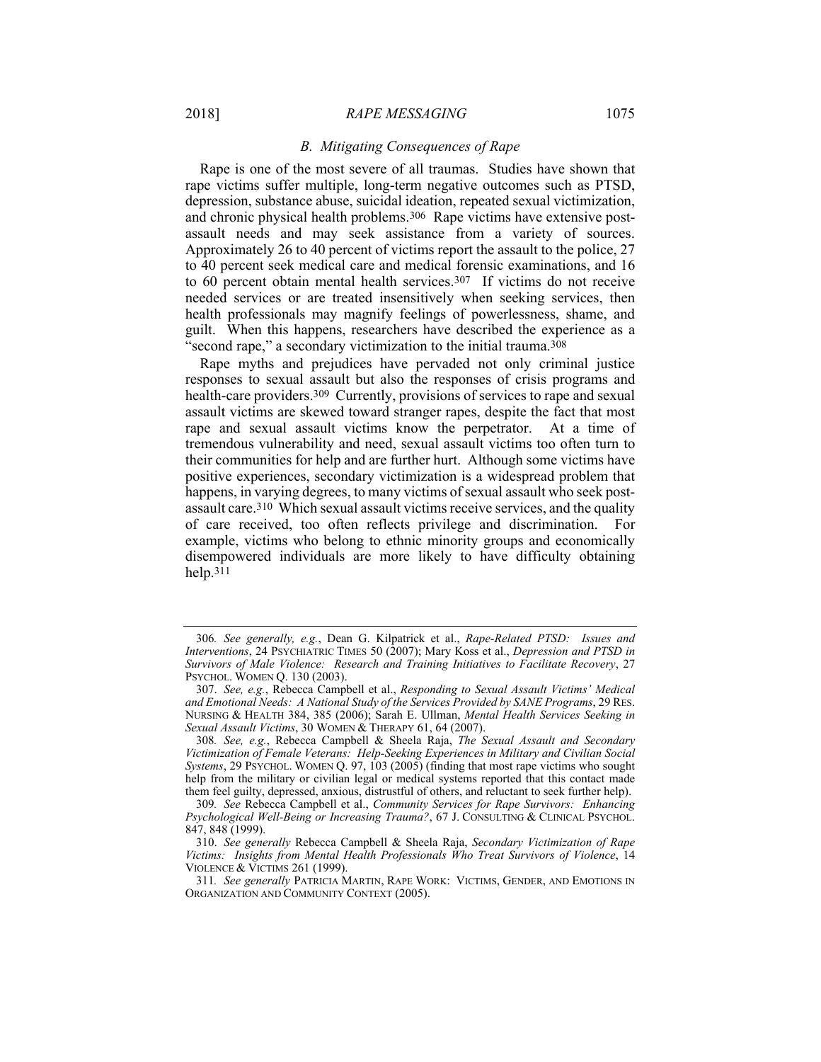### B. Mitigating Consequences of Rape

Rape is one of the most severe of all traumas. Studies have shown that rape victims suffer multiple, long-term negative outcomes such as PTSD, depression, substance abuse, suicidal ideation, repeated sexual victimization, and chronic physical health problems.[306] Rape victims have extensive post-assault needs and may seek assistance from a variety of sources. Approximately 26 to 40 percent of victims report the assault to the police, 27 to 40 percent seek medical care and medical forensic examinations, and 16 to 60 percent obtain mental health services.[307] If victims do not receive needed services or are treated insensitively when seeking services, then health professionals may magnify feelings of powerlessness, shame, and guilt. When this happens, researchers have described the experience as a "second rape," a secondary victimization to the initial trauma.[308]

Rape myths and prejudices have pervaded not only criminal justice responses to sexual assault but also the responses of crisis programs and health-care providers.[309] Currently, provisions of services to rape and sexual assault victims are skewed toward stranger rapes, despite the fact that most rape and sexual assault victims know the perpetrator. At a time of tremendous vulnerability and need, sexual assault victims too often turn to their communities for help and are further hurt. Although some victims have positive experiences, secondary victimization is a widespread problem that happens, in varying degrees, to many victims of sexual assault who seek post-assault care.[310] Which sexual assault victims receive services, and the quality of care received, too often reflects privilege and discrimination. For example, victims who belong to ethnic minority groups and economically disempowered individuals are more likely to have difficulty obtaining help.[311]

---

306. *See generally, e.g.*, Dean G. Kilpatrick et al., *Rape-Related PTSD: Issues and Interventions*, 24 PSYCHIATRIC TIMES 50 (2007); Mary Koss et al., *Depression and PTSD in Survivors of Male Violence: Research and Training Initiatives to Facilitate Recovery*, 27 PSYCHOL. WOMEN Q. 130 (2003).

307. *See, e.g.*, Rebecca Campbell et al., *Responding to Sexual Assault Victims' Medical and Emotional Needs: A National Study of the Services Provided by SANE Programs*, 29 RES. NURSING & HEALTH 384, 385 (2006); Sarah E. Ullman, *Mental Health Services Seeking in Sexual Assault Victims*, 30 WOMEN & THERAPY 61, 64 (2007).

308. *See, e.g.*, Rebecca Campbell & Sheela Raja, *The Sexual Assault and Secondary Victimization of Female Veterans: Help-Seeking Experiences in Military and Civilian Social Systems*, 29 PSYCHOL. WOMEN Q. 97, 103 (2005) (finding that most rape victims who sought help from the military or civilian legal or medical systems reported that this contact made them feel guilty, depressed, anxious, distrustful of others, and reluctant to seek further help).

309. *See* Rebecca Campbell et al., *Community Services for Rape Survivors: Enhancing Psychological Well-Being or Increasing Trauma?*, 67 J. CONSULTING & CLINICAL PSYCHOL. 847, 848 (1999).

310. *See generally* Rebecca Campbell & Sheela Raja, *Secondary Victimization of Rape Victims: Insights from Mental Health Professionals Who Treat Survivors of Violence*, 14 VIOLENCE & VICTIMS 261 (1999).

311. *See generally* PATRICIA MARTIN, RAPE WORK: VICTIMS, GENDER, AND EMOTIONS IN ORGANIZATION AND COMMUNITY CONTEXT (2005).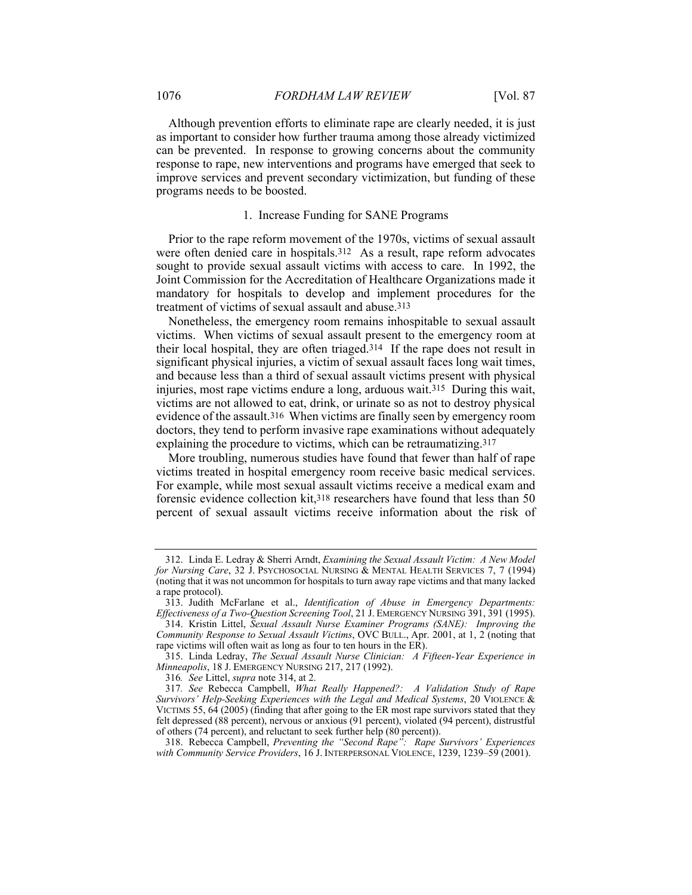Although prevention efforts to eliminate rape are clearly needed, it is just as important to consider how further trauma among those already victimized can be prevented. In response to growing concerns about the community response to rape, new interventions and programs have emerged that seek to improve services and prevent secondary victimization, but funding of these programs needs to be boosted.

### 1. Increase Funding for SANE Programs

Prior to the rape reform movement of the 1970s, victims of sexual assault were often denied care in hospitals.[312] As a result, rape reform advocates sought to provide sexual assault victims with access to care. In 1992, the Joint Commission for the Accreditation of Healthcare Organizations made it mandatory for hospitals to develop and implement procedures for the treatment of victims of sexual assault and abuse.[313]

Nonetheless, the emergency room remains inhospitable to sexual assault victims. When victims of sexual assault present to the emergency room at their local hospital, they are often triaged.[314] If the rape does not result in significant physical injuries, a victim of sexual assault faces long wait times, and because less than a third of sexual assault victims present with physical injuries, most rape victims endure a long, arduous wait.[315] During this wait, victims are not allowed to eat, drink, or urinate so as not to destroy physical evidence of the assault.[316] When victims are finally seen by emergency room doctors, they tend to perform invasive rape examinations without adequately explaining the procedure to victims, which can be retraumatizing.[317]

More troubling, numerous studies have found that fewer than half of rape victims treated in hospital emergency room receive basic medical services. For example, while most sexual assault victims receive a medical exam and forensic evidence collection kit,[318] researchers have found that less than 50 percent of sexual assault victims receive information about the risk of

---

312. Linda E. Ledray & Sherri Arndt, *Examining the Sexual Assault Victim: A New Model for Nursing Care*, 32 J. PSYCHOSOCIAL NURSING & MENTAL HEALTH SERVICES 7, 7 (1994) (noting that it was not uncommon for hospitals to turn away rape victims and that many lacked a rape protocol).

313. Judith McFarlane et al., *Identification of Abuse in Emergency Departments: Effectiveness of a Two-Question Screening Tool*, 21 J. EMERGENCY NURSING 391, 391 (1995).

314. Kristin Littel, *Sexual Assault Nurse Examiner Programs (SANE): Improving the Community Response to Sexual Assault Victims*, OVC BULL., Apr. 2001, at 1, 2 (noting that rape victims will often wait as long as four to ten hours in the ER).

315. Linda Ledray, *The Sexual Assault Nurse Clinician: A Fifteen-Year Experience in Minneapolis*, 18 J. EMERGENCY NURSING 217, 217 (1992).

316. *See* Littel, *supra* note 314, at 2.

317. *See* Rebecca Campbell, *What Really Happened?: A Validation Study of Rape Survivors' Help-Seeking Experiences with the Legal and Medical Systems*, 20 VIOLENCE & VICTIMS 55, 64 (2005) (finding that after going to the ER most rape survivors stated that they felt depressed (88 percent), nervous or anxious (91 percent), violated (94 percent), distrustful of others (74 percent), and reluctant to seek further help (80 percent)).

318. Rebecca Campbell, *Preventing the "Second Rape": Rape Survivors' Experiences with Community Service Providers*, 16 J. INTERPERSONAL VIOLENCE, 1239, 1239–59 (2001).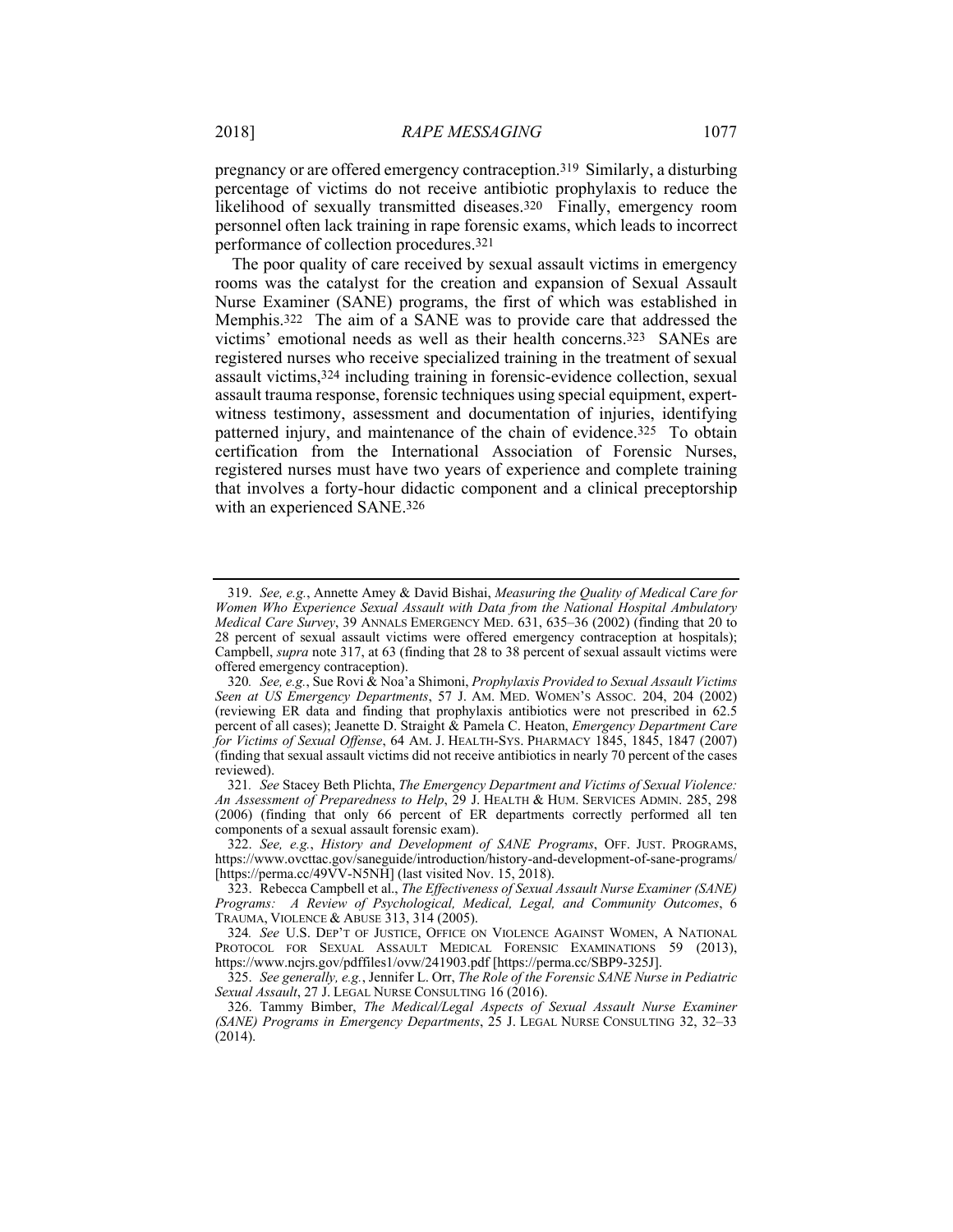pregnancy or are offered emergency contraception.[319] Similarly, a disturbing percentage of victims do not receive antibiotic prophylaxis to reduce the likelihood of sexually transmitted diseases.[320] Finally, emergency room personnel often lack training in rape forensic exams, which leads to incorrect performance of collection procedures.[321]

The poor quality of care received by sexual assault victims in emergency rooms was the catalyst for the creation and expansion of Sexual Assault Nurse Examiner (SANE) programs, the first of which was established in Memphis.[322] The aim of a SANE was to provide care that addressed the victims' emotional needs as well as their health concerns.[323] SANEs are registered nurses who receive specialized training in the treatment of sexual assault victims,[324] including training in forensic-evidence collection, sexual assault trauma response, forensic techniques using special equipment, expert-witness testimony, assessment and documentation of injuries, identifying patterned injury, and maintenance of the chain of evidence.[325] To obtain certification from the International Association of Forensic Nurses, registered nurses must have two years of experience and complete training that involves a forty-hour didactic component and a clinical preceptorship with an experienced SANE.[326]

---

319. *See, e.g.*, Annette Amey & David Bishai, *Measuring the Quality of Medical Care for Women Who Experience Sexual Assault with Data from the National Hospital Ambulatory Medical Care Survey*, 39 ANNALS EMERGENCY MED. 631, 635–36 (2002) (finding that 20 to 28 percent of sexual assault victims were offered emergency contraception at hospitals); Campbell, *supra* note 317, at 63 (finding that 28 to 38 percent of sexual assault victims were offered emergency contraception).

320. *See, e.g.*, Sue Rovi & Noa'a Shimoni, *Prophylaxis Provided to Sexual Assault Victims Seen at US Emergency Departments*, 57 J. AM. MED. WOMEN'S ASSOC. 204, 204 (2002) (reviewing ER data and finding that prophylaxis antibiotics were not prescribed in 62.5 percent of all cases); Jeanette D. Straight & Pamela C. Heaton, *Emergency Department Care for Victims of Sexual Offense*, 64 AM. J. HEALTH-SYS. PHARMACY 1845, 1845, 1847 (2007) (finding that sexual assault victims did not receive antibiotics in nearly 70 percent of the cases reviewed).

321. *See* Stacey Beth Plichta, *The Emergency Department and Victims of Sexual Violence: An Assessment of Preparedness to Help*, 29 J. HEALTH & HUM. SERVICES ADMIN. 285, 298 (2006) (finding that only 66 percent of ER departments correctly performed all ten components of a sexual assault forensic exam).

322. *See, e.g.*, *History and Development of SANE Programs*, OFF. JUST. PROGRAMS, https://www.ovcttac.gov/saneguide/introduction/history-and-development-of-sane-programs/ [https://perma.cc/49VV-N5NH] (last visited Nov. 15, 2018).

323. Rebecca Campbell et al., *The Effectiveness of Sexual Assault Nurse Examiner (SANE) Programs: A Review of Psychological, Medical, Legal, and Community Outcomes*, 6 TRAUMA, VIOLENCE & ABUSE 313, 314 (2005).

324. *See* U.S. DEP'T OF JUSTICE, OFFICE ON VIOLENCE AGAINST WOMEN, A NATIONAL PROTOCOL FOR SEXUAL ASSAULT MEDICAL FORENSIC EXAMINATIONS 59 (2013), https://www.ncjrs.gov/pdffiles1/ovw/241903.pdf [https://perma.cc/SBP9-325J].

325. *See generally, e.g.*, Jennifer L. Orr, *The Role of the Forensic SANE Nurse in Pediatric Sexual Assault*, 27 J. LEGAL NURSE CONSULTING 16 (2016).

326. Tammy Bimber, *The Medical/Legal Aspects of Sexual Assault Nurse Examiner (SANE) Programs in Emergency Departments*, 25 J. LEGAL NURSE CONSULTING 32, 32–33 (2014).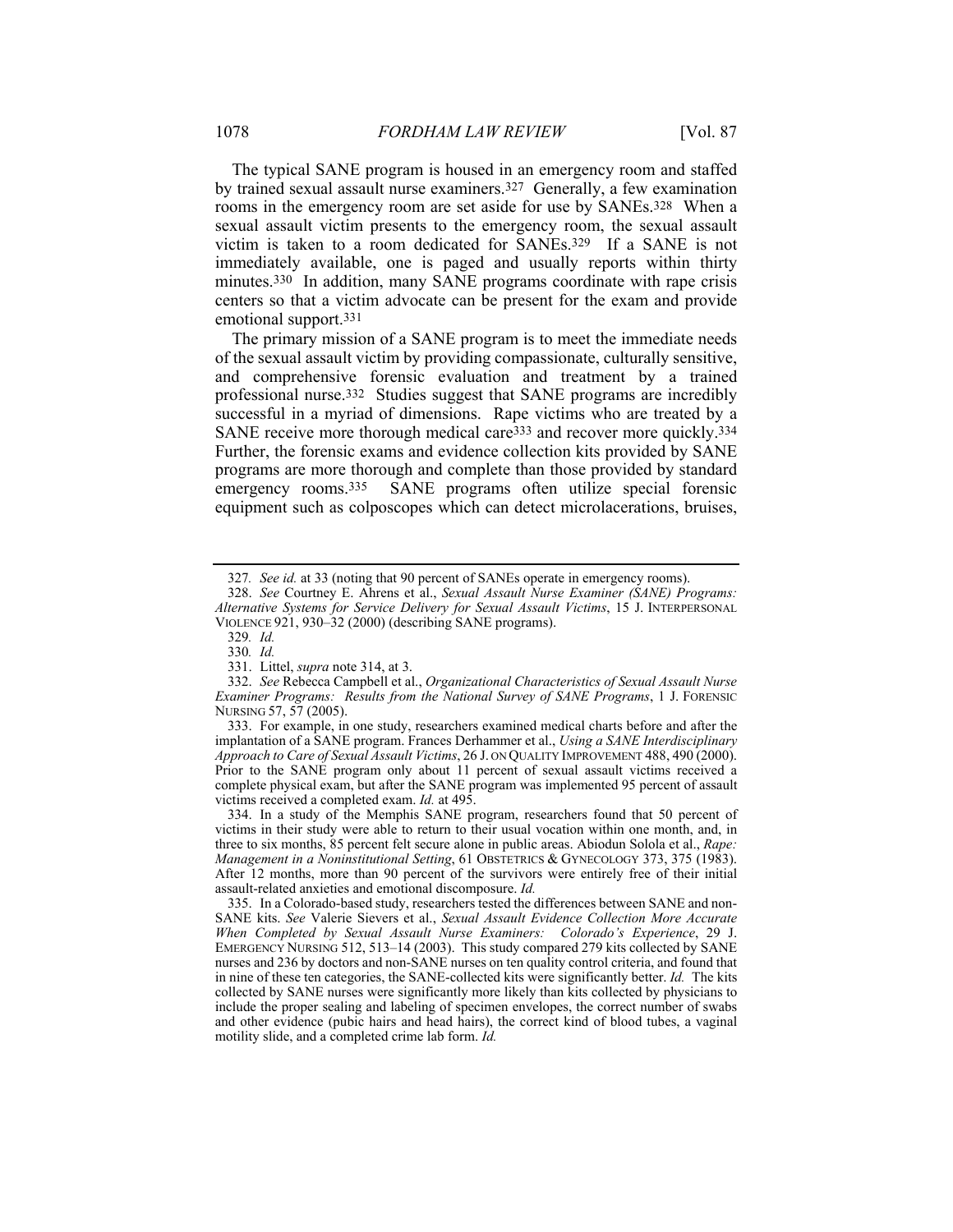The typical SANE program is housed in an emergency room and staffed by trained sexual assault nurse examiners.[327] Generally, a few examination rooms in the emergency room are set aside for use by SANEs.[328] When a sexual assault victim presents to the emergency room, the sexual assault victim is taken to a room dedicated for SANEs.[329] If a SANE is not immediately available, one is paged and usually reports within thirty minutes.[330] In addition, many SANE programs coordinate with rape crisis centers so that a victim advocate can be present for the exam and provide emotional support.[331]

The primary mission of a SANE program is to meet the immediate needs of the sexual assault victim by providing compassionate, culturally sensitive, and comprehensive forensic evaluation and treatment by a trained professional nurse.[332] Studies suggest that SANE programs are incredibly successful in a myriad of dimensions. Rape victims who are treated by a SANE receive more thorough medical care[333] and recover more quickly.[334] Further, the forensic exams and evidence collection kits provided by SANE programs are more thorough and complete than those provided by standard emergency rooms.[335] SANE programs often utilize special forensic equipment such as colposcopes which can detect microlacerations, bruises,

---

327. *See id.* at 33 (noting that 90 percent of SANEs operate in emergency rooms).

328. *See* Courtney E. Ahrens et al., *Sexual Assault Nurse Examiner (SANE) Programs: Alternative Systems for Service Delivery for Sexual Assault Victims*, 15 J. INTERPERSONAL VIOLENCE 921, 930–32 (2000) (describing SANE programs).

329. *Id.*

330. *Id.*

331. Littel, *supra* note 314, at 3.

332. *See* Rebecca Campbell et al., *Organizational Characteristics of Sexual Assault Nurse Examiner Programs: Results from the National Survey of SANE Programs*, 1 J. FORENSIC NURSING 57, 57 (2005).

333. For example, in one study, researchers examined medical charts before and after the implantation of a SANE program. Frances Derhammer et al., *Using a SANE Interdisciplinary Approach to Care of Sexual Assault Victims*, 26 J. ON QUALITY IMPROVEMENT 488, 490 (2000). Prior to the SANE program only about 11 percent of sexual assault victims received a complete physical exam, but after the SANE program was implemented 95 percent of assault victims received a completed exam. *Id.* at 495.

334. In a study of the Memphis SANE program, researchers found that 50 percent of victims in their study were able to return to their usual vocation within one month, and, in three to six months, 85 percent felt secure alone in public areas. Abiodun Solola et al., *Rape: Management in a Noninstitutional Setting*, 61 OBSTETRICS & GYNECOLOGY 373, 375 (1983). After 12 months, more than 90 percent of the survivors were entirely free of their initial assault-related anxieties and emotional discomposure. *Id.*

335. In a Colorado-based study, researchers tested the differences between SANE and non-SANE kits. *See* Valerie Sievers et al., *Sexual Assault Evidence Collection More Accurate When Completed by Sexual Assault Nurse Examiners: Colorado's Experience*, 29 J. EMERGENCY NURSING 512, 513–14 (2003). This study compared 279 kits collected by SANE nurses and 236 by doctors and non-SANE nurses on ten quality control criteria, and found that in nine of these ten categories, the SANE-collected kits were significantly better. *Id.* The kits collected by SANE nurses were significantly more likely than kits collected by physicians to include the proper sealing and labeling of specimen envelopes, the correct number of swabs and other evidence (pubic hairs and head hairs), the correct kind of blood tubes, a vaginal motility slide, and a completed crime lab form. *Id.*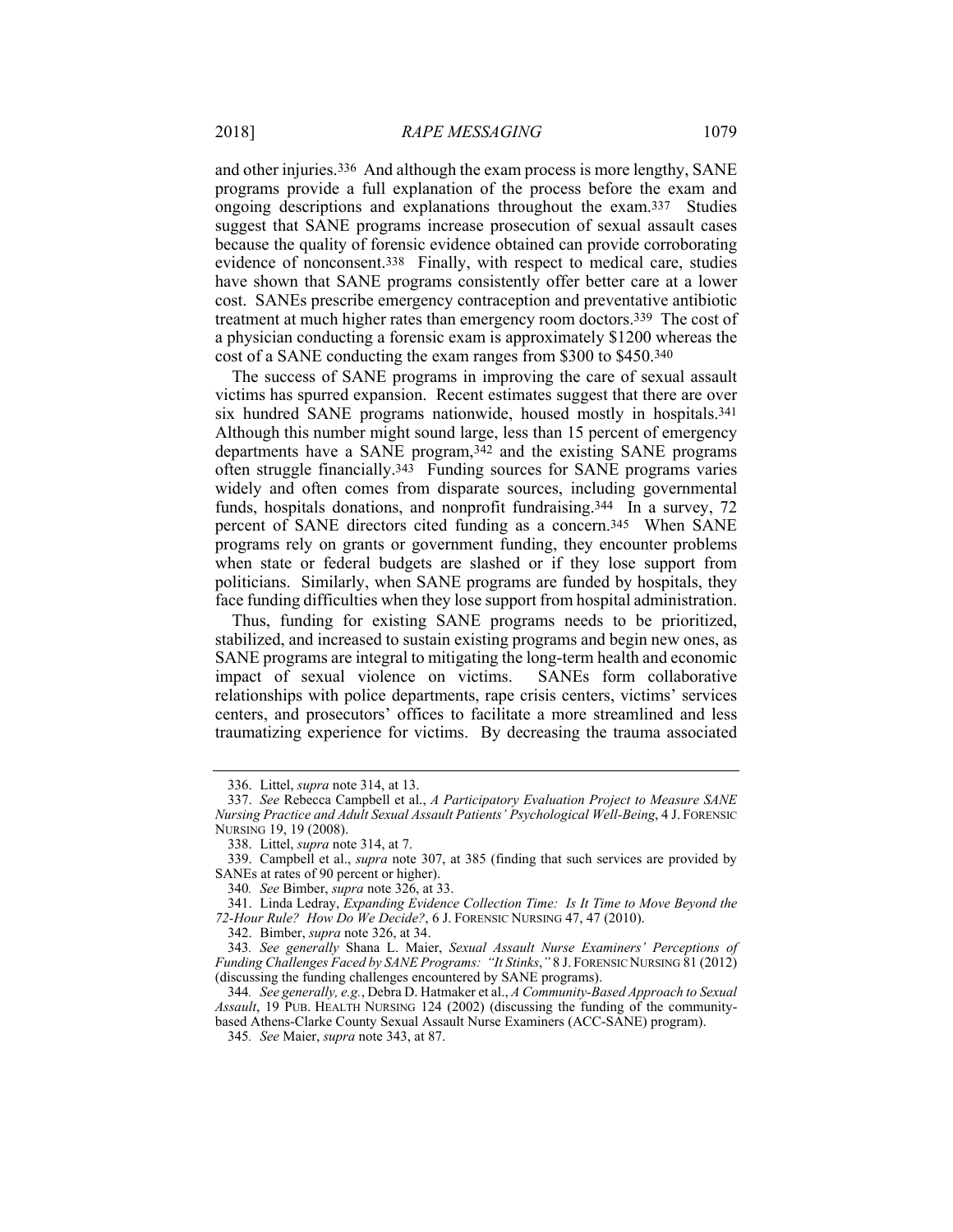and other injuries.[336] And although the exam process is more lengthy, SANE programs provide a full explanation of the process before the exam and ongoing descriptions and explanations throughout the exam.[337] Studies suggest that SANE programs increase prosecution of sexual assault cases because the quality of forensic evidence obtained can provide corroborating evidence of nonconsent.[338] Finally, with respect to medical care, studies have shown that SANE programs consistently offer better care at a lower cost. SANEs prescribe emergency contraception and preventative antibiotic treatment at much higher rates than emergency room doctors.[339] The cost of a physician conducting a forensic exam is approximately $1200 whereas the cost of a SANE conducting the exam ranges from $300 to $450.[340]

The success of SANE programs in improving the care of sexual assault victims has spurred expansion. Recent estimates suggest that there are over six hundred SANE programs nationwide, housed mostly in hospitals.[341] Although this number might sound large, less than 15 percent of emergency departments have a SANE program,[342] and the existing SANE programs often struggle financially.[343] Funding sources for SANE programs varies widely and often comes from disparate sources, including governmental funds, hospitals donations, and nonprofit fundraising.[344] In a survey, 72 percent of SANE directors cited funding as a concern.[345] When SANE programs rely on grants or government funding, they encounter problems when state or federal budgets are slashed or if they lose support from politicians. Similarly, when SANE programs are funded by hospitals, they face funding difficulties when they lose support from hospital administration.

Thus, funding for existing SANE programs needs to be prioritized, stabilized, and increased to sustain existing programs and begin new ones, as SANE programs are integral to mitigating the long-term health and economic impact of sexual violence on victims. SANEs form collaborative relationships with police departments, rape crisis centers, victims' services centers, and prosecutors' offices to facilitate a more streamlined and less traumatizing experience for victims. By decreasing the trauma associated

---

336. Littel, *supra* note 314, at 13.

337. *See* Rebecca Campbell et al., *A Participatory Evaluation Project to Measure SANE Nursing Practice and Adult Sexual Assault Patients' Psychological Well-Being*, 4 J. FORENSIC NURSING 19, 19 (2008).

338. Littel, *supra* note 314, at 7.

339. Campbell et al., *supra* note 307, at 385 (finding that such services are provided by SANEs at rates of 90 percent or higher).

340. *See* Bimber, *supra* note 326, at 33.

341. Linda Ledray, *Expanding Evidence Collection Time: Is It Time to Move Beyond the 72-Hour Rule? How Do We Decide?*, 6 J. FORENSIC NURSING 47, 47 (2010).

342. Bimber, *supra* note 326, at 34.

343. *See generally* Shana L. Maier, *Sexual Assault Nurse Examiners' Perceptions of Funding Challenges Faced by SANE Programs: "It Stinks*,*"* 8 J. FORENSIC NURSING 81 (2012) (discussing the funding challenges encountered by SANE programs).

344. *See generally, e.g.*, Debra D. Hatmaker et al., *A Community-Based Approach to Sexual Assault*, 19 PUB. HEALTH NURSING 124 (2002) (discussing the funding of the community-based Athens-Clarke County Sexual Assault Nurse Examiners (ACC-SANE) program).

345. *See* Maier, *supra* note 343, at 87.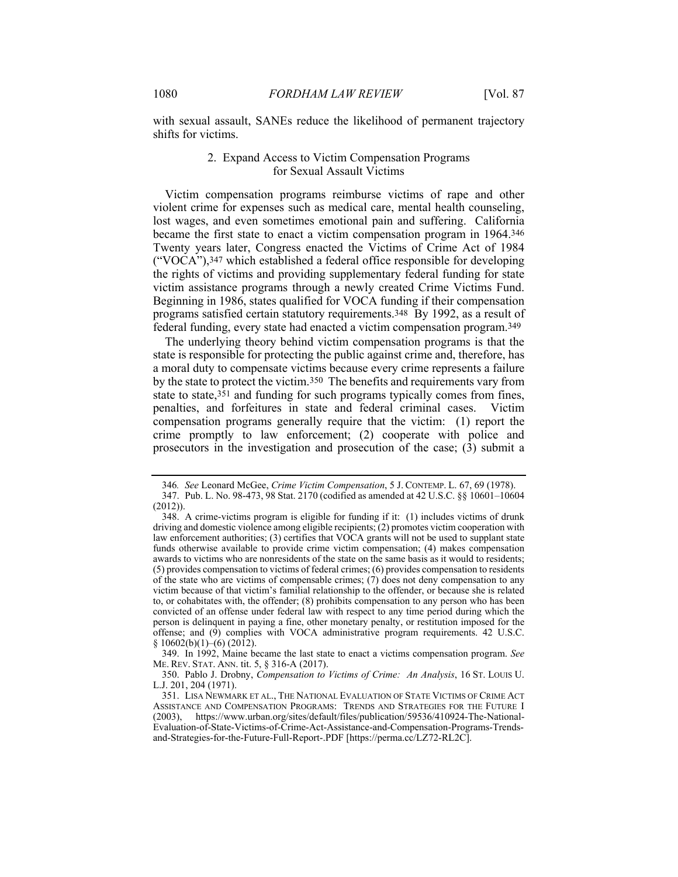with sexual assault, SANEs reduce the likelihood of permanent trajectory shifts for victims.

### 2. Expand Access to Victim Compensation Programs for Sexual Assault Victims

Victim compensation programs reimburse victims of rape and other violent crime for expenses such as medical care, mental health counseling, lost wages, and even sometimes emotional pain and suffering. California became the first state to enact a victim compensation program in 1964.[346] Twenty years later, Congress enacted the Victims of Crime Act of 1984 ("VOCA"),[347] which established a federal office responsible for developing the rights of victims and providing supplementary federal funding for state victim assistance programs through a newly created Crime Victims Fund. Beginning in 1986, states qualified for VOCA funding if their compensation programs satisfied certain statutory requirements.[348] By 1992, as a result of federal funding, every state had enacted a victim compensation program.[349]

The underlying theory behind victim compensation programs is that the state is responsible for protecting the public against crime and, therefore, has a moral duty to compensate victims because every crime represents a failure by the state to protect the victim.[350] The benefits and requirements vary from state to state,[351] and funding for such programs typically comes from fines, penalties, and forfeitures in state and federal criminal cases. Victim compensation programs generally require that the victim: (1) report the crime promptly to law enforcement; (2) cooperate with police and prosecutors in the investigation and prosecution of the case; (3) submit a

---

346. *See* Leonard McGee, *Crime Victim Compensation*, 5 J. CONTEMP. L. 67, 69 (1978).

347. Pub. L. No. 98-473, 98 Stat. 2170 (codified as amended at 42 U.S.C. §§ 10601–10604 (2012)).

348. A crime-victims program is eligible for funding if it: (1) includes victims of drunk driving and domestic violence among eligible recipients; (2) promotes victim cooperation with law enforcement authorities; (3) certifies that VOCA grants will not be used to supplant state funds otherwise available to provide crime victim compensation; (4) makes compensation awards to victims who are nonresidents of the state on the same basis as it would to residents; (5) provides compensation to victims of federal crimes; (6) provides compensation to residents of the state who are victims of compensable crimes; (7) does not deny compensation to any victim because of that victim's familial relationship to the offender, or because she is related to, or cohabitates with, the offender; (8) prohibits compensation to any person who has been convicted of an offense under federal law with respect to any time period during which the person is delinquent in paying a fine, other monetary penalty, or restitution imposed for the offense; and (9) complies with VOCA administrative program requirements. 42 U.S.C. § 10602(b)(1)–(6) (2012).

349. In 1992, Maine became the last state to enact a victims compensation program. *See* ME. REV. STAT. ANN. tit. 5, § 316-A (2017).

350. Pablo J. Drobny, *Compensation to Victims of Crime: An Analysis*, 16 ST. LOUIS U. L.J. 201, 204 (1971).

351. LISA NEWMARK ET AL., THE NATIONAL EVALUATION OF STATE VICTIMS OF CRIME ACT ASSISTANCE AND COMPENSATION PROGRAMS: TRENDS AND STRATEGIES FOR THE FUTURE I (2003), https://www.urban.org/sites/default/files/publication/59536/410924-The-National-Evaluation-of-State-Victims-of-Crime-Act-Assistance-and-Compensation-Programs-Trends-and-Strategies-for-the-Future-Full-Report-.PDF [https://perma.cc/LZ72-RL2C].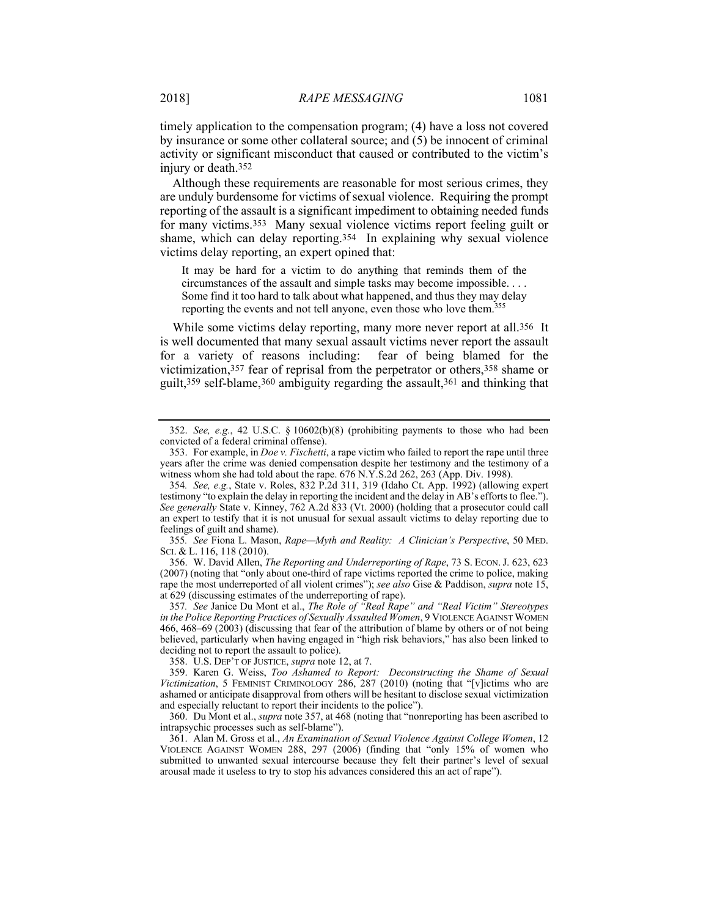timely application to the compensation program; (4) have a loss not covered by insurance or some other collateral source; and (5) be innocent of criminal activity or significant misconduct that caused or contributed to the victim's injury or death.[352]

Although these requirements are reasonable for most serious crimes, they are unduly burdensome for victims of sexual violence. Requiring the prompt reporting of the assault is a significant impediment to obtaining needed funds for many victims.[353] Many sexual violence victims report feeling guilt or shame, which can delay reporting.[354] In explaining why sexual violence victims delay reporting, an expert opined that:

> It may be hard for a victim to do anything that reminds them of the circumstances of the assault and simple tasks may become impossible. . . . Some find it too hard to talk about what happened, and thus they may delay reporting the events and not tell anyone, even those who love them.[355]

While some victims delay reporting, many more never report at all.[356] It is well documented that many sexual assault victims never report the assault for a variety of reasons including: fear of being blamed for the victimization,[357] fear of reprisal from the perpetrator or others,[358] shame or guilt,[359] self-blame,[360] ambiguity regarding the assault,[361] and thinking that

---

352. *See, e.g.*, 42 U.S.C. § 10602(b)(8) (prohibiting payments to those who had been convicted of a federal criminal offense).

353. For example, in *Doe v. Fischetti*, a rape victim who failed to report the rape until three years after the crime was denied compensation despite her testimony and the testimony of a witness whom she had told about the rape. 676 N.Y.S.2d 262, 263 (App. Div. 1998).

354. *See, e.g.*, State v. Roles, 832 P.2d 311, 319 (Idaho Ct. App. 1992) (allowing expert testimony "to explain the delay in reporting the incident and the delay in AB's efforts to flee."). *See generally* State v. Kinney, 762 A.2d 833 (Vt. 2000) (holding that a prosecutor could call an expert to testify that it is not unusual for sexual assault victims to delay reporting due to feelings of guilt and shame).

355. *See* Fiona L. Mason, *Rape—Myth and Reality: A Clinician's Perspective*, 50 MED. SCI. & L. 116, 118 (2010).

356. W. David Allen, *The Reporting and Underreporting of Rape*, 73 S. ECON. J. 623, 623 (2007) (noting that "only about one-third of rape victims reported the crime to police, making rape the most underreported of all violent crimes"); *see also* Gise & Paddison, *supra* note 15, at 629 (discussing estimates of the underreporting of rape).

357. *See* Janice Du Mont et al., *The Role of "Real Rape" and "Real Victim" Stereotypes in the Police Reporting Practices of Sexually Assaulted Women*, 9 VIOLENCE AGAINST WOMEN 466, 468–69 (2003) (discussing that fear of the attribution of blame by others or of not being believed, particularly when having engaged in "high risk behaviors," has also been linked to deciding not to report the assault to police).

358. U.S. DEP'T OF JUSTICE, *supra* note 12, at 7.

359. Karen G. Weiss, *Too Ashamed to Report: Deconstructing the Shame of Sexual Victimization*, 5 FEMINIST CRIMINOLOGY 286, 287 (2010) (noting that "[v]ictims who are ashamed or anticipate disapproval from others will be hesitant to disclose sexual victimization and especially reluctant to report their incidents to the police").

360. Du Mont et al., *supra* note 357, at 468 (noting that "nonreporting has been ascribed to intrapsychic processes such as self-blame").

361. Alan M. Gross et al., *An Examination of Sexual Violence Against College Women*, 12 VIOLENCE AGAINST WOMEN 288, 297 (2006) (finding that "only 15% of women who submitted to unwanted sexual intercourse because they felt their partner's level of sexual arousal made it useless to try to stop his advances considered this an act of rape").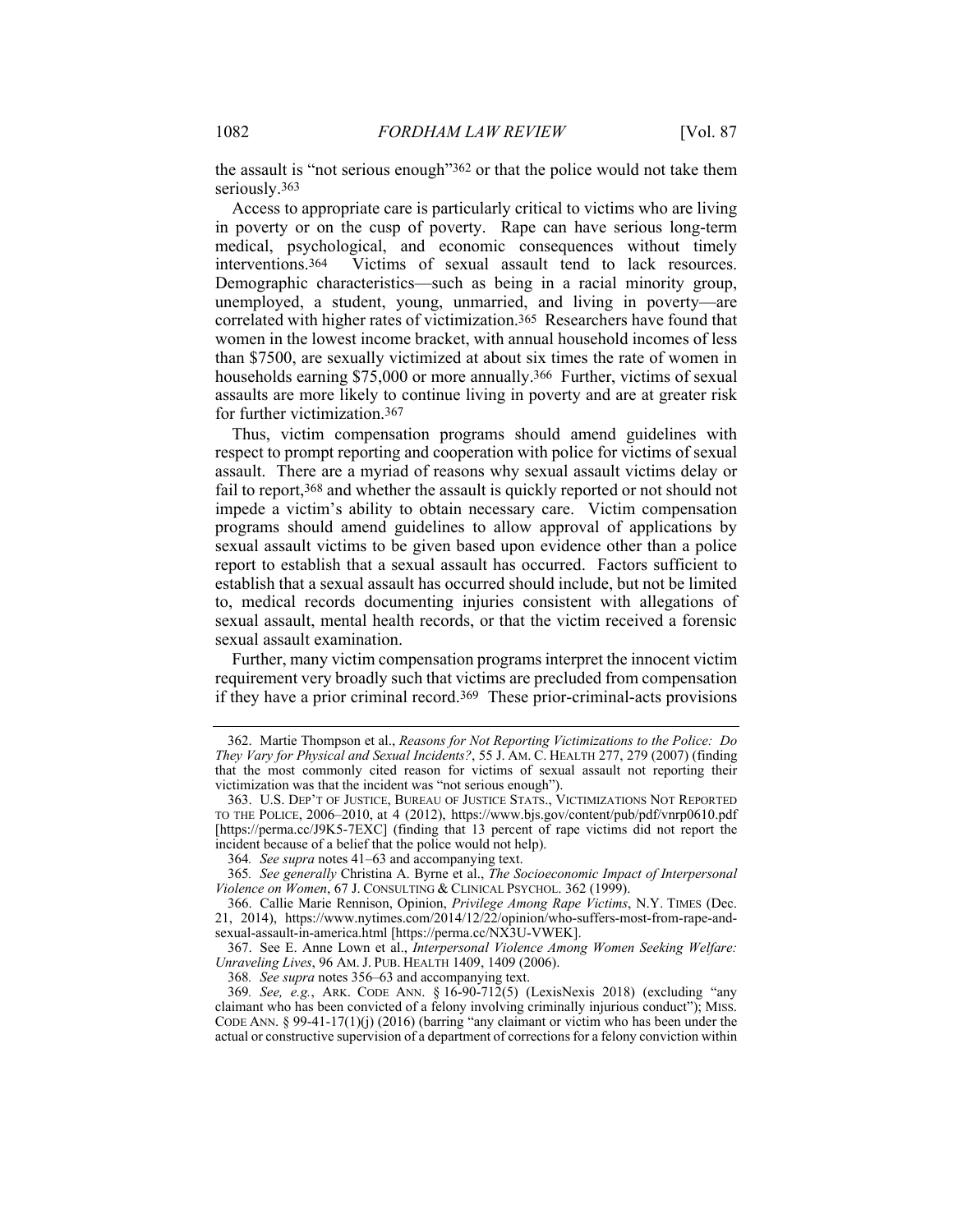the assault is "not serious enough"[362] or that the police would not take them seriously.[363]

Access to appropriate care is particularly critical to victims who are living in poverty or on the cusp of poverty. Rape can have serious long-term medical, psychological, and economic consequences without timely interventions.[364] Victims of sexual assault tend to lack resources. Demographic characteristics—such as being in a racial minority group, unemployed, a student, young, unmarried, and living in poverty—are correlated with higher rates of victimization.[365] Researchers have found that women in the lowest income bracket, with annual household incomes of less than $7500, are sexually victimized at about six times the rate of women in households earning $75,000 or more annually.[366] Further, victims of sexual assaults are more likely to continue living in poverty and are at greater risk for further victimization.[367]

Thus, victim compensation programs should amend guidelines with respect to prompt reporting and cooperation with police for victims of sexual assault. There are a myriad of reasons why sexual assault victims delay or fail to report,[368] and whether the assault is quickly reported or not should not impede a victim's ability to obtain necessary care. Victim compensation programs should amend guidelines to allow approval of applications by sexual assault victims to be given based upon evidence other than a police report to establish that a sexual assault has occurred. Factors sufficient to establish that a sexual assault has occurred should include, but not be limited to, medical records documenting injuries consistent with allegations of sexual assault, mental health records, or that the victim received a forensic sexual assault examination.

Further, many victim compensation programs interpret the innocent victim requirement very broadly such that victims are precluded from compensation if they have a prior criminal record.[369] These prior-criminal-acts provisions

---

362. Martie Thompson et al., *Reasons for Not Reporting Victimizations to the Police: Do They Vary for Physical and Sexual Incidents?*, 55 J. AM. C. HEALTH 277, 279 (2007) (finding that the most commonly cited reason for victims of sexual assault not reporting their victimization was that the incident was "not serious enough").

363. U.S. DEP'T OF JUSTICE, BUREAU OF JUSTICE STATS., VICTIMIZATIONS NOT REPORTED TO THE POLICE, 2006–2010, at 4 (2012), https://www.bjs.gov/content/pub/pdf/vnrp0610.pdf [https://perma.cc/J9K5-7EXC] (finding that 13 percent of rape victims did not report the incident because of a belief that the police would not help).

364. *See supra* notes 41–63 and accompanying text.

365. *See generally* Christina A. Byrne et al., *The Socioeconomic Impact of Interpersonal Violence on Women*, 67 J. CONSULTING & CLINICAL PSYCHOL. 362 (1999).

366. Callie Marie Rennison, Opinion, *Privilege Among Rape Victims*, N.Y. TIMES (Dec. 21, 2014), https://www.nytimes.com/2014/12/22/opinion/who-suffers-most-from-rape-and-sexual-assault-in-america.html [https://perma.cc/NX3U-VWEK].

367. See E. Anne Lown et al., *Interpersonal Violence Among Women Seeking Welfare: Unraveling Lives*, 96 AM. J. PUB. HEALTH 1409, 1409 (2006).

368. *See supra* notes 356–63 and accompanying text.

369. *See, e.g.*, ARK. CODE ANN. § 16-90-712(5) (LexisNexis 2018) (excluding "any claimant who has been convicted of a felony involving criminally injurious conduct"); MISS. CODE ANN. § 99-41-17(1)(j) (2016) (barring "any claimant or victim who has been under the actual or constructive supervision of a department of corrections for a felony conviction within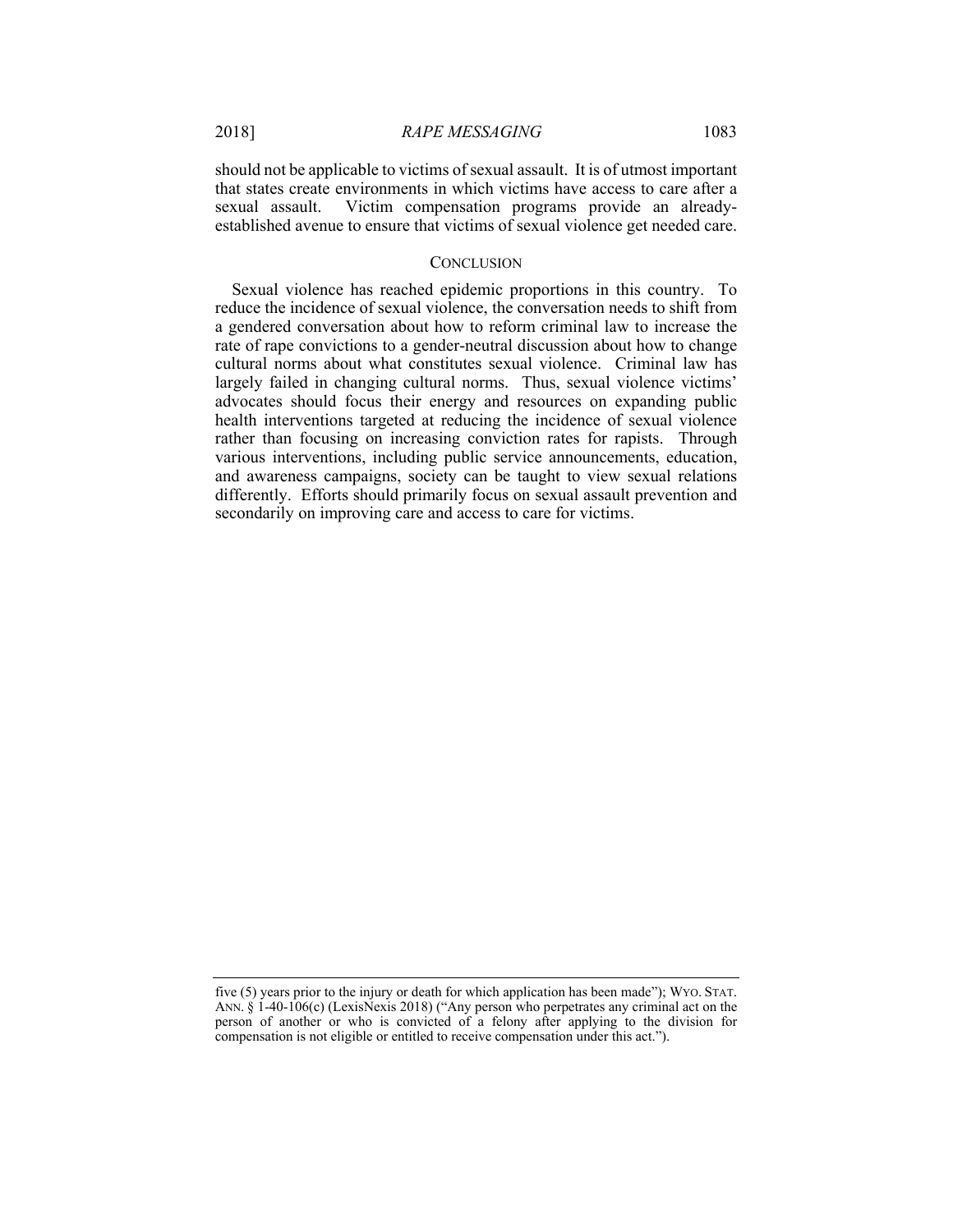should not be applicable to victims of sexual assault. It is of utmost important that states create environments in which victims have access to care after a sexual assault. Victim compensation programs provide an already-established avenue to ensure that victims of sexual violence get needed care.

## CONCLUSION

Sexual violence has reached epidemic proportions in this country. To reduce the incidence of sexual violence, the conversation needs to shift from a gendered conversation about how to reform criminal law to increase the rate of rape convictions to a gender-neutral discussion about how to change cultural norms about what constitutes sexual violence. Criminal law has largely failed in changing cultural norms. Thus, sexual violence victims' advocates should focus their energy and resources on expanding public health interventions targeted at reducing the incidence of sexual violence rather than focusing on increasing conviction rates for rapists. Through various interventions, including public service announcements, education, and awareness campaigns, society can be taught to view sexual relations differently. Efforts should primarily focus on sexual assault prevention and secondarily on improving care and access to care for victims.

---

five (5) years prior to the injury or death for which application has been made"); WYO. STAT. ANN. § 1-40-106(c) (LexisNexis 2018) ("Any person who perpetrates any criminal act on the person of another or who is convicted of a felony after applying to the division for compensation is not eligible or entitled to receive compensation under this act.").